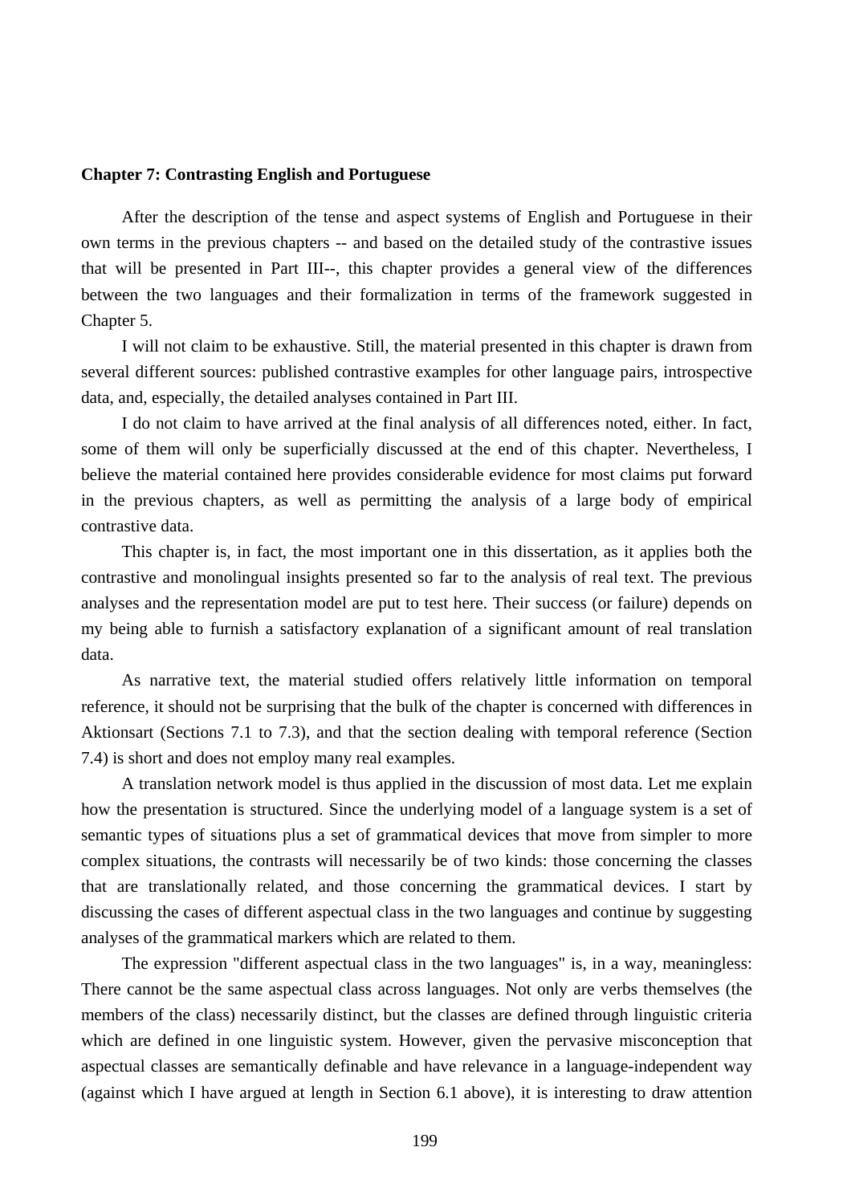## Chapter 7: Contrasting English and Portuguese

After the description of the tense and aspect systems of English and Portuguese in their own terms in the previous chapters -- and based on the detailed study of the contrastive issues that will be presented in Part III--, this chapter provides a general view of the differences between the two languages and their formalization in terms of the framework suggested in Chapter 5.

I will not claim to be exhaustive. Still, the material presented in this chapter is drawn from several different sources: published contrastive examples for other language pairs, introspective data, and, especially, the detailed analyses contained in Part III.

I do not claim to have arrived at the final analysis of all differences noted, either. In fact, some of them will only be superficially discussed at the end of this chapter. Nevertheless, I believe the material contained here provides considerable evidence for most claims put forward in the previous chapters, as well as permitting the analysis of a large body of empirical contrastive data.

This chapter is, in fact, the most important one in this dissertation, as it applies both the contrastive and monolingual insights presented so far to the analysis of real text. The previous analyses and the representation model are put to test here. Their success (or failure) depends on my being able to furnish a satisfactory explanation of a significant amount of real translation data.

As narrative text, the material studied offers relatively little information on temporal reference, it should not be surprising that the bulk of the chapter is concerned with differences in Aktionsart (Sections 7.1 to 7.3), and that the section dealing with temporal reference (Section 7.4) is short and does not employ many real examples.

A translation network model is thus applied in the discussion of most data. Let me explain how the presentation is structured. Since the underlying model of a language system is a set of semantic types of situations plus a set of grammatical devices that move from simpler to more complex situations, the contrasts will necessarily be of two kinds: those concerning the classes that are translationally related, and those concerning the grammatical devices. I start by discussing the cases of different aspectual class in the two languages and continue by suggesting analyses of the grammatical markers which are related to them.

The expression "different aspectual class in the two languages" is, in a way, meaningless: There cannot be the same aspectual class across languages. Not only are verbs themselves (the members of the class) necessarily distinct, but the classes are defined through linguistic criteria which are defined in one linguistic system. However, given the pervasive misconception that aspectual classes are semantically definable and have relevance in a language-independent way (against which I have argued at length in Section 6.1 above), it is interesting to draw attention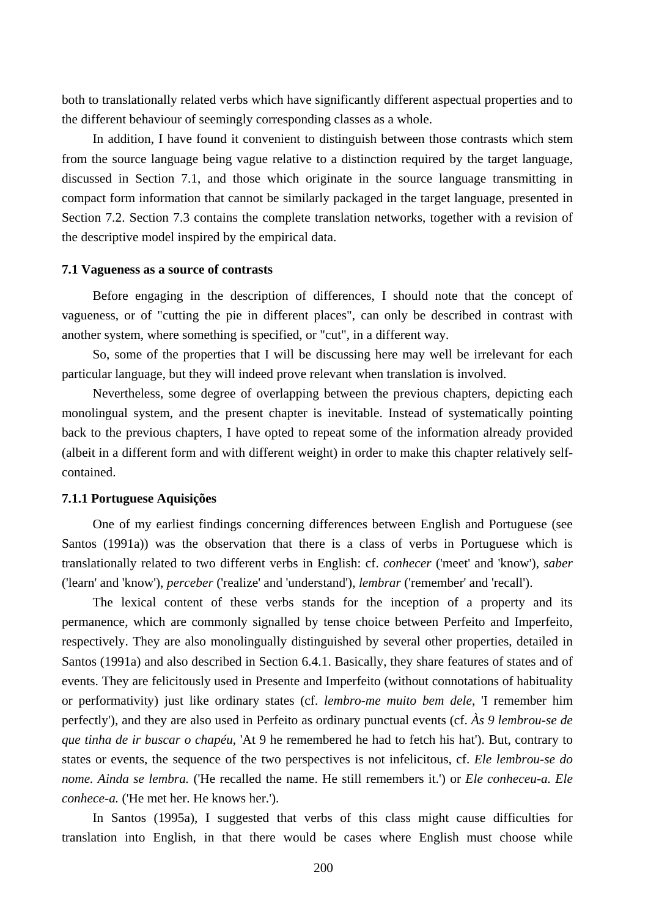both to translationally related verbs which have significantly different aspectual properties and to the different behaviour of seemingly corresponding classes as a whole.

In addition, I have found it convenient to distinguish between those contrasts which stem from the source language being vague relative to a distinction required by the target language, discussed in Section 7.1, and those which originate in the source language transmitting in compact form information that cannot be similarly packaged in the target language, presented in Section 7.2. Section 7.3 contains the complete translation networks, together with a revision of the descriptive model inspired by the empirical data.

### 7.1 Vagueness as a source of contrasts

Before engaging in the description of differences, I should note that the concept of vagueness, or of "cutting the pie in different places", can only be described in contrast with another system, where something is specified, or "cut", in a different way.

So, some of the properties that I will be discussing here may well be irrelevant for each particular language, but they will indeed prove relevant when translation is involved.

Nevertheless, some degree of overlapping between the previous chapters, depicting each monolingual system, and the present chapter is inevitable. Instead of systematically pointing back to the previous chapters, I have opted to repeat some of the information already provided (albeit in a different form and with different weight) in order to make this chapter relatively self-contained.

#### 7.1.1 Portuguese Aquisições

One of my earliest findings concerning differences between English and Portuguese (see Santos (1991a)) was the observation that there is a class of verbs in Portuguese which is translationally related to two different verbs in English: cf. *conhecer* ('meet' and 'know'), *saber* ('learn' and 'know'), *perceber* ('realize' and 'understand'), *lembrar* ('remember' and 'recall').

The lexical content of these verbs stands for the inception of a property and its permanence, which are commonly signalled by tense choice between Perfeito and Imperfeito, respectively. They are also monolingually distinguished by several other properties, detailed in Santos (1991a) and also described in Section 6.4.1. Basically, they share features of states and of events. They are felicitously used in Presente and Imperfeito (without connotations of habituality or performativity) just like ordinary states (cf. *lembro-me muito bem dele*, 'I remember him perfectly'), and they are also used in Perfeito as ordinary punctual events (cf. *Às 9 lembrou-se de que tinha de ir buscar o chapéu*, 'At 9 he remembered he had to fetch his hat'). But, contrary to states or events, the sequence of the two perspectives is not infelicitous, cf. *Ele lembrou-se do nome. Ainda se lembra.* ('He recalled the name. He still remembers it.') or *Ele conheceu-a. Ele conhece-a.* ('He met her. He knows her.').

In Santos (1995a), I suggested that verbs of this class might cause difficulties for translation into English, in that there would be cases where English must choose while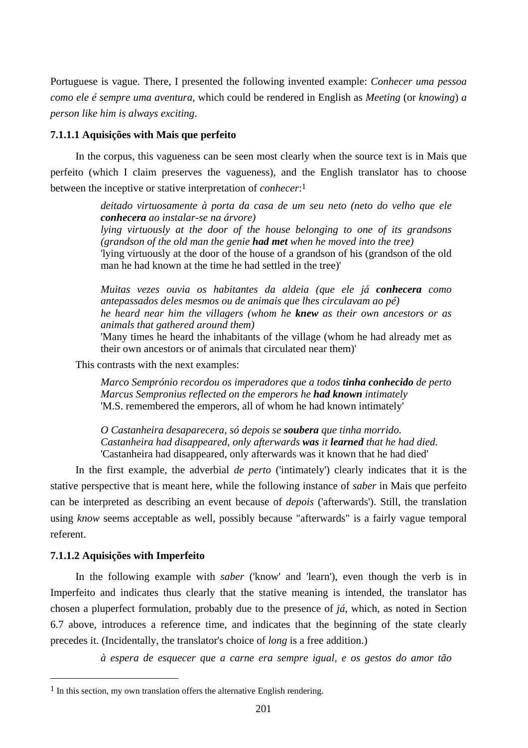Portuguese is vague. There, I presented the following invented example: *Conhecer uma pessoa como ele é sempre uma aventura*, which could be rendered in English as *Meeting* (or *knowing*) *a person like him is always exciting*.

#### 7.1.1.1 Aquisições with Mais que perfeito

In the corpus, this vagueness can be seen most clearly when the source text is in Mais que perfeito (which I claim preserves the vagueness), and the English translator has to choose between the inceptive or stative interpretation of *conhecer*:[1]

> *deitado virtuosamente à porta da casa de um seu neto (neto do velho que ele **conhecera** ao instalar-se na árvore)*
> *lying virtuously at the door of the house belonging to one of its grandsons (grandson of the old man the genie **had met** when he moved into the tree)*
> 'lying virtuously at the door of the house of a grandson of his (grandson of the old man he had known at the time he had settled in the tree)'

> *Muitas vezes ouvia os habitantes da aldeia (que ele já **conhecera** como antepassados deles mesmos ou de animais que lhes circulavam ao pé)*
> *he heard near him the villagers (whom he **knew** as their own ancestors or as animals that gathered around them)*
> 'Many times he heard the inhabitants of the village (whom he had already met as their own ancestors or of animals that circulated near them)'

This contrasts with the next examples:

> *Marco Semprónio recordou os imperadores que a todos **tinha conhecido** de perto*
> *Marcus Sempronius reflected on the emperors he **had known** intimately*
> 'M.S. remembered the emperors, all of whom he had known intimately'

> *O Castanheira desaparecera, só depois se **soubera** que tinha morrido.*
> *Castanheira had disappeared, only afterwards **was** it **learned** that he had died.*
> 'Castanheira had disappeared, only afterwards was it known that he had died'

In the first example, the adverbial *de perto* ('intimately') clearly indicates that it is the stative perspective that is meant here, while the following instance of *saber* in Mais que perfeito can be interpreted as describing an event because of *depois* ('afterwards'). Still, the translation using *know* seems acceptable as well, possibly because "afterwards" is a fairly vague temporal referent.

#### 7.1.1.2 Aquisições with Imperfeito

In the following example with *saber* ('know' and 'learn'), even though the verb is in Imperfeito and indicates thus clearly that the stative meaning is intended, the translator has chosen a pluperfect formulation, probably due to the presence of *já*, which, as noted in Section 6.7 above, introduces a reference time, and indicates that the beginning of the state clearly precedes it. (Incidentally, the translator's choice of *long* is a free addition.)

> *à espera de esquecer que a carne era sempre igual, e os gestos do amor tão*

[1] In this section, my own translation offers the alternative English rendering.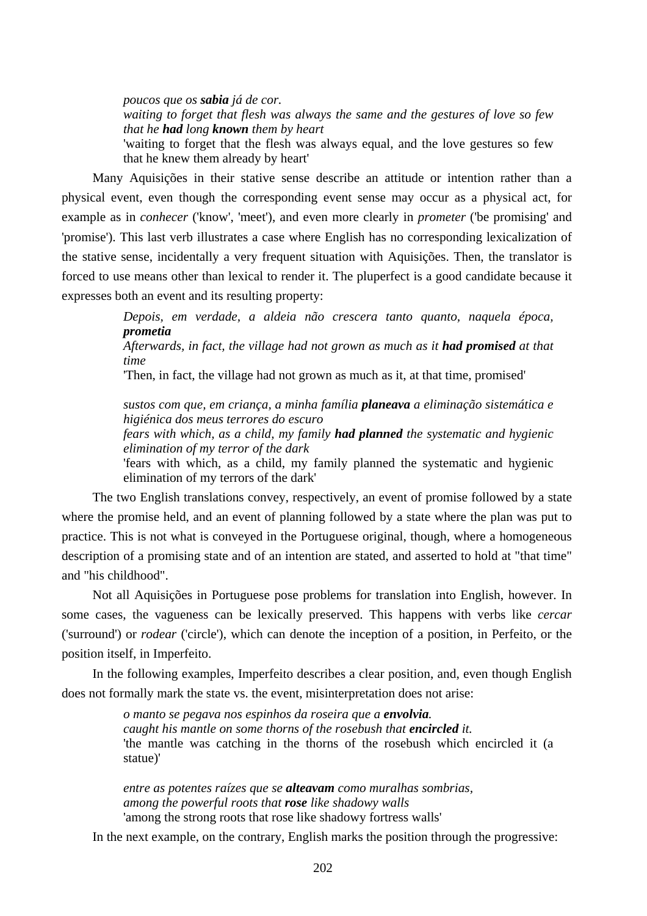> *poucos que os* ***sabia*** *já de cor.*
> *waiting to forget that flesh was always the same and the gestures of love so few that he* ***had*** *long* ***known*** *them by heart*
> 'waiting to forget that the flesh was always equal, and the love gestures so few that he knew them already by heart'

Many Aquisições in their stative sense describe an attitude or intention rather than a physical event, even though the corresponding event sense may occur as a physical act, for example as in *conhecer* ('know', 'meet'), and even more clearly in *prometer* ('be promising' and 'promise'). This last verb illustrates a case where English has no corresponding lexicalization of the stative sense, incidentally a very frequent situation with Aquisições. Then, the translator is forced to use means other than lexical to render it. The pluperfect is a good candidate because it expresses both an event and its resulting property:

> *Depois, em verdade, a aldeia não crescera tanto quanto, naquela época,* ***prometia***
> *Afterwards, in fact, the village had not grown as much as it* ***had promised*** *at that time*
> 'Then, in fact, the village had not grown as much as it, at that time, promised'

> *sustos com que, em criança, a minha família* ***planeava*** *a eliminação sistemática e higiénica dos meus terrores do escuro*
> *fears with which, as a child, my family* ***had planned*** *the systematic and hygienic elimination of my terror of the dark*
> 'fears with which, as a child, my family planned the systematic and hygienic elimination of my terrors of the dark'

The two English translations convey, respectively, an event of promise followed by a state where the promise held, and an event of planning followed by a state where the plan was put to practice. This is not what is conveyed in the Portuguese original, though, where a homogeneous description of a promising state and of an intention are stated, and asserted to hold at "that time" and "his childhood".

Not all Aquisições in Portuguese pose problems for translation into English, however. In some cases, the vagueness can be lexically preserved. This happens with verbs like *cercar* ('surround') or *rodear* ('circle'), which can denote the inception of a position, in Perfeito, or the position itself, in Imperfeito.

In the following examples, Imperfeito describes a clear position, and, even though English does not formally mark the state vs. the event, misinterpretation does not arise:

> *o manto se pegava nos espinhos da roseira que a* ***envolvia.***
> *caught his mantle on some thorns of the rosebush that* ***encircled*** *it.*
> 'the mantle was catching in the thorns of the rosebush which encircled it (a statue)'

> *entre as potentes raízes que se* ***alteavam*** *como muralhas sombrias,*
> *among the powerful roots that* ***rose*** *like shadowy walls*
> 'among the strong roots that rose like shadowy fortress walls'

In the next example, on the contrary, English marks the position through the progressive: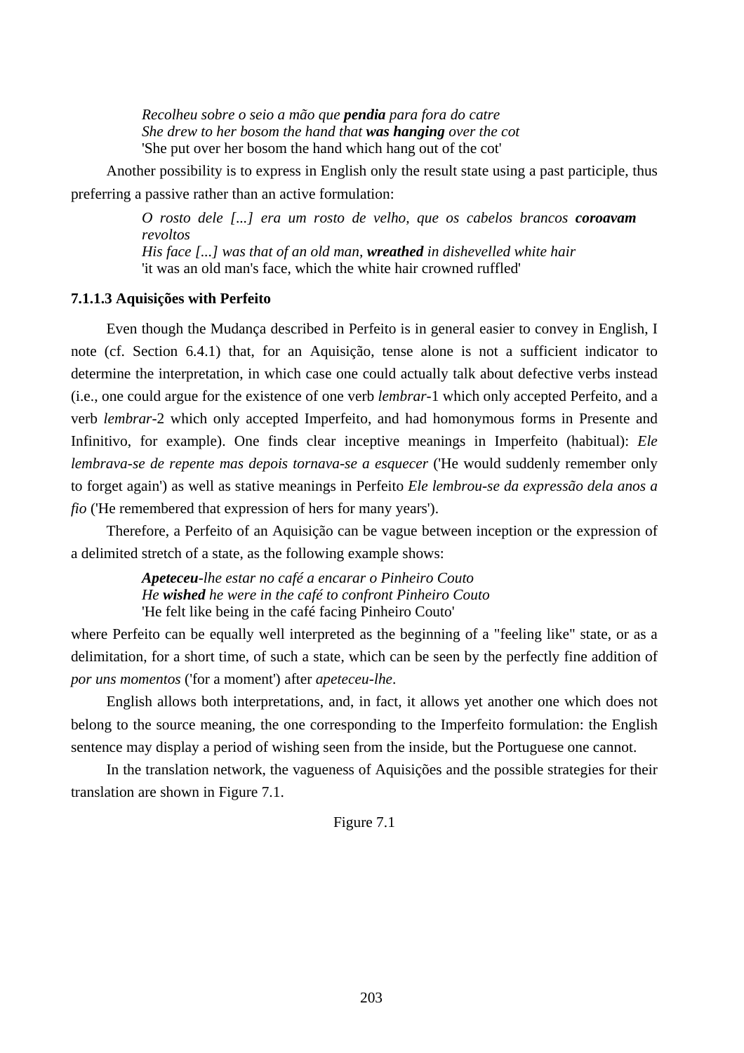> *Recolheu sobre o seio a mão que **pendia** para fora do catre*
> *She drew to her bosom the hand that **was hanging** over the cot*
> 'She put over her bosom the hand which hang out of the cot'

Another possibility is to express in English only the result state using a past participle, thus preferring a passive rather than an active formulation:

> *O rosto dele [...] era um rosto de velho, que os cabelos brancos **coroavam** revoltos*
> *His face [...] was that of an old man, **wreathed** in dishevelled white hair*
> 'it was an old man's face, which the white hair crowned ruffled'

#### 7.1.1.3 Aquisições with Perfeito

Even though the Mudança described in Perfeito is in general easier to convey in English, I note (cf. Section 6.4.1) that, for an Aquisição, tense alone is not a sufficient indicator to determine the interpretation, in which case one could actually talk about defective verbs instead (i.e., one could argue for the existence of one verb *lembrar*-1 which only accepted Perfeito, and a verb *lembrar*-2 which only accepted Imperfeito, and had homonymous forms in Presente and Infinitivo, for example). One finds clear inceptive meanings in Imperfeito (habitual): *Ele lembrava-se de repente mas depois tornava-se a esquecer* ('He would suddenly remember only to forget again') as well as stative meanings in Perfeito *Ele lembrou-se da expressão dela anos a fio* ('He remembered that expression of hers for many years').

Therefore, a Perfeito of an Aquisição can be vague between inception or the expression of a delimited stretch of a state, as the following example shows:

> ***Apeteceu**-lhe estar no café a encarar o Pinheiro Couto*
> *He **wished** he were in the café to confront Pinheiro Couto*
> 'He felt like being in the café facing Pinheiro Couto'

where Perfeito can be equally well interpreted as the beginning of a "feeling like" state, or as a delimitation, for a short time, of such a state, which can be seen by the perfectly fine addition of *por uns momentos* ('for a moment') after *apeteceu-lhe*.

English allows both interpretations, and, in fact, it allows yet another one which does not belong to the source meaning, the one corresponding to the Imperfeito formulation: the English sentence may display a period of wishing seen from the inside, but the Portuguese one cannot.

In the translation network, the vagueness of Aquisições and the possible strategies for their translation are shown in Figure 7.1.

Figure 7.1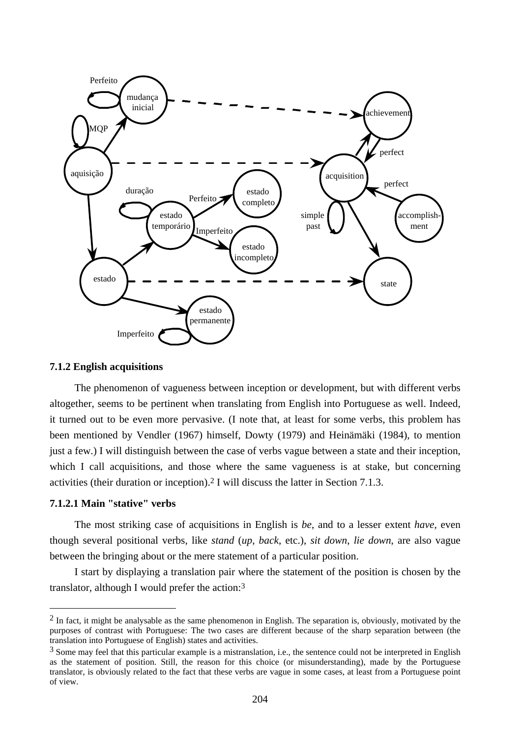Perfeito

mudança inicial

MQP

aquisição

duração

estado temporário

Perfeito

estado completo

Imperfeito

estado incompleto

estado

estado permanente

Imperfeito

achievement

perfect

acquisition

perfect

simple past

accomplish-ment

state

### 7.1.2 English acquisitions

The phenomenon of vagueness between inception or development, but with different verbs altogether, seems to be pertinent when translating from English into Portuguese as well. Indeed, it turned out to be even more pervasive. (I note that, at least for some verbs, this problem has been mentioned by Vendler (1967) himself, Dowty (1979) and Heinämäki (1984), to mention just a few.) I will distinguish between the case of verbs vague between a state and their inception, which I call acquisitions, and those where the same vagueness is at stake, but concerning activities (their duration or inception).[2] I will discuss the latter in Section 7.1.3.

#### 7.1.2.1 Main "stative" verbs

The most striking case of acquisitions in English is *be*, and to a lesser extent *have*, even though several positional verbs, like *stand* (*up*, *back*, etc.), *sit down*, *lie down*, are also vague between the bringing about or the mere statement of a particular position.

I start by displaying a translation pair where the statement of the position is chosen by the translator, although I would prefer the action:[3]

---

[2] In fact, it might be analysable as the same phenomenon in English. The separation is, obviously, motivated by the purposes of contrast with Portuguese: The two cases are different because of the sharp separation between (the translation into Portuguese of English) states and activities.

[3] Some may feel that this particular example is a mistranslation, i.e., the sentence could not be interpreted in English as the statement of position. Still, the reason for this choice (or misunderstanding), made by the Portuguese translator, is obviously related to the fact that these verbs are vague in some cases, at least from a Portuguese point of view.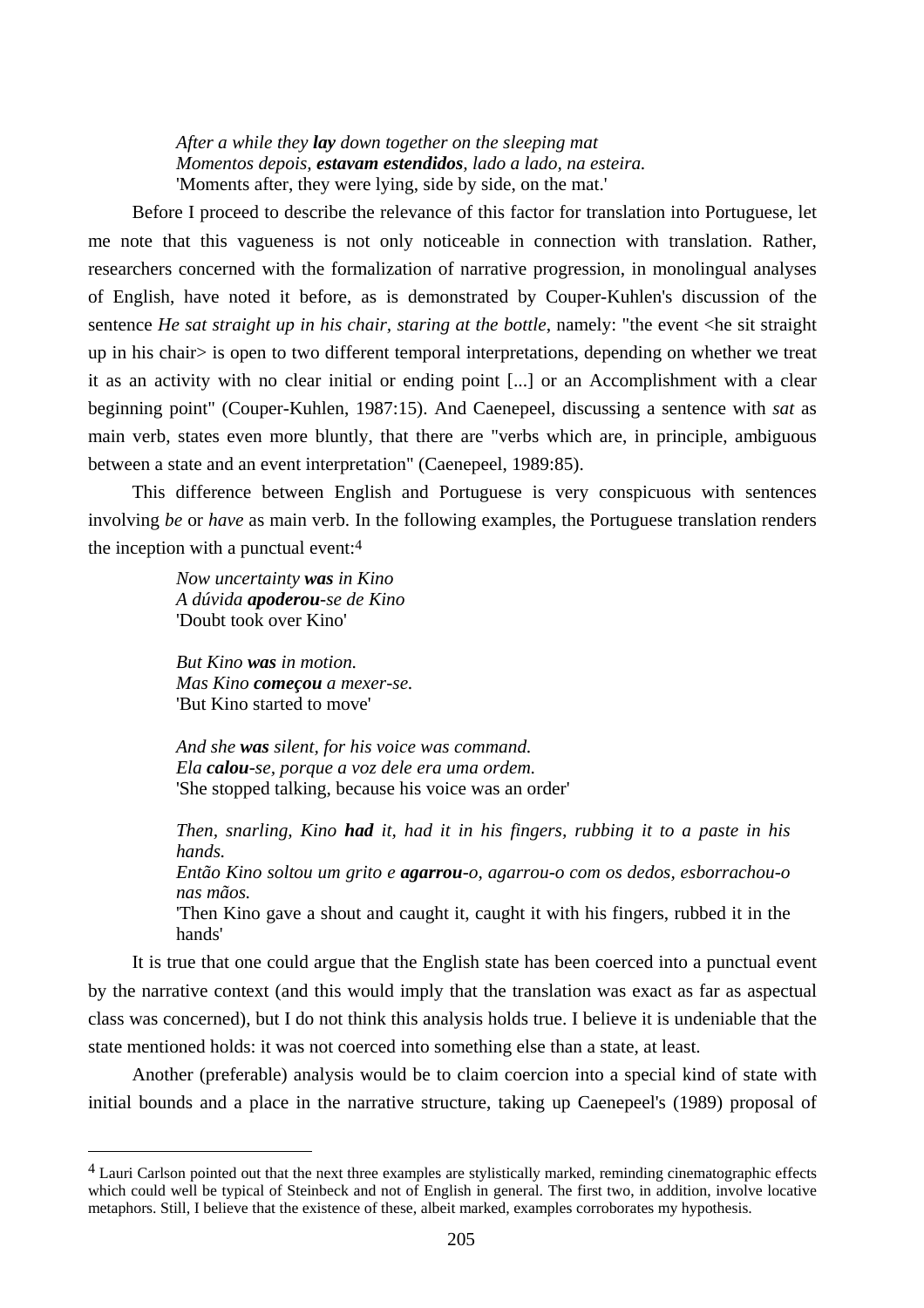> *After a while they **lay** down together on the sleeping mat*
> *Momentos depois, **estavam estendidos**, lado a lado, na esteira.*
> 'Moments after, they were lying, side by side, on the mat.'

Before I proceed to describe the relevance of this factor for translation into Portuguese, let me note that this vagueness is not only noticeable in connection with translation. Rather, researchers concerned with the formalization of narrative progression, in monolingual analyses of English, have noted it before, as is demonstrated by Couper-Kuhlen's discussion of the sentence *He sat straight up in his chair, staring at the bottle*, namely: "the event <he sit straight up in his chair> is open to two different temporal interpretations, depending on whether we treat it as an activity with no clear initial or ending point [...] or an Accomplishment with a clear beginning point" (Couper-Kuhlen, 1987:15). And Caenepeel, discussing a sentence with *sat* as main verb, states even more bluntly, that there are "verbs which are, in principle, ambiguous between a state and an event interpretation" (Caenepeel, 1989:85).

This difference between English and Portuguese is very conspicuous with sentences involving *be* or *have* as main verb. In the following examples, the Portuguese translation renders the inception with a punctual event:[4]

> *Now uncertainty **was** in Kino*
> *A dúvida **apoderou**-se de Kino*
> 'Doubt took over Kino'

> *But Kino **was** in motion.*
> *Mas Kino **começou** a mexer-se.*
> 'But Kino started to move'

> *And she **was** silent, for his voice was command.*
> *Ela **calou**-se, porque a voz dele era uma ordem.*
> 'She stopped talking, because his voice was an order'

> *Then, snarling, Kino **had** it, had it in his fingers, rubbing it to a paste in his hands.*
> *Então Kino soltou um grito e **agarrou**-o, agarrou-o com os dedos, esborrachou-o nas mãos.*
> 'Then Kino gave a shout and caught it, caught it with his fingers, rubbed it in the hands'

It is true that one could argue that the English state has been coerced into a punctual event by the narrative context (and this would imply that the translation was exact as far as aspectual class was concerned), but I do not think this analysis holds true. I believe it is undeniable that the state mentioned holds: it was not coerced into something else than a state, at least.

Another (preferable) analysis would be to claim coercion into a special kind of state with initial bounds and a place in the narrative structure, taking up Caenepeel's (1989) proposal of

---

[4] Lauri Carlson pointed out that the next three examples are stylistically marked, reminding cinematographic effects which could well be typical of Steinbeck and not of English in general. The first two, in addition, involve locative metaphors. Still, I believe that the existence of these, albeit marked, examples corroborates my hypothesis.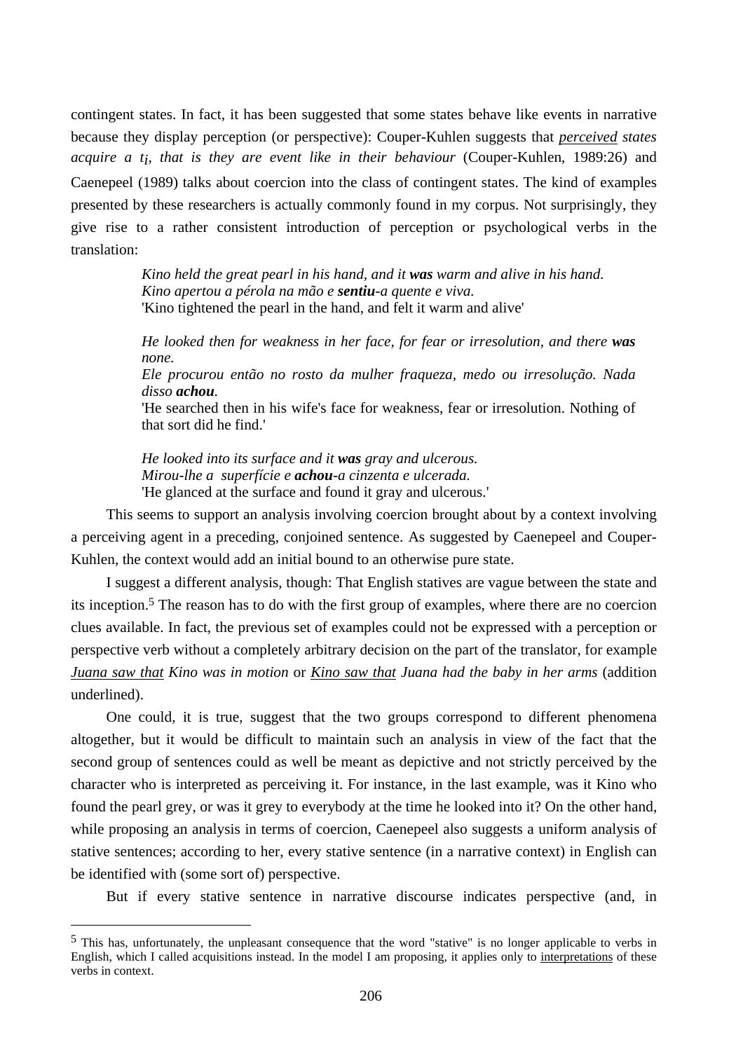contingent states. In fact, it has been suggested that some states behave like events in narrative because they display perception (or perspective): Couper-Kuhlen suggests that *perceived states acquire a $t_i$, that is they are event like in their behaviour* (Couper-Kuhlen, 1989:26) and Caenepeel (1989) talks about coercion into the class of contingent states. The kind of examples presented by these researchers is actually commonly found in my corpus. Not surprisingly, they give rise to a rather consistent introduction of perception or psychological verbs in the translation:

> *Kino held the great pearl in his hand, and it **was** warm and alive in his hand.*
> *Kino apertou a pérola na mão e **sentiu**-a quente e viva.*
> 'Kino tightened the pearl in the hand, and felt it warm and alive'
>
> *He looked then for weakness in her face, for fear or irresolution, and there **was** none.*
> *Ele procurou então no rosto da mulher fraqueza, medo ou irresolução. Nada disso **achou**.*
> 'He searched then in his wife's face for weakness, fear or irresolution. Nothing of that sort did he find.'
>
> *He looked into its surface and it **was** gray and ulcerous.*
> *Mirou-lhe a superfície e **achou**-a cinzenta e ulcerada.*
> 'He glanced at the surface and found it gray and ulcerous.'

This seems to support an analysis involving coercion brought about by a context involving a perceiving agent in a preceding, conjoined sentence. As suggested by Caenepeel and Couper-Kuhlen, the context would add an initial bound to an otherwise pure state.

I suggest a different analysis, though: That English statives are vague between the state and its inception.[5] The reason has to do with the first group of examples, where there are no coercion clues available. In fact, the previous set of examples could not be expressed with a perception or perspective verb without a completely arbitrary decision on the part of the translator, for example *Juana saw that Kino was in motion* or *Kino saw that Juana had the baby in her arms* (addition underlined).

One could, it is true, suggest that the two groups correspond to different phenomena altogether, but it would be difficult to maintain such an analysis in view of the fact that the second group of sentences could as well be meant as depictive and not strictly perceived by the character who is interpreted as perceiving it. For instance, in the last example, was it Kino who found the pearl grey, or was it grey to everybody at the time he looked into it? On the other hand, while proposing an analysis in terms of coercion, Caenepeel also suggests a uniform analysis of stative sentences; according to her, every stative sentence (in a narrative context) in English can be identified with (some sort of) perspective.

But if every stative sentence in narrative discourse indicates perspective (and, in

[5] This has, unfortunately, the unpleasant consequence that the word "stative" is no longer applicable to verbs in English, which I called acquisitions instead. In the model I am proposing, it applies only to interpretations of these verbs in context.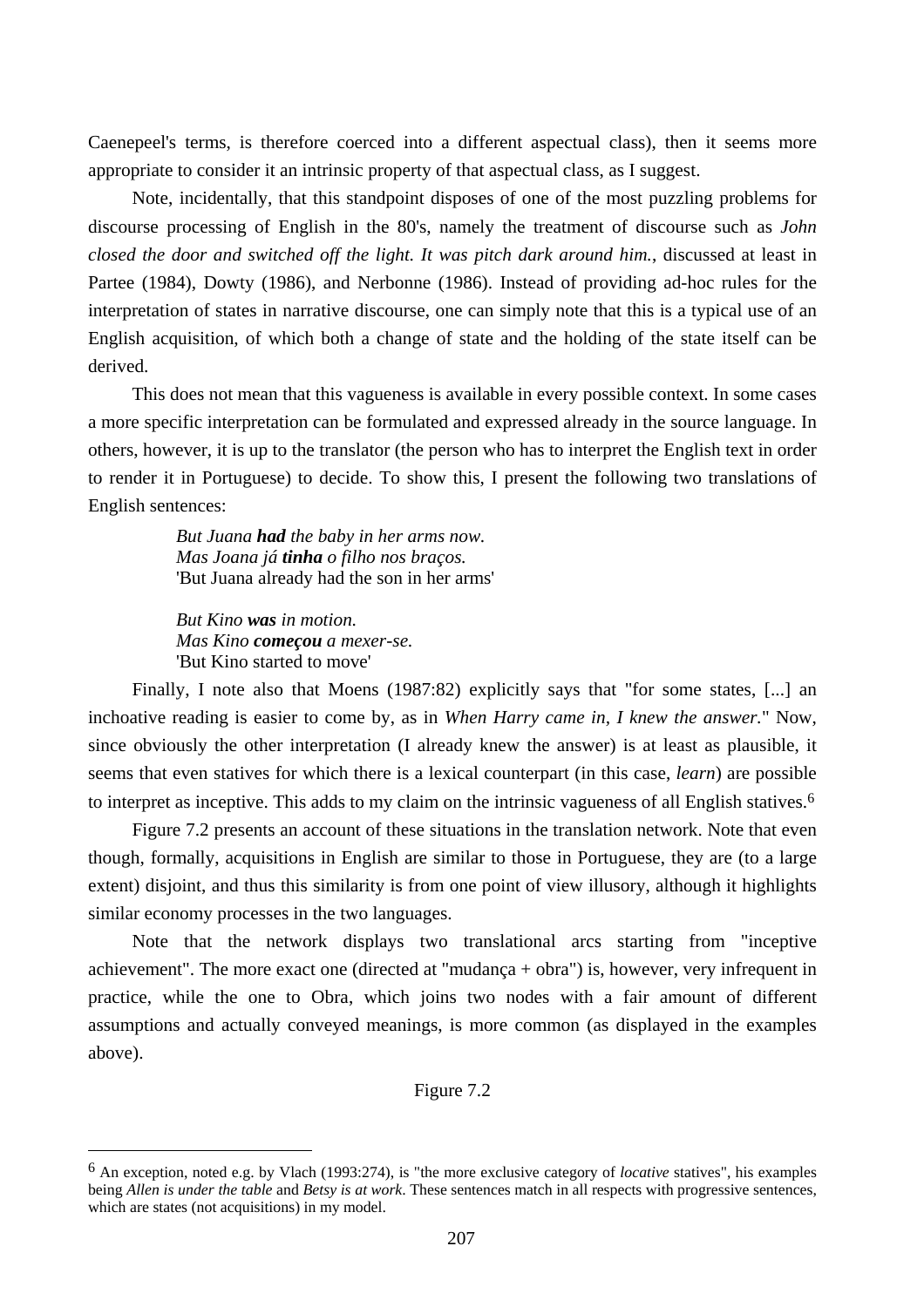Caenepeel's terms, is therefore coerced into a different aspectual class), then it seems more appropriate to consider it an intrinsic property of that aspectual class, as I suggest.

Note, incidentally, that this standpoint disposes of one of the most puzzling problems for discourse processing of English in the 80's, namely the treatment of discourse such as *John closed the door and switched off the light. It was pitch dark around him.*, discussed at least in Partee (1984), Dowty (1986), and Nerbonne (1986). Instead of providing ad-hoc rules for the interpretation of states in narrative discourse, one can simply note that this is a typical use of an English acquisition, of which both a change of state and the holding of the state itself can be derived.

This does not mean that this vagueness is available in every possible context. In some cases a more specific interpretation can be formulated and expressed already in the source language. In others, however, it is up to the translator (the person who has to interpret the English text in order to render it in Portuguese) to decide. To show this, I present the following two translations of English sentences:

> *But Juana* ***had*** *the baby in her arms now.*
> *Mas Joana já* ***tinha*** *o filho nos braços.*
> 'But Juana already had the son in her arms'
>
> *But Kino* ***was*** *in motion.*
> *Mas Kino* ***começou*** *a mexer-se.*
> 'But Kino started to move'

Finally, I note also that Moens (1987:82) explicitly says that "for some states, [...] an inchoative reading is easier to come by, as in *When Harry came in, I knew the answer.*" Now, since obviously the other interpretation (I already knew the answer) is at least as plausible, it seems that even statives for which there is a lexical counterpart (in this case, *learn*) are possible to interpret as inceptive. This adds to my claim on the intrinsic vagueness of all English statives.[6]

Figure 7.2 presents an account of these situations in the translation network. Note that even though, formally, acquisitions in English are similar to those in Portuguese, they are (to a large extent) disjoint, and thus this similarity is from one point of view illusory, although it highlights similar economy processes in the two languages.

Note that the network displays two translational arcs starting from "inceptive achievement". The more exact one (directed at "mudança + obra") is, however, very infrequent in practice, while the one to Obra, which joins two nodes with a fair amount of different assumptions and actually conveyed meanings, is more common (as displayed in the examples above).

Figure 7.2

---

[6] An exception, noted e.g. by Vlach (1993:274), is "the more exclusive category of *locative* statives", his examples being *Allen is under the table* and *Betsy is at work*. These sentences match in all respects with progressive sentences, which are states (not acquisitions) in my model.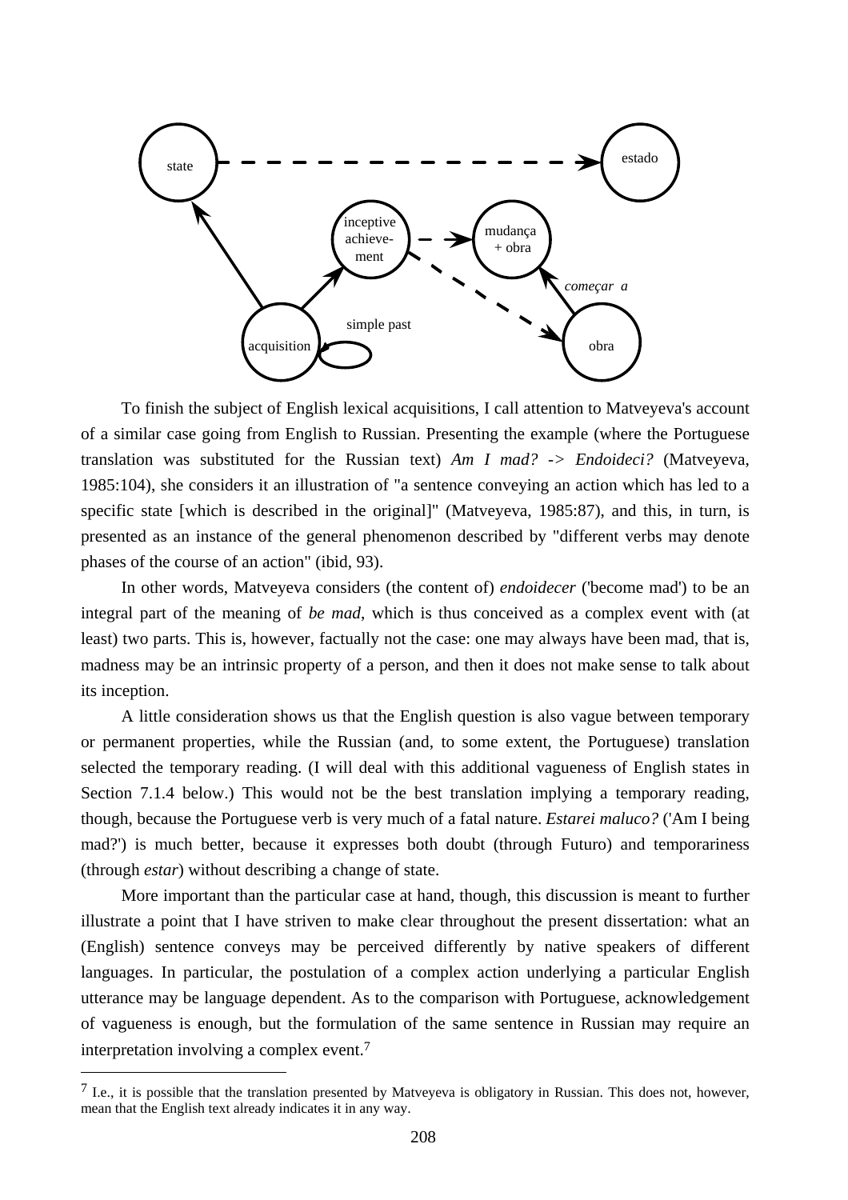state

estado

inceptive achieve- ment

mudança + obra

*começar a*

simple past

acquisition

obra

To finish the subject of English lexical acquisitions, I call attention to Matveyeva's account of a similar case going from English to Russian. Presenting the example (where the Portuguese translation was substituted for the Russian text) *Am I mad? -> Endoideci?* (Matveyeva, 1985:104), she considers it an illustration of "a sentence conveying an action which has led to a specific state [which is described in the original]" (Matveyeva, 1985:87), and this, in turn, is presented as an instance of the general phenomenon described by "different verbs may denote phases of the course of an action" (ibid, 93).

In other words, Matveyeva considers (the content of) *endoidecer* ('become mad') to be an integral part of the meaning of *be mad*, which is thus conceived as a complex event with (at least) two parts. This is, however, factually not the case: one may always have been mad, that is, madness may be an intrinsic property of a person, and then it does not make sense to talk about its inception.

A little consideration shows us that the English question is also vague between temporary or permanent properties, while the Russian (and, to some extent, the Portuguese) translation selected the temporary reading. (I will deal with this additional vagueness of English states in Section 7.1.4 below.) This would not be the best translation implying a temporary reading, though, because the Portuguese verb is very much of a fatal nature. *Estarei maluco?* ('Am I being mad?') is much better, because it expresses both doubt (through Futuro) and temporariness (through *estar*) without describing a change of state.

More important than the particular case at hand, though, this discussion is meant to further illustrate a point that I have striven to make clear throughout the present dissertation: what an (English) sentence conveys may be perceived differently by native speakers of different languages. In particular, the postulation of a complex action underlying a particular English utterance may be language dependent. As to the comparison with Portuguese, acknowledgement of vagueness is enough, but the formulation of the same sentence in Russian may require an interpretation involving a complex event.[7]

[7] I.e., it is possible that the translation presented by Matveyeva is obligatory in Russian. This does not, however, mean that the English text already indicates it in any way.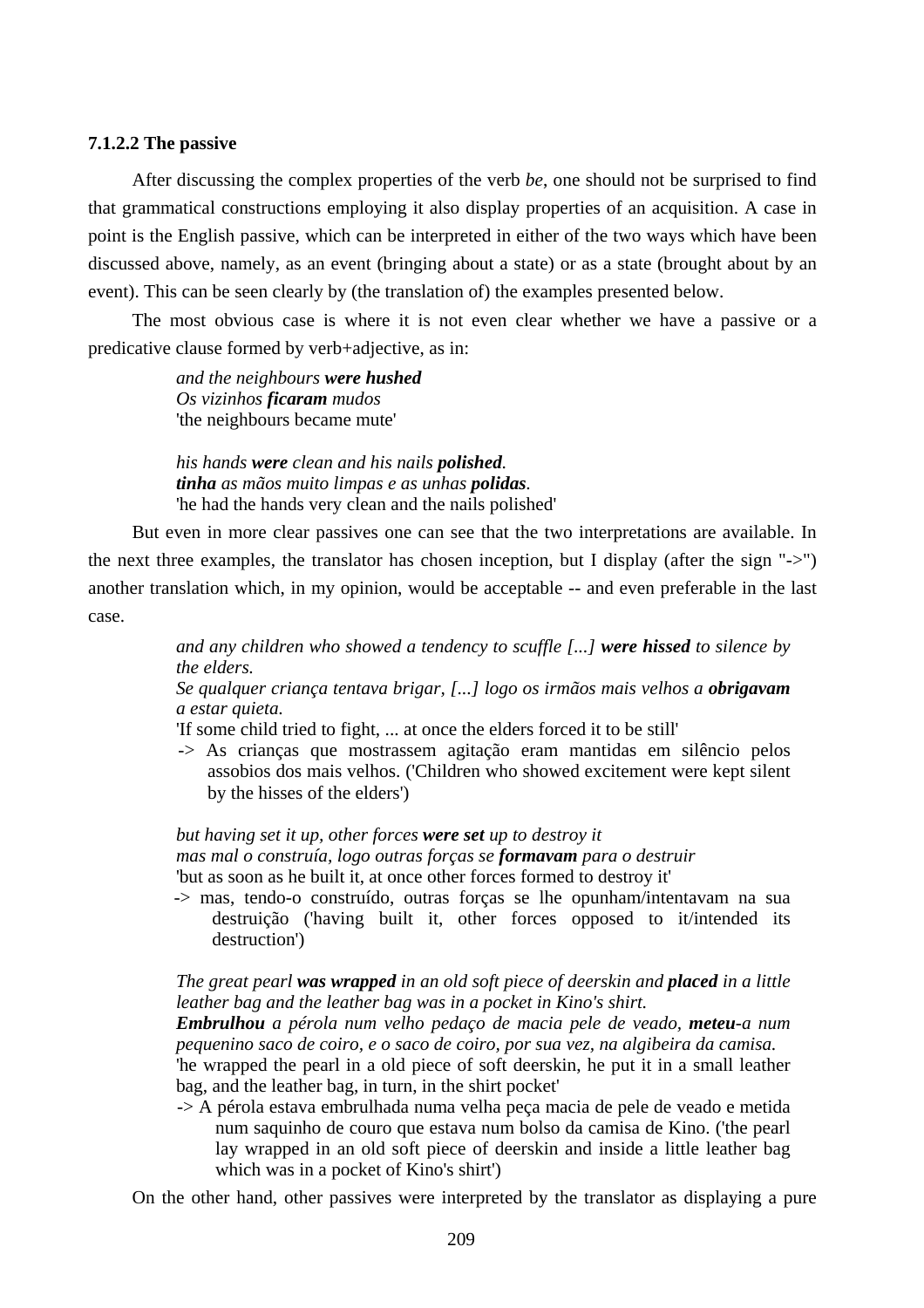### 7.1.2.2 The passive

After discussing the complex properties of the verb *be*, one should not be surprised to find that grammatical constructions employing it also display properties of an acquisition. A case in point is the English passive, which can be interpreted in either of the two ways which have been discussed above, namely, as an event (bringing about a state) or as a state (brought about by an event). This can be seen clearly by (the translation of) the examples presented below.

The most obvious case is where it is not even clear whether we have a passive or a predicative clause formed by verb+adjective, as in:

> *and the neighbours **were hushed***
> *Os vizinhos **ficaram** mudos*
> 'the neighbours became mute'
>
> *his hands **were** clean and his nails **polished**.*
> ***tinha** as mãos muito limpas e as unhas **polidas**.*
> 'he had the hands very clean and the nails polished'

But even in more clear passives one can see that the two interpretations are available. In the next three examples, the translator has chosen inception, but I display (after the sign "->") another translation which, in my opinion, would be acceptable -- and even preferable in the last case.

> *and any children who showed a tendency to scuffle [...] **were hissed** to silence by the elders.*
> *Se qualquer criança tentava brigar, [...] logo os irmãos mais velhos a **obrigavam** a estar quieta.*
> 'If some child tried to fight, ... at once the elders forced it to be still'
> -> As crianças que mostrassem agitação eram mantidas em silêncio pelos assobios dos mais velhos. ('Children who showed excitement were kept silent by the hisses of the elders')
>
> *but having set it up, other forces **were set** up to destroy it*
> *mas mal o construía, logo outras forças se **formavam** para o destruir*
> 'but as soon as he built it, at once other forces formed to destroy it'
> -> mas, tendo-o construído, outras forças se lhe opunham/intentavam na sua destruição ('having built it, other forces opposed to it/intended its destruction')
>
> *The great pearl **was wrapped** in an old soft piece of deerskin and **placed** in a little leather bag and the leather bag was in a pocket in Kino's shirt.*
> ***Embrulhou** a pérola num velho pedaço de macia pele de veado, **meteu**-a num pequenino saco de coiro, e o saco de coiro, por sua vez, na algibeira da camisa.*
> 'he wrapped the pearl in a old piece of soft deerskin, he put it in a small leather bag, and the leather bag, in turn, in the shirt pocket'
> -> A pérola estava embrulhada numa velha peça macia de pele de veado e metida num saquinho de couro que estava num bolso da camisa de Kino. ('the pearl lay wrapped in an old soft piece of deerskin and inside a little leather bag which was in a pocket of Kino's shirt')

On the other hand, other passives were interpreted by the translator as displaying a pure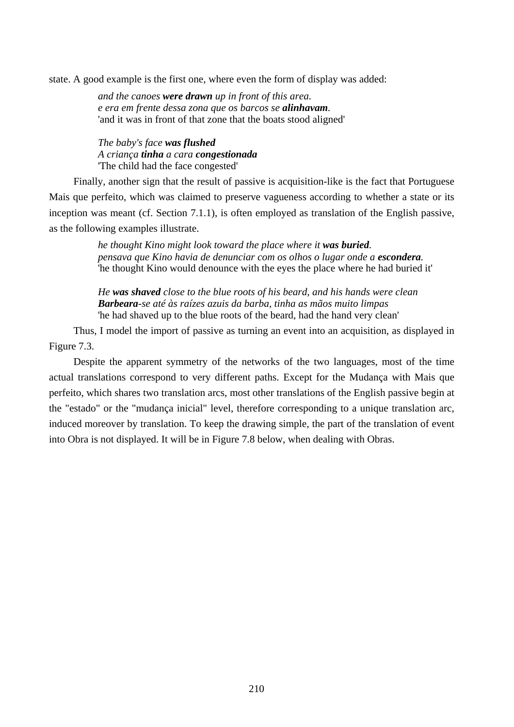state. A good example is the first one, where even the form of display was added:

> *and the canoes **were drawn** up in front of this area.*
> *e era em frente dessa zona que os barcos se **alinhavam**.*
> 'and it was in front of that zone that the boats stood aligned'
>
> *The baby's face **was flushed***
> *A criança **tinha** a cara **congestionada***
> 'The child had the face congested'

Finally, another sign that the result of passive is acquisition-like is the fact that Portuguese Mais que perfeito, which was claimed to preserve vagueness according to whether a state or its inception was meant (cf. Section 7.1.1), is often employed as translation of the English passive, as the following examples illustrate.

> *he thought Kino might look toward the place where it **was buried**.*
> *pensava que Kino havia de denunciar com os olhos o lugar onde a **escondera**.*
> 'he thought Kino would denounce with the eyes the place where he had buried it'
>
> *He **was shaved** close to the blue roots of his beard, and his hands were clean*
> ***Barbeara**-se até às raízes azuis da barba, tinha as mãos muito limpas*
> 'he had shaved up to the blue roots of the beard, had the hand very clean'

Thus, I model the import of passive as turning an event into an acquisition, as displayed in Figure 7.3.

Despite the apparent symmetry of the networks of the two languages, most of the time actual translations correspond to very different paths. Except for the Mudança with Mais que perfeito, which shares two translation arcs, most other translations of the English passive begin at the "estado" or the "mudança inicial" level, therefore corresponding to a unique translation arc, induced moreover by translation. To keep the drawing simple, the part of the translation of event into Obra is not displayed. It will be in Figure 7.8 below, when dealing with Obras.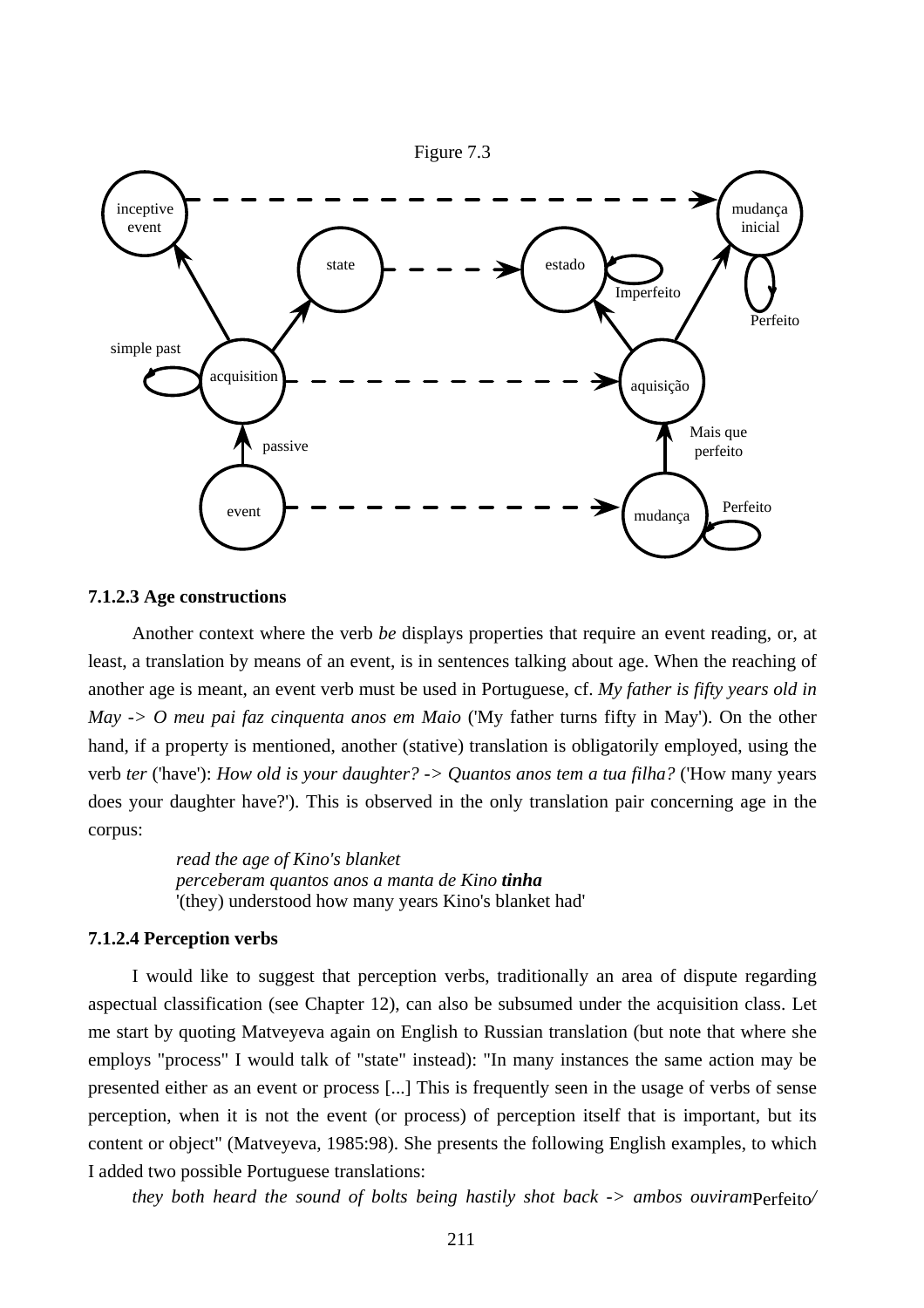Figure 7.3

inceptive event

mudança inicial

state

estado

Imperfeito

Perfeito

simple past

acquisition

aquisição

passive

Mais que perfeito

event

mudança

Perfeito

**7.1.2.3 Age constructions**

Another context where the verb *be* displays properties that require an event reading, or, at least, a translation by means of an event, is in sentences talking about age. When the reaching of another age is meant, an event verb must be used in Portuguese, cf. *My father is fifty years old in May -> O meu pai faz cinquenta anos em Maio* ('My father turns fifty in May'). On the other hand, if a property is mentioned, another (stative) translation is obligatorily employed, using the verb *ter* ('have'): *How old is your daughter? -> Quantos anos tem a tua filha?* ('How many years does your daughter have?'). This is observed in the only translation pair concerning age in the corpus:

> *read the age of Kino's blanket*
> *perceberam quantos anos a manta de Kino* ***tinha***
> '(they) understood how many years Kino's blanket had'

**7.1.2.4 Perception verbs**

I would like to suggest that perception verbs, traditionally an area of dispute regarding aspectual classification (see Chapter 12), can also be subsumed under the acquisition class. Let me start by quoting Matveyeva again on English to Russian translation (but note that where she employs "process" I would talk of "state" instead): "In many instances the same action may be presented either as an event or process [...] This is frequently seen in the usage of verbs of sense perception, when it is not the event (or process) of perception itself that is important, but its content or object" (Matveyeva, 1985:98). She presents the following English examples, to which I added two possible Portuguese translations:

*they both heard the sound of bolts being hastily shot back -> ambos ouviram*Perfeito/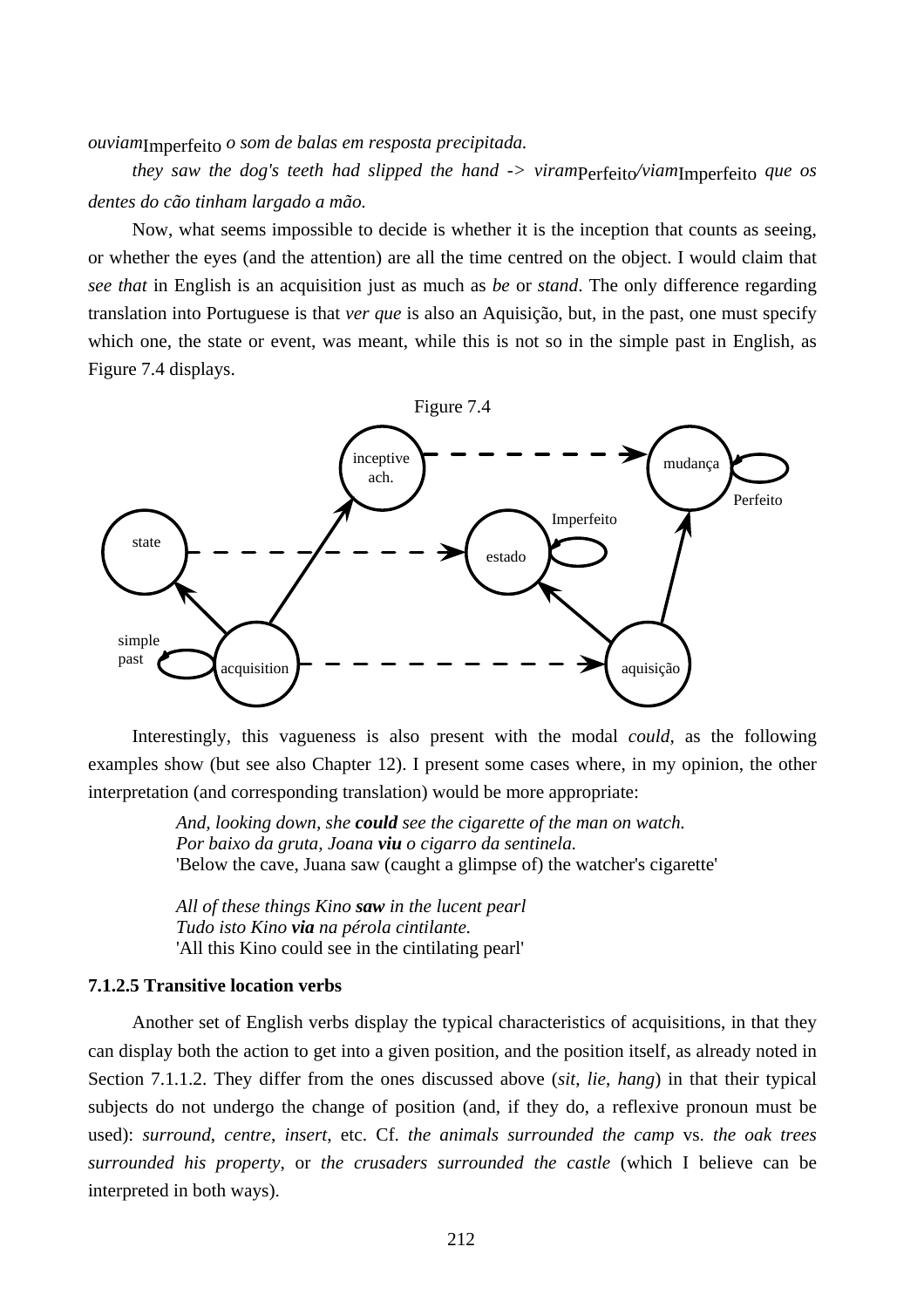*ouviam*Imperfeito *o som de balas em resposta precipitada.*

*they saw the dog's teeth had slipped the hand -> viram*Perfeito*/viam*Imperfeito *que os dentes do cão tinham largado a mão.*

Now, what seems impossible to decide is whether it is the inception that counts as seeing, or whether the eyes (and the attention) are all the time centred on the object. I would claim that *see that* in English is an acquisition just as much as *be* or *stand*. The only difference regarding translation into Portuguese is that *ver que* is also an Aquisição, but, in the past, one must specify which one, the state or event, was meant, while this is not so in the simple past in English, as Figure 7.4 displays.

Figure 7.4

inceptive ach.
mudança
Perfeito
Imperfeito
state
estado
simple past
acquisition
aquisição

Interestingly, this vagueness is also present with the modal *could*, as the following examples show (but see also Chapter 12). I present some cases where, in my opinion, the other interpretation (and corresponding translation) would be more appropriate:

> *And, looking down, she **could** see the cigarette of the man on watch.*
> *Por baixo da gruta, Joana **viu** o cigarro da sentinela.*
> 'Below the cave, Juana saw (caught a glimpse of) the watcher's cigarette'

> *All of these things Kino **saw** in the lucent pearl*
> *Tudo isto Kino **via** na pérola cintilante.*
> 'All this Kino could see in the cintilating pearl'

**7.1.2.5 Transitive location verbs**

Another set of English verbs display the typical characteristics of acquisitions, in that they can display both the action to get into a given position, and the position itself, as already noted in Section 7.1.1.2. They differ from the ones discussed above (*sit*, *lie*, *hang*) in that their typical subjects do not undergo the change of position (and, if they do, a reflexive pronoun must be used): *surround*, *centre*, *insert*, etc. Cf. *the animals surrounded the camp* vs. *the oak trees surrounded his property*, or *the crusaders surrounded the castle* (which I believe can be interpreted in both ways).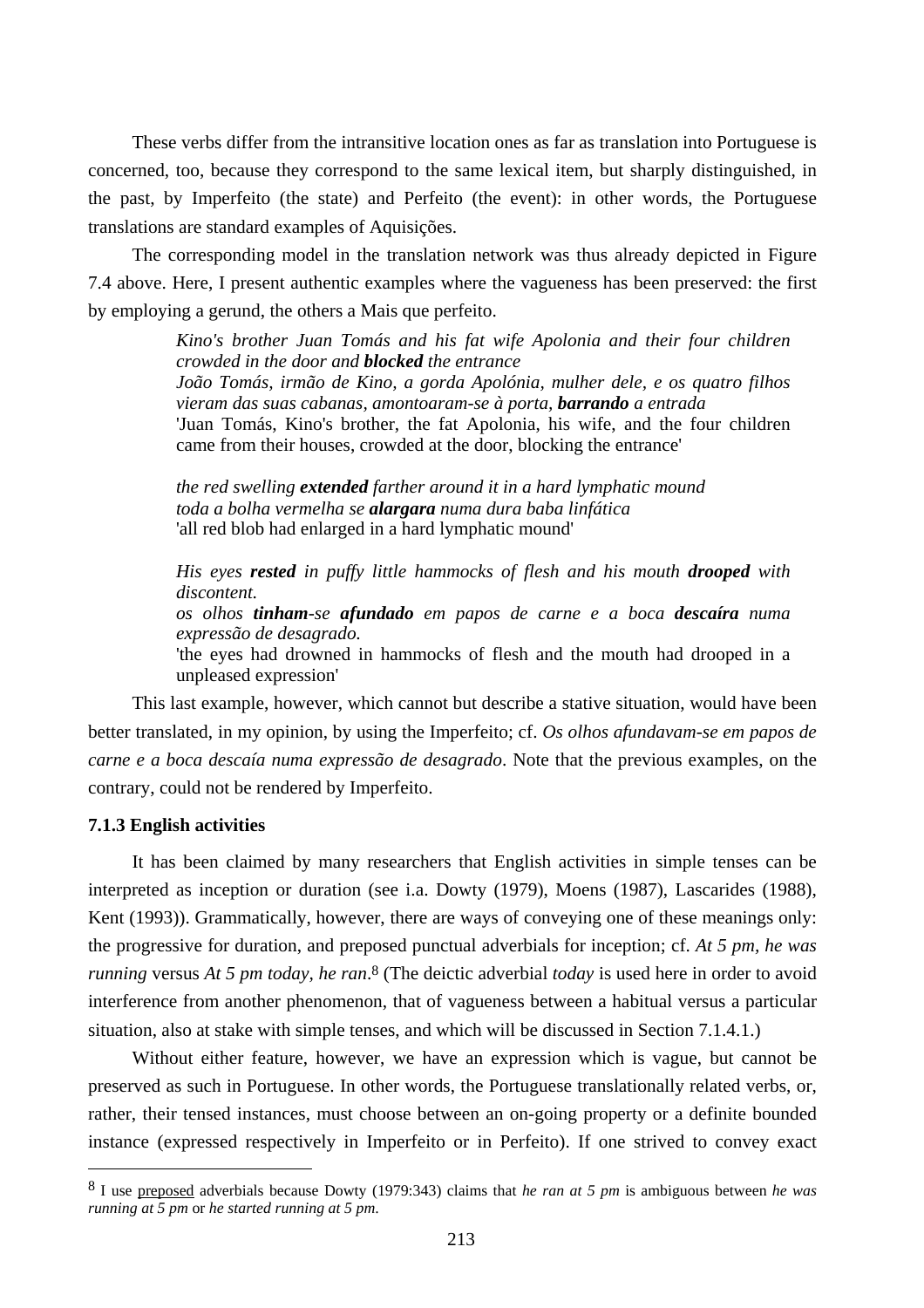These verbs differ from the intransitive location ones as far as translation into Portuguese is concerned, too, because they correspond to the same lexical item, but sharply distinguished, in the past, by Imperfeito (the state) and Perfeito (the event): in other words, the Portuguese translations are standard examples of Aquisições.

The corresponding model in the translation network was thus already depicted in Figure 7.4 above. Here, I present authentic examples where the vagueness has been preserved: the first by employing a gerund, the others a Mais que perfeito.

> *Kino's brother Juan Tomás and his fat wife Apolonia and their four children crowded in the door and **blocked** the entrance*
> *João Tomás, irmão de Kino, a gorda Apolónia, mulher dele, e os quatro filhos vieram das suas cabanas, amontoaram-se à porta, **barrando** a entrada*
> 'Juan Tomás, Kino's brother, the fat Apolonia, his wife, and the four children came from their houses, crowded at the door, blocking the entrance'
>
> *the red swelling **extended** farther around it in a hard lymphatic mound*
> *toda a bolha vermelha se **alargara** numa dura baba linfática*
> 'all red blob had enlarged in a hard lymphatic mound'
>
> *His eyes **rested** in puffy little hammocks of flesh and his mouth **drooped** with discontent.*
> *os olhos **tinham**-se **afundado** em papos de carne e a boca **descaíra** numa expressão de desagrado.*
> 'the eyes had drowned in hammocks of flesh and the mouth had drooped in a unpleased expression'

This last example, however, which cannot but describe a stative situation, would have been better translated, in my opinion, by using the Imperfeito; cf. *Os olhos afundavam-se em papos de carne e a boca descaía numa expressão de desagrado*. Note that the previous examples, on the contrary, could not be rendered by Imperfeito.

### 7.1.3 English activities

It has been claimed by many researchers that English activities in simple tenses can be interpreted as inception or duration (see i.a. Dowty (1979), Moens (1987), Lascarides (1988), Kent (1993)). Grammatically, however, there are ways of conveying one of these meanings only: the progressive for duration, and preposed punctual adverbials for inception; cf. *At 5 pm, he was running* versus *At 5 pm today, he ran*.[8] (The deictic adverbial *today* is used here in order to avoid interference from another phenomenon, that of vagueness between a habitual versus a particular situation, also at stake with simple tenses, and which will be discussed in Section 7.1.4.1.)

Without either feature, however, we have an expression which is vague, but cannot be preserved as such in Portuguese. In other words, the Portuguese translationally related verbs, or, rather, their tensed instances, must choose between an on-going property or a definite bounded instance (expressed respectively in Imperfeito or in Perfeito). If one strived to convey exact

---

[8] I use preposed adverbials because Dowty (1979:343) claims that *he ran at 5 pm* is ambiguous between *he was running at 5 pm* or *he started running at 5 pm*.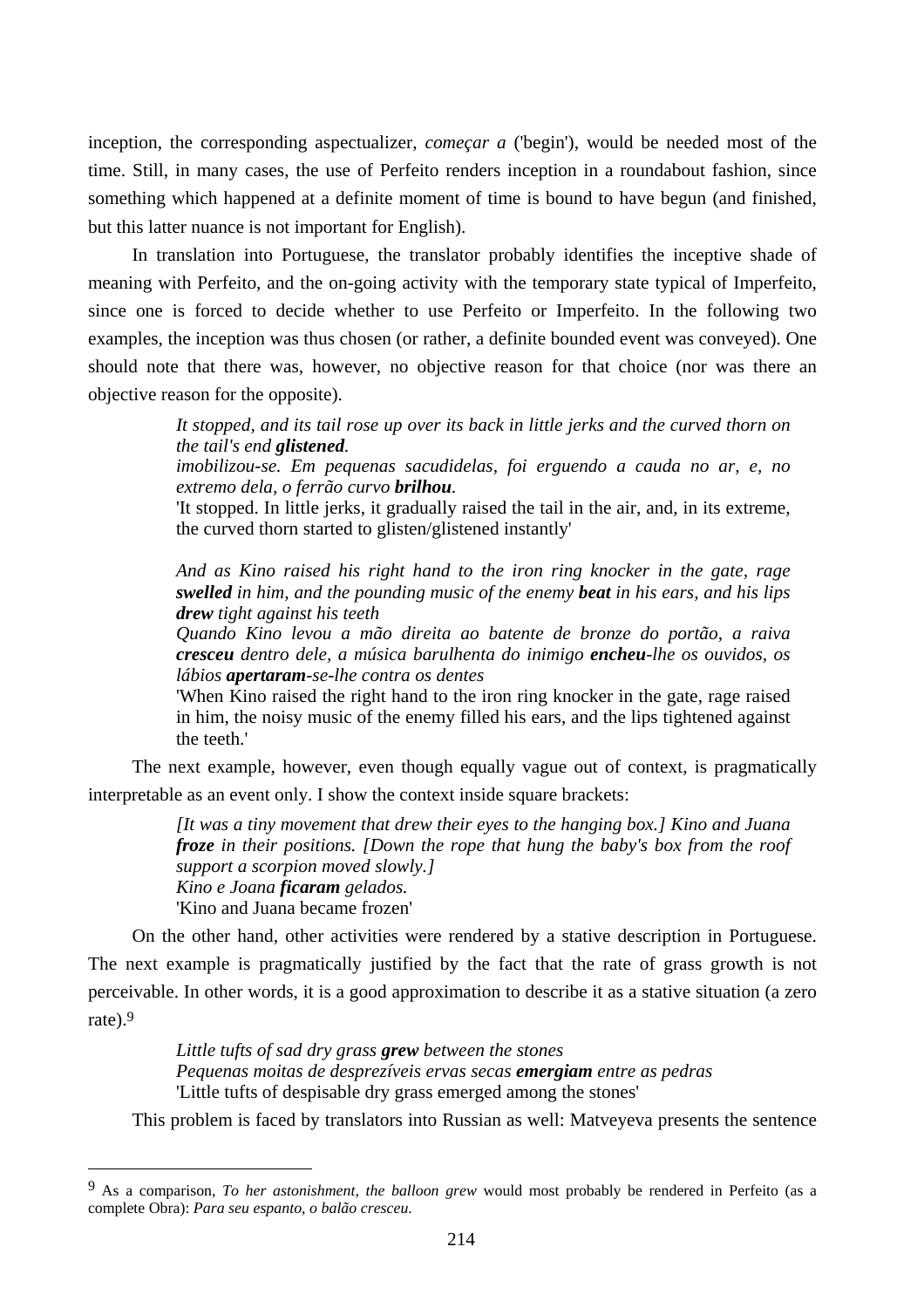inception, the corresponding aspectualizer, *começar a* ('begin'), would be needed most of the time. Still, in many cases, the use of Perfeito renders inception in a roundabout fashion, since something which happened at a definite moment of time is bound to have begun (and finished, but this latter nuance is not important for English).

In translation into Portuguese, the translator probably identifies the inceptive shade of meaning with Perfeito, and the on-going activity with the temporary state typical of Imperfeito, since one is forced to decide whether to use Perfeito or Imperfeito. In the following two examples, the inception was thus chosen (or rather, a definite bounded event was conveyed). One should note that there was, however, no objective reason for that choice (nor was there an objective reason for the opposite).

> *It stopped, and its tail rose up over its back in little jerks and the curved thorn on the tail's end **glistened**.*
> *imobilizou-se. Em pequenas sacudidelas, foi erguendo a cauda no ar, e, no extremo dela, o ferrão curvo **brilhou**.*
> 'It stopped. In little jerks, it gradually raised the tail in the air, and, in its extreme, the curved thorn started to glisten/glistened instantly'
>
> *And as Kino raised his right hand to the iron ring knocker in the gate, rage **swelled** in him, and the pounding music of the enemy **beat** in his ears, and his lips **drew** tight against his teeth*
> *Quando Kino levou a mão direita ao batente de bronze do portão, a raiva **cresceu** dentro dele, a música barulhenta do inimigo **encheu**-lhe os ouvidos, os lábios **apertaram**-se-lhe contra os dentes*
> 'When Kino raised the right hand to the iron ring knocker in the gate, rage raised in him, the noisy music of the enemy filled his ears, and the lips tightened against the teeth.'

The next example, however, even though equally vague out of context, is pragmatically interpretable as an event only. I show the context inside square brackets:

> *[It was a tiny movement that drew their eyes to the hanging box.] Kino and Juana **froze** in their positions. [Down the rope that hung the baby's box from the roof support a scorpion moved slowly.]*
> *Kino e Joana **ficaram** gelados.*
> 'Kino and Juana became frozen'

On the other hand, other activities were rendered by a stative description in Portuguese. The next example is pragmatically justified by the fact that the rate of grass growth is not perceivable. In other words, it is a good approximation to describe it as a stative situation (a zero rate).[9]

> *Little tufts of sad dry grass **grew** between the stones*
> *Pequenas moitas de desprezíveis ervas secas **emergiam** entre as pedras*
> 'Little tufts of despisable dry grass emerged among the stones'

This problem is faced by translators into Russian as well: Matveyeva presents the sentence

[9] As a comparison, *To her astonishment, the balloon grew* would most probably be rendered in Perfeito (as a complete Obra): *Para seu espanto, o balão cresceu*.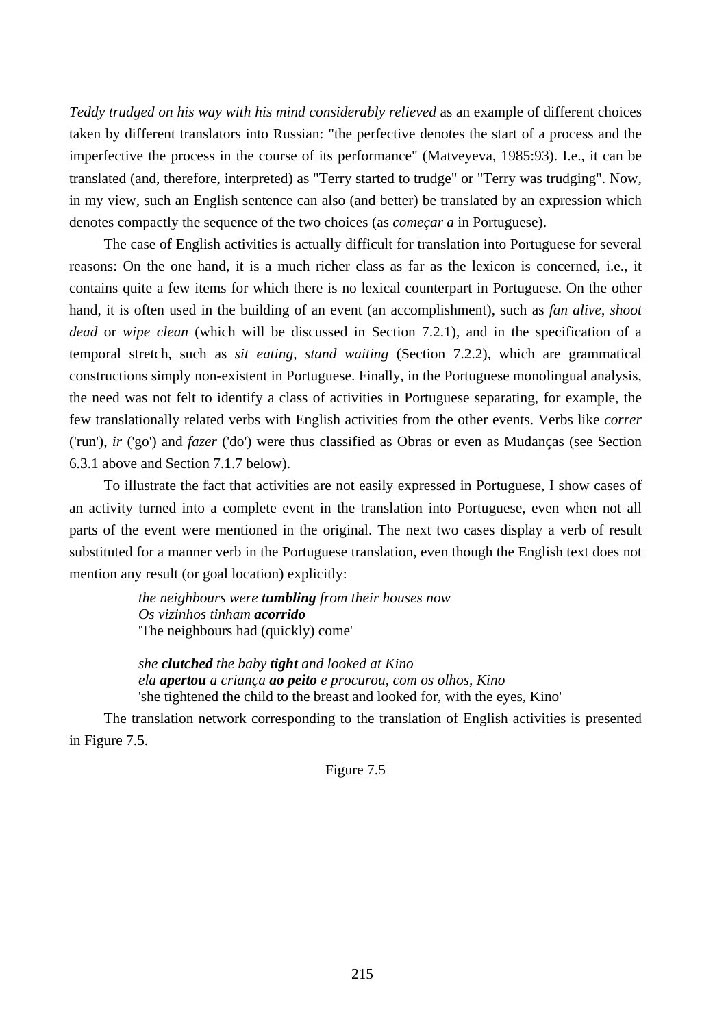*Teddy trudged on his way with his mind considerably relieved* as an example of different choices taken by different translators into Russian: "the perfective denotes the start of a process and the imperfective the process in the course of its performance" (Matveyeva, 1985:93). I.e., it can be translated (and, therefore, interpreted) as "Terry started to trudge" or "Terry was trudging". Now, in my view, such an English sentence can also (and better) be translated by an expression which denotes compactly the sequence of the two choices (as *começar a* in Portuguese).

The case of English activities is actually difficult for translation into Portuguese for several reasons: On the one hand, it is a much richer class as far as the lexicon is concerned, i.e., it contains quite a few items for which there is no lexical counterpart in Portuguese. On the other hand, it is often used in the building of an event (an accomplishment), such as *fan alive*, *shoot dead* or *wipe clean* (which will be discussed in Section 7.2.1), and in the specification of a temporal stretch, such as *sit eating*, *stand waiting* (Section 7.2.2), which are grammatical constructions simply non-existent in Portuguese. Finally, in the Portuguese monolingual analysis, the need was not felt to identify a class of activities in Portuguese separating, for example, the few translationally related verbs with English activities from the other events. Verbs like *correr* ('run'), *ir* ('go') and *fazer* ('do') were thus classified as Obras or even as Mudanças (see Section 6.3.1 above and Section 7.1.7 below).

To illustrate the fact that activities are not easily expressed in Portuguese, I show cases of an activity turned into a complete event in the translation into Portuguese, even when not all parts of the event were mentioned in the original. The next two cases display a verb of result substituted for a manner verb in the Portuguese translation, even though the English text does not mention any result (or goal location) explicitly:

> *the neighbours were **tumbling** from their houses now*
> *Os vizinhos tinham **acorrido***
> 'The neighbours had (quickly) come'
>
> *she **clutched** the baby **tight** and looked at Kino*
> *ela **apertou** a criança **ao peito** e procurou, com os olhos, Kino*
> 'she tightened the child to the breast and looked for, with the eyes, Kino'

The translation network corresponding to the translation of English activities is presented in Figure 7.5.

Figure 7.5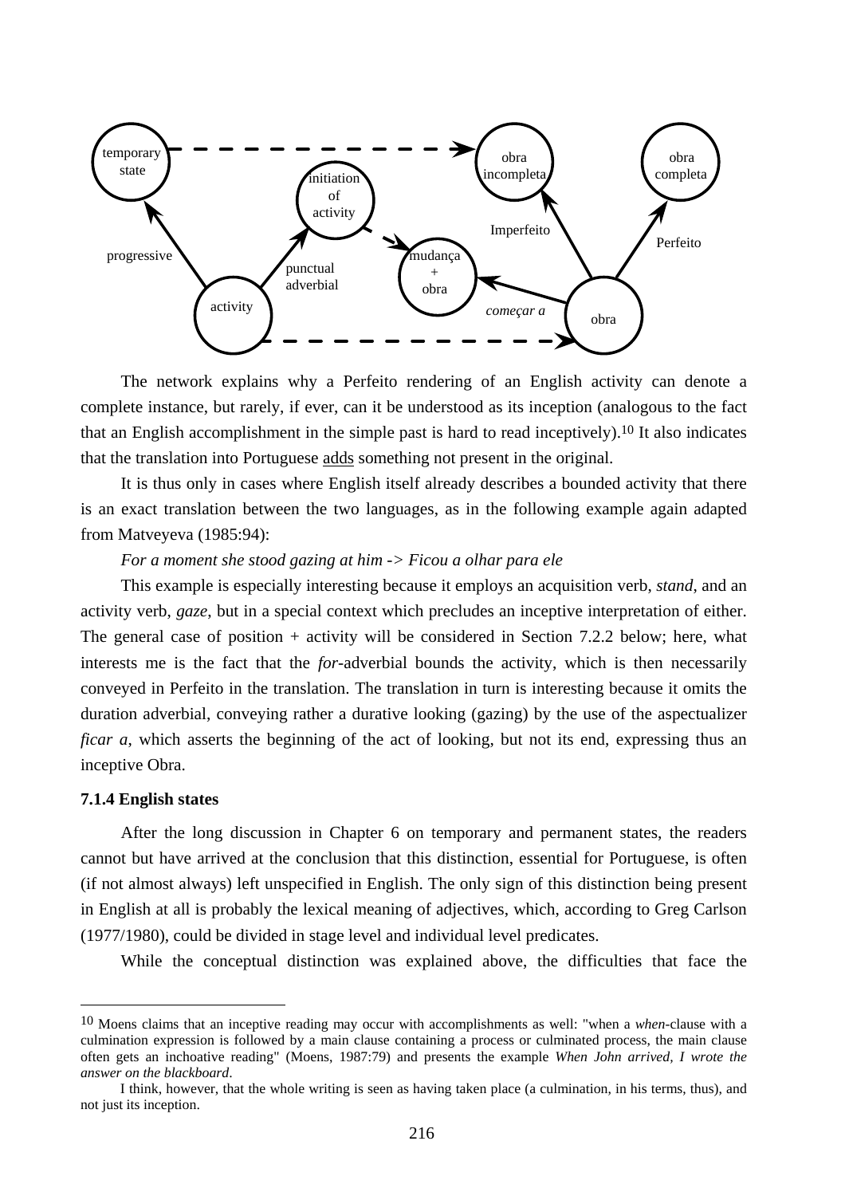temporary state

initiation of activity

obra incompleta

obra completa

progressive

punctual adverbial

mudança + obra

Imperfeito

Perfeito

activity

*começar a*

obra

The network explains why a Perfeito rendering of an English activity can denote a complete instance, but rarely, if ever, can it be understood as its inception (analogous to the fact that an English accomplishment in the simple past is hard to read inceptively).[10] It also indicates that the translation into Portuguese adds something not present in the original.

It is thus only in cases where English itself already describes a bounded activity that there is an exact translation between the two languages, as in the following example again adapted from Matveyeva (1985:94):

*For a moment she stood gazing at him -> Ficou a olhar para ele*

This example is especially interesting because it employs an acquisition verb, *stand*, and an activity verb, *gaze*, but in a special context which precludes an inceptive interpretation of either. The general case of position + activity will be considered in Section 7.2.2 below; here, what interests me is the fact that the *for*-adverbial bounds the activity, which is then necessarily conveyed in Perfeito in the translation. The translation in turn is interesting because it omits the duration adverbial, conveying rather a durative looking (gazing) by the use of the aspectualizer *ficar a*, which asserts the beginning of the act of looking, but not its end, expressing thus an inceptive Obra.

### 7.1.4 English states

After the long discussion in Chapter 6 on temporary and permanent states, the readers cannot but have arrived at the conclusion that this distinction, essential for Portuguese, is often (if not almost always) left unspecified in English. The only sign of this distinction being present in English at all is probably the lexical meaning of adjectives, which, according to Greg Carlson (1977/1980), could be divided in stage level and individual level predicates.

While the conceptual distinction was explained above, the difficulties that face the

---

[10] Moens claims that an inceptive reading may occur with accomplishments as well: "when a *when*-clause with a culmination expression is followed by a main clause containing a process or culminated process, the main clause often gets an inchoative reading" (Moens, 1987:79) and presents the example *When John arrived, I wrote the answer on the blackboard*.

I think, however, that the whole writing is seen as having taken place (a culmination, in his terms, thus), and not just its inception.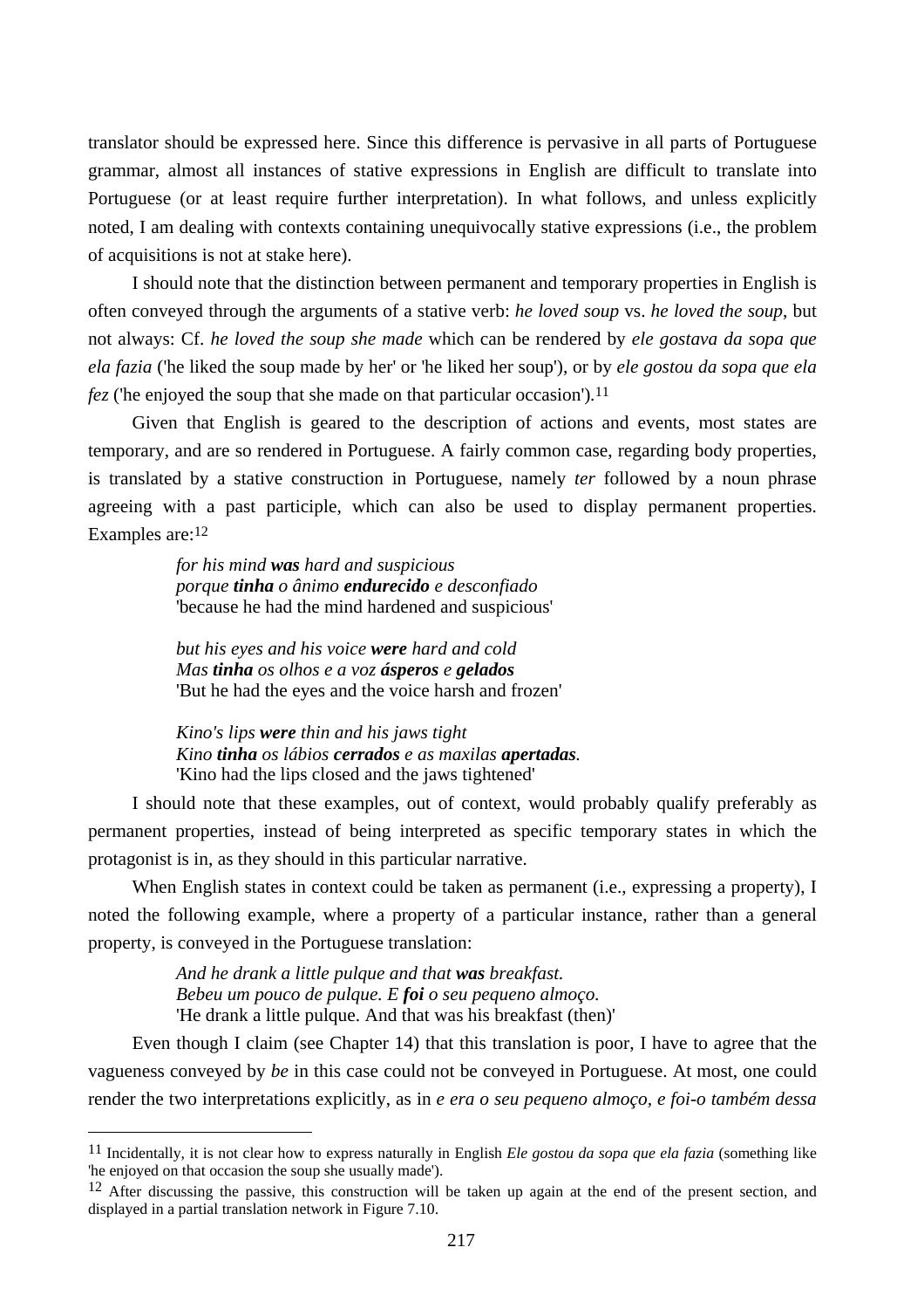translator should be expressed here. Since this difference is pervasive in all parts of Portuguese grammar, almost all instances of stative expressions in English are difficult to translate into Portuguese (or at least require further interpretation). In what follows, and unless explicitly noted, I am dealing with contexts containing unequivocally stative expressions (i.e., the problem of acquisitions is not at stake here).

I should note that the distinction between permanent and temporary properties in English is often conveyed through the arguments of a stative verb: *he loved soup* vs. *he loved the soup*, but not always: Cf. *he loved the soup she made* which can be rendered by *ele gostava da sopa que ela fazia* ('he liked the soup made by her' or 'he liked her soup'), or by *ele gostou da sopa que ela fez* ('he enjoyed the soup that she made on that particular occasion').[11]

Given that English is geared to the description of actions and events, most states are temporary, and are so rendered in Portuguese. A fairly common case, regarding body properties, is translated by a stative construction in Portuguese, namely *ter* followed by a noun phrase agreeing with a past participle, which can also be used to display permanent properties. Examples are:[12]

> *for his mind **was** hard and suspicious*
> *porque **tinha** o ânimo **endurecido** e desconfiado*
> 'because he had the mind hardened and suspicious'
>
> *but his eyes and his voice **were** hard and cold*
> *Mas **tinha** os olhos e a voz **ásperos** e **gelados***
> 'But he had the eyes and the voice harsh and frozen'
>
> *Kino's lips **were** thin and his jaws tight*
> *Kino **tinha** os lábios **cerrados** e as maxilas **apertadas**.*
> 'Kino had the lips closed and the jaws tightened'

I should note that these examples, out of context, would probably qualify preferably as permanent properties, instead of being interpreted as specific temporary states in which the protagonist is in, as they should in this particular narrative.

When English states in context could be taken as permanent (i.e., expressing a property), I noted the following example, where a property of a particular instance, rather than a general property, is conveyed in the Portuguese translation:

> *And he drank a little pulque and that **was** breakfast.*
> *Bebeu um pouco de pulque. E **foi** o seu pequeno almoço.*
> 'He drank a little pulque. And that was his breakfast (then)'

Even though I claim (see Chapter 14) that this translation is poor, I have to agree that the vagueness conveyed by *be* in this case could not be conveyed in Portuguese. At most, one could render the two interpretations explicitly, as in *e era o seu pequeno almoço, e foi-o também dessa*

---

[11] Incidentally, it is not clear how to express naturally in English *Ele gostou da sopa que ela fazia* (something like 'he enjoyed on that occasion the soup she usually made').

[12] After discussing the passive, this construction will be taken up again at the end of the present section, and displayed in a partial translation network in Figure 7.10.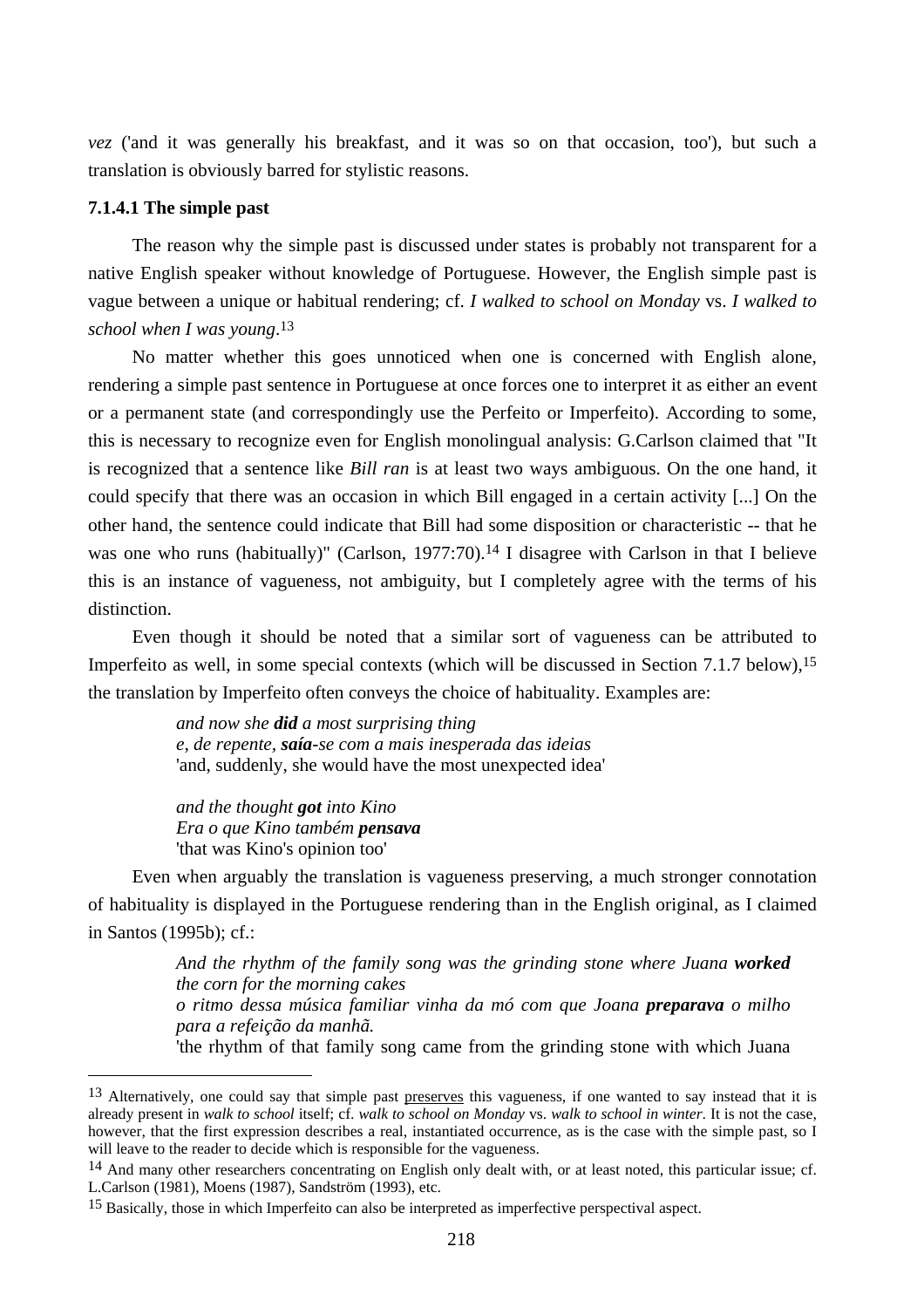*vez* ('and it was generally his breakfast, and it was so on that occasion, too'), but such a translation is obviously barred for stylistic reasons.

#### 7.1.4.1 The simple past

The reason why the simple past is discussed under states is probably not transparent for a native English speaker without knowledge of Portuguese. However, the English simple past is vague between a unique or habitual rendering; cf. *I walked to school on Monday* vs. *I walked to school when I was young*.[13]

No matter whether this goes unnoticed when one is concerned with English alone, rendering a simple past sentence in Portuguese at once forces one to interpret it as either an event or a permanent state (and correspondingly use the Perfeito or Imperfeito). According to some, this is necessary to recognize even for English monolingual analysis: G.Carlson claimed that "It is recognized that a sentence like *Bill ran* is at least two ways ambiguous. On the one hand, it could specify that there was an occasion in which Bill engaged in a certain activity [...] On the other hand, the sentence could indicate that Bill had some disposition or characteristic -- that he was one who runs (habitually)" (Carlson, 1977:70).[14] I disagree with Carlson in that I believe this is an instance of vagueness, not ambiguity, but I completely agree with the terms of his distinction.

Even though it should be noted that a similar sort of vagueness can be attributed to Imperfeito as well, in some special contexts (which will be discussed in Section 7.1.7 below),[15] the translation by Imperfeito often conveys the choice of habituality. Examples are:

> *and now she **did** a most surprising thing*
> *e, de repente, **saía**-se com a mais inesperada das ideias*
> 'and, suddenly, she would have the most unexpected idea'
>
> *and the thought **got** into Kino*
> *Era o que Kino também **pensava***
> 'that was Kino's opinion too'

Even when arguably the translation is vagueness preserving, a much stronger connotation of habituality is displayed in the Portuguese rendering than in the English original, as I claimed in Santos (1995b); cf.:

> *And the rhythm of the family song was the grinding stone where Juana **worked** the corn for the morning cakes*
> *o ritmo dessa música familiar vinha da mó com que Joana **preparava** o milho para a refeição da manhã.*
> 'the rhythm of that family song came from the grinding stone with which Juana

---

[13] Alternatively, one could say that simple past preserves this vagueness, if one wanted to say instead that it is already present in *walk to school* itself; cf. *walk to school on Monday* vs. *walk to school in winter*. It is not the case, however, that the first expression describes a real, instantiated occurrence, as is the case with the simple past, so I will leave to the reader to decide which is responsible for the vagueness.

[14] And many other researchers concentrating on English only dealt with, or at least noted, this particular issue; cf. L.Carlson (1981), Moens (1987), Sandström (1993), etc.

[15] Basically, those in which Imperfeito can also be interpreted as imperfective perspectival aspect.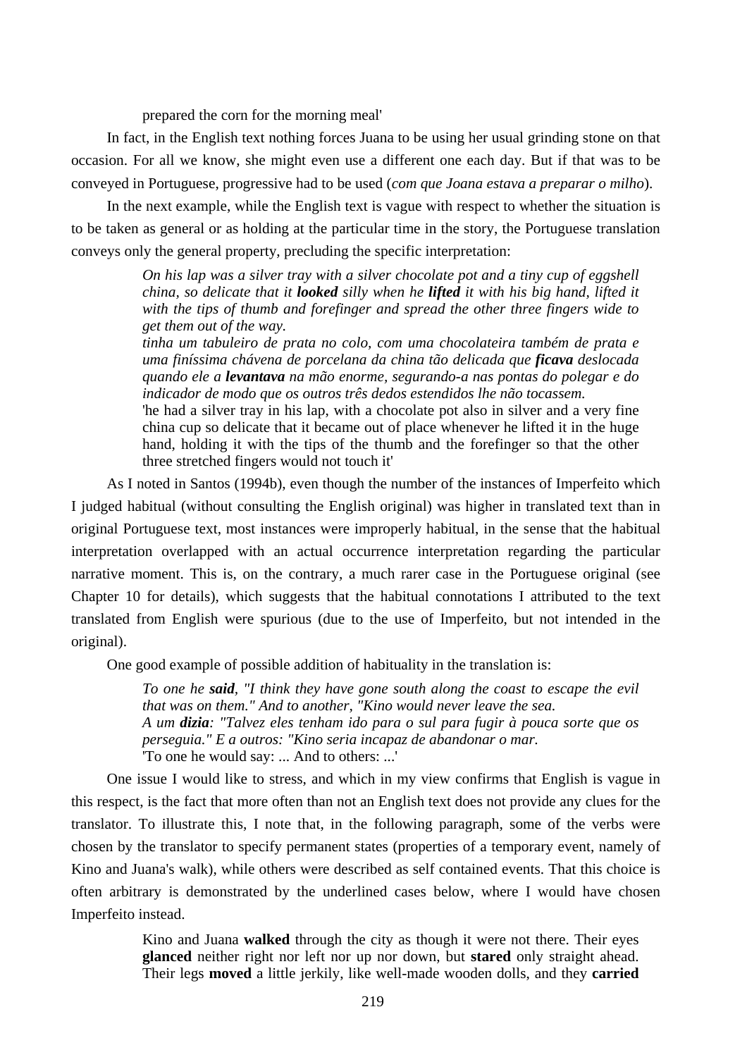prepared the corn for the morning meal'

In fact, in the English text nothing forces Juana to be using her usual grinding stone on that occasion. For all we know, she might even use a different one each day. But if that was to be conveyed in Portuguese, progressive had to be used (*com que Joana estava a preparar o milho*).

In the next example, while the English text is vague with respect to whether the situation is to be taken as general or as holding at the particular time in the story, the Portuguese translation conveys only the general property, precluding the specific interpretation:

> *On his lap was a silver tray with a silver chocolate pot and a tiny cup of eggshell china, so delicate that it **looked** silly when he **lifted** it with his big hand, lifted it with the tips of thumb and forefinger and spread the other three fingers wide to get them out of the way.*
> *tinha um tabuleiro de prata no colo, com uma chocolateira também de prata e uma finíssima chávena de porcelana da china tão delicada que **ficava** deslocada quando ele a **levantava** na mão enorme, segurando-a nas pontas do polegar e do indicador de modo que os outros três dedos estendidos lhe não tocassem.*
> 'he had a silver tray in his lap, with a chocolate pot also in silver and a very fine china cup so delicate that it became out of place whenever he lifted it in the huge hand, holding it with the tips of the thumb and the forefinger so that the other three stretched fingers would not touch it'

As I noted in Santos (1994b), even though the number of the instances of Imperfeito which I judged habitual (without consulting the English original) was higher in translated text than in original Portuguese text, most instances were improperly habitual, in the sense that the habitual interpretation overlapped with an actual occurrence interpretation regarding the particular narrative moment. This is, on the contrary, a much rarer case in the Portuguese original (see Chapter 10 for details), which suggests that the habitual connotations I attributed to the text translated from English were spurious (due to the use of Imperfeito, but not intended in the original).

One good example of possible addition of habituality in the translation is:

> *To one he **said**, "I think they have gone south along the coast to escape the evil that was on them." And to another, "Kino would never leave the sea.*
> *A um **dizia**: "Talvez eles tenham ido para o sul para fugir à pouca sorte que os perseguia." E a outros: "Kino seria incapaz de abandonar o mar.*
> 'To one he would say: ... And to others: ...'

One issue I would like to stress, and which in my view confirms that English is vague in this respect, is the fact that more often than not an English text does not provide any clues for the translator. To illustrate this, I note that, in the following paragraph, some of the verbs were chosen by the translator to specify permanent states (properties of a temporary event, namely of Kino and Juana's walk), while others were described as self contained events. That this choice is often arbitrary is demonstrated by the underlined cases below, where I would have chosen Imperfeito instead.

> Kino and Juana **walked** through the city as though it were not there. Their eyes **glanced** neither right nor left nor up nor down, but **stared** only straight ahead. Their legs **moved** a little jerkily, like well-made wooden dolls, and they **carried**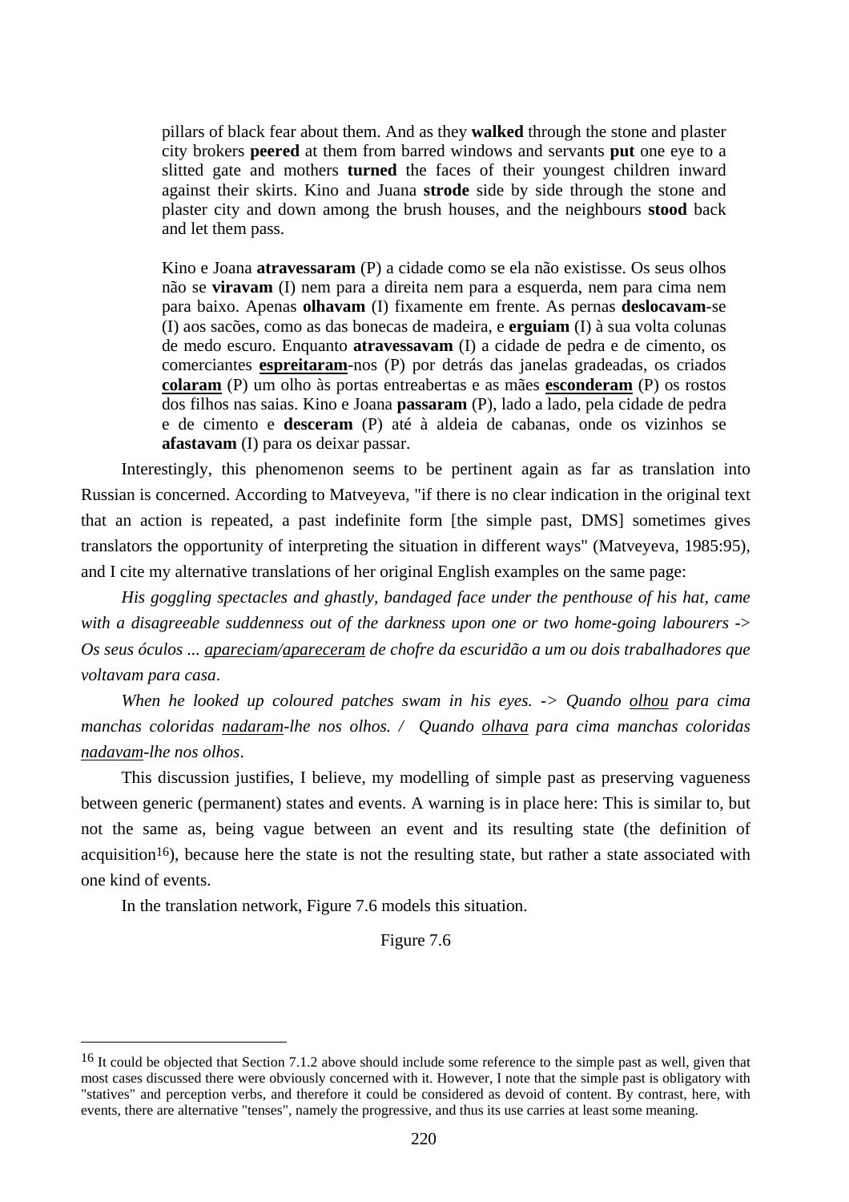> pillars of black fear about them. And as they **walked** through the stone and plaster city brokers **peered** at them from barred windows and servants **put** one eye to a slitted gate and mothers **turned** the faces of their youngest children inward against their skirts. Kino and Juana **strode** side by side through the stone and plaster city and down among the brush houses, and the neighbours **stood** back and let them pass.
>
> Kino e Joana **atravessaram** (P) a cidade como se ela não existisse. Os seus olhos não se **viravam** (I) nem para a direita nem para a esquerda, nem para cima nem para baixo. Apenas **olhavam** (I) fixamente em frente. As pernas **deslocavam**-se (I) aos sacões, como as das bonecas de madeira, e **erguiam** (I) à sua volta colunas de medo escuro. Enquanto **atravessavam** (I) a cidade de pedra e de cimento, os comerciantes <u>**espreitaram**</u>-nos (P) por detrás das janelas gradeadas, os criados <u>**colaram**</u> (P) um olho às portas entreabertas e as mães <u>**esconderam**</u> (P) os rostos dos filhos nas saias. Kino e Joana **passaram** (P), lado a lado, pela cidade de pedra e de cimento e **desceram** (P) até à aldeia de cabanas, onde os vizinhos se **afastavam** (I) para os deixar passar.

Interestingly, this phenomenon seems to be pertinent again as far as translation into Russian is concerned. According to Matveyeva, "if there is no clear indication in the original text that an action is repeated, a past indefinite form [the simple past, DMS] sometimes gives translators the opportunity of interpreting the situation in different ways" (Matveyeva, 1985:95), and I cite my alternative translations of her original English examples on the same page:

*His goggling spectacles and ghastly, bandaged face under the penthouse of his hat, came with a disagreeable suddenness out of the darkness upon one or two home-going labourers -> Os seus óculos ... <u>apareciam</u>/<u>apareceram</u> de chofre da escuridão a um ou dois trabalhadores que voltavam para casa*.

*When he looked up coloured patches swam in his eyes. -> Quando <u>olhou</u> para cima manchas coloridas <u>nadaram</u>-lhe nos olhos. / Quando <u>olhava</u> para cima manchas coloridas <u>nadavam</u>-lhe nos olhos*.

This discussion justifies, I believe, my modelling of simple past as preserving vagueness between generic (permanent) states and events. A warning is in place here: This is similar to, but not the same as, being vague between an event and its resulting state (the definition of acquisition[16]), because here the state is not the resulting state, but rather a state associated with one kind of events.

In the translation network, Figure 7.6 models this situation.

Figure 7.6

[16] It could be objected that Section 7.1.2 above should include some reference to the simple past as well, given that most cases discussed there were obviously concerned with it. However, I note that the simple past is obligatory with "statives" and perception verbs, and therefore it could be considered as devoid of content. By contrast, here, with events, there are alternative "tenses", namely the progressive, and thus its use carries at least some meaning.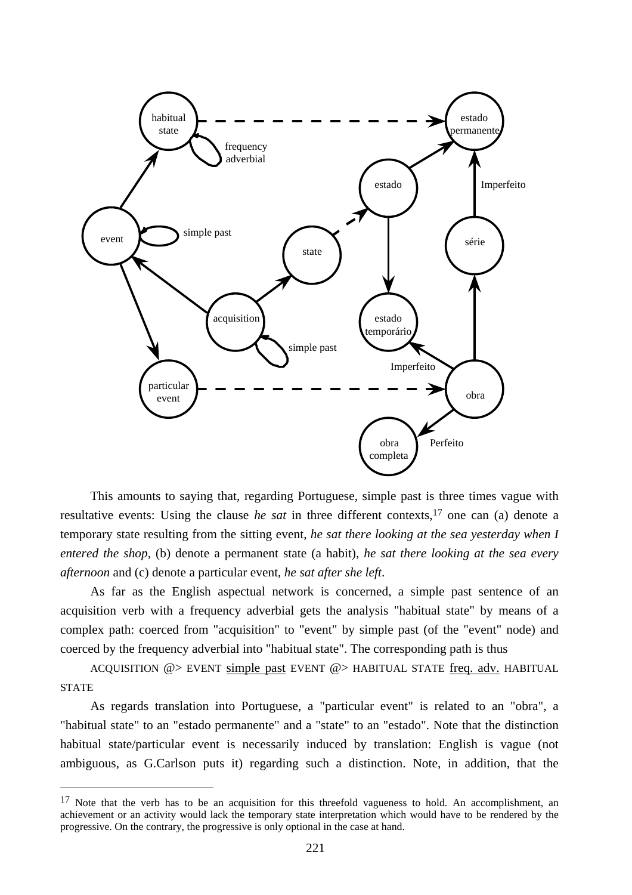habitual state

estado permanente

frequency adverbial

estado

Imperfeito

simple past

event

state

série

acquisition

estado temporário

simple past

Imperfeito

particular event

obra

obra completa

Perfeito

This amounts to saying that, regarding Portuguese, simple past is three times vague with resultative events: Using the clause *he sat* in three different contexts,[17] one can (a) denote a temporary state resulting from the sitting event, *he sat there looking at the sea yesterday when I entered the shop*, (b) denote a permanent state (a habit), *he sat there looking at the sea every afternoon* and (c) denote a particular event, *he sat after she left*.

As far as the English aspectual network is concerned, a simple past sentence of an acquisition verb with a frequency adverbial gets the analysis "habitual state" by means of a complex path: coerced from "acquisition" to "event" by simple past (of the "event" node) and coerced by the frequency adverbial into "habitual state". The corresponding path is thus

ACQUISITION @> EVENT <u>simple past</u> EVENT @> HABITUAL STATE <u>freq. adv.</u> HABITUAL STATE

As regards translation into Portuguese, a "particular event" is related to an "obra", a "habitual state" to an "estado permanente" and a "state" to an "estado". Note that the distinction habitual state/particular event is necessarily induced by translation: English is vague (not ambiguous, as G.Carlson puts it) regarding such a distinction. Note, in addition, that the

[17] Note that the verb has to be an acquisition for this threefold vagueness to hold. An accomplishment, an achievement or an activity would lack the temporary state interpretation which would have to be rendered by the progressive. On the contrary, the progressive is only optional in the case at hand.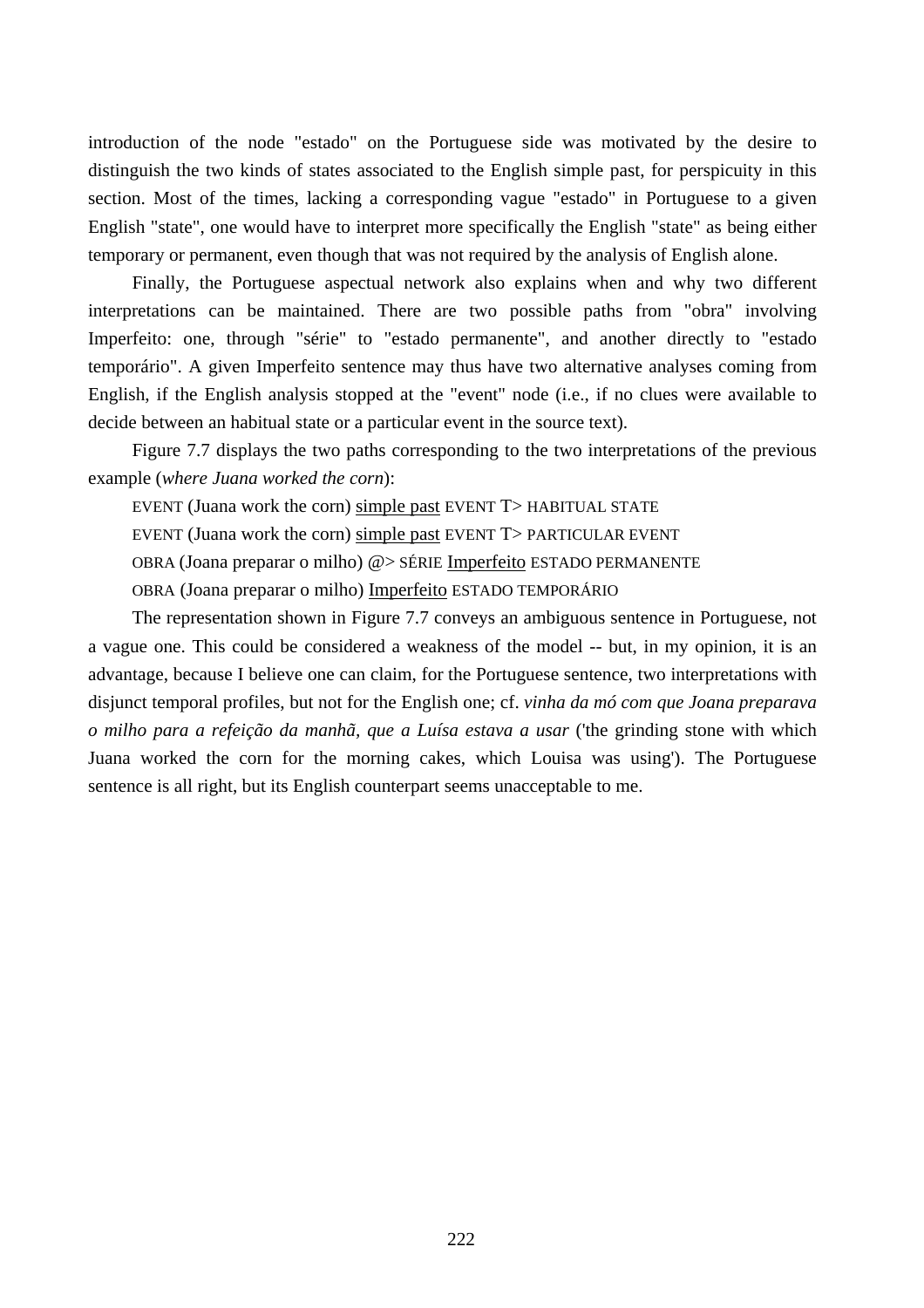introduction of the node "estado" on the Portuguese side was motivated by the desire to distinguish the two kinds of states associated to the English simple past, for perspicuity in this section. Most of the times, lacking a corresponding vague "estado" in Portuguese to a given English "state", one would have to interpret more specifically the English "state" as being either temporary or permanent, even though that was not required by the analysis of English alone.

Finally, the Portuguese aspectual network also explains when and why two different interpretations can be maintained. There are two possible paths from "obra" involving Imperfeito: one, through "série" to "estado permanente", and another directly to "estado temporário". A given Imperfeito sentence may thus have two alternative analyses coming from English, if the English analysis stopped at the "event" node (i.e., if no clues were available to decide between an habitual state or a particular event in the source text).

Figure 7.7 displays the two paths corresponding to the two interpretations of the previous example (*where Juana worked the corn*):

EVENT (Juana work the corn) <u>simple past</u> EVENT T> HABITUAL STATE

EVENT (Juana work the corn) <u>simple past</u> EVENT T> PARTICULAR EVENT

OBRA (Joana preparar o milho) @> SÉRIE <u>Imperfeito</u> ESTADO PERMANENTE

OBRA (Joana preparar o milho) <u>Imperfeito</u> ESTADO TEMPORÁRIO

The representation shown in Figure 7.7 conveys an ambiguous sentence in Portuguese, not a vague one. This could be considered a weakness of the model -- but, in my opinion, it is an advantage, because I believe one can claim, for the Portuguese sentence, two interpretations with disjunct temporal profiles, but not for the English one; cf. *vinha da mó com que Joana preparava o milho para a refeição da manhã, que a Luísa estava a usar* ('the grinding stone with which Juana worked the corn for the morning cakes, which Louisa was using'). The Portuguese sentence is all right, but its English counterpart seems unacceptable to me.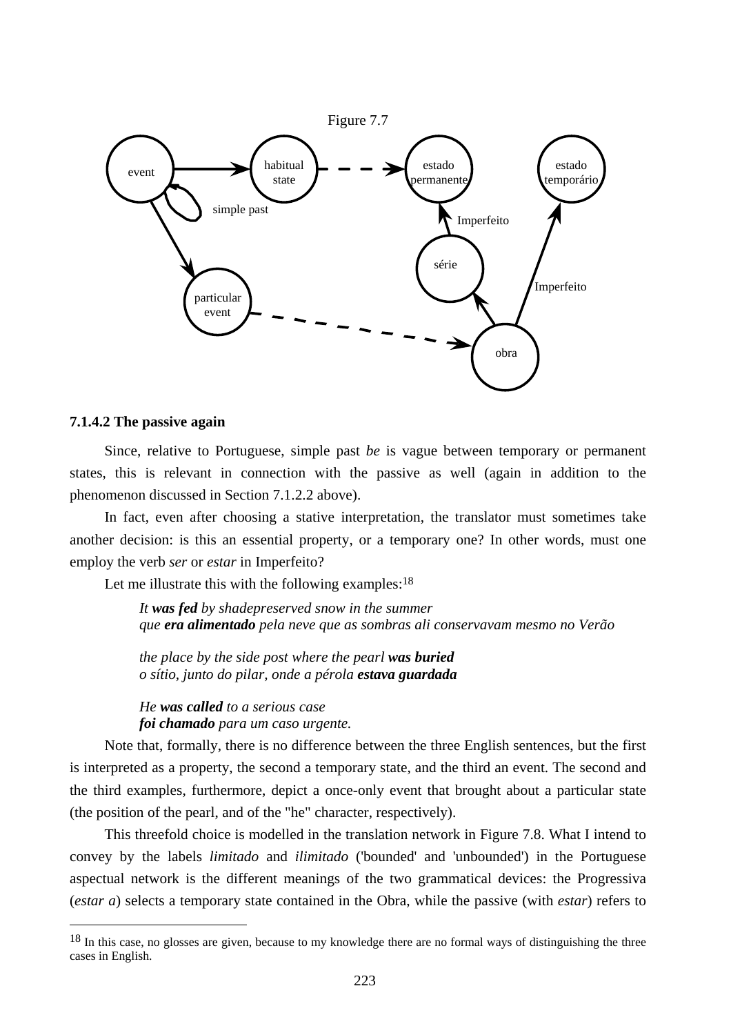Figure 7.7

### 7.1.4.2 The passive again

Since, relative to Portuguese, simple past *be* is vague between temporary or permanent states, this is relevant in connection with the passive as well (again in addition to the phenomenon discussed in Section 7.1.2.2 above).

In fact, even after choosing a stative interpretation, the translator must sometimes take another decision: is this an essential property, or a temporary one? In other words, must one employ the verb *ser* or *estar* in Imperfeito?

Let me illustrate this with the following examples:[18]

> *It **was fed** by shadepreserved snow in the summer*
> *que **era alimentado** pela neve que as sombras ali conservavam mesmo no Verão*
>
> *the place by the side post where the pearl **was buried***
> *o sítio, junto do pilar, onde a pérola **estava guardada***
>
> *He **was called** to a serious case*
> ***foi chamado** para um caso urgente.*

Note that, formally, there is no difference between the three English sentences, but the first is interpreted as a property, the second a temporary state, and the third an event. The second and the third examples, furthermore, depict a once-only event that brought about a particular state (the position of the pearl, and of the "he" character, respectively).

This threefold choice is modelled in the translation network in Figure 7.8. What I intend to convey by the labels *limitado* and *ilimitado* ('bounded' and 'unbounded') in the Portuguese aspectual network is the different meanings of the two grammatical devices: the Progressiva (*estar a*) selects a temporary state contained in the Obra, while the passive (with *estar*) refers to

---

[18] In this case, no glosses are given, because to my knowledge there are no formal ways of distinguishing the three cases in English.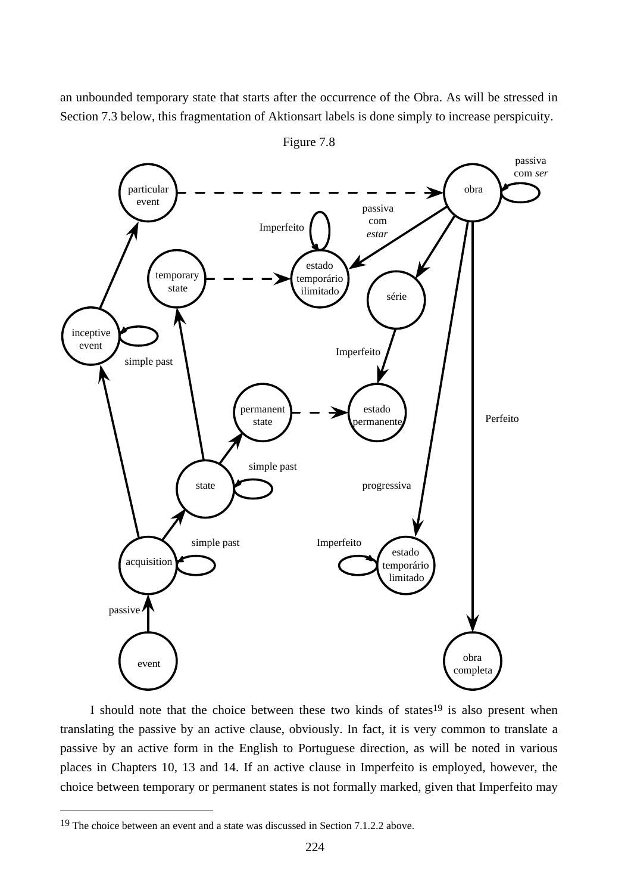an unbounded temporary state that starts after the occurrence of the Obra. As will be stressed in Section 7.3 below, this fragmentation of Aktionsart labels is done simply to increase perspicuity.

Figure 7.8

particular event

obra

passiva com *ser*

passiva com *estar*

Imperfeito

temporary state

estado temporário ilimitado

série

inceptive event

simple past

Imperfeito

permanent state

estado permanente

Perfeito

simple past

state

progressiva

simple past

Imperfeito

acquisition

estado temporário limitado

passive

event

obra completa

I should note that the choice between these two kinds of states[19] is also present when translating the passive by an active clause, obviously. In fact, it is very common to translate a passive by an active form in the English to Portuguese direction, as will be noted in various places in Chapters 10, 13 and 14. If an active clause in Imperfeito is employed, however, the choice between temporary or permanent states is not formally marked, given that Imperfeito may

[19] The choice between an event and a state was discussed in Section 7.1.2.2 above.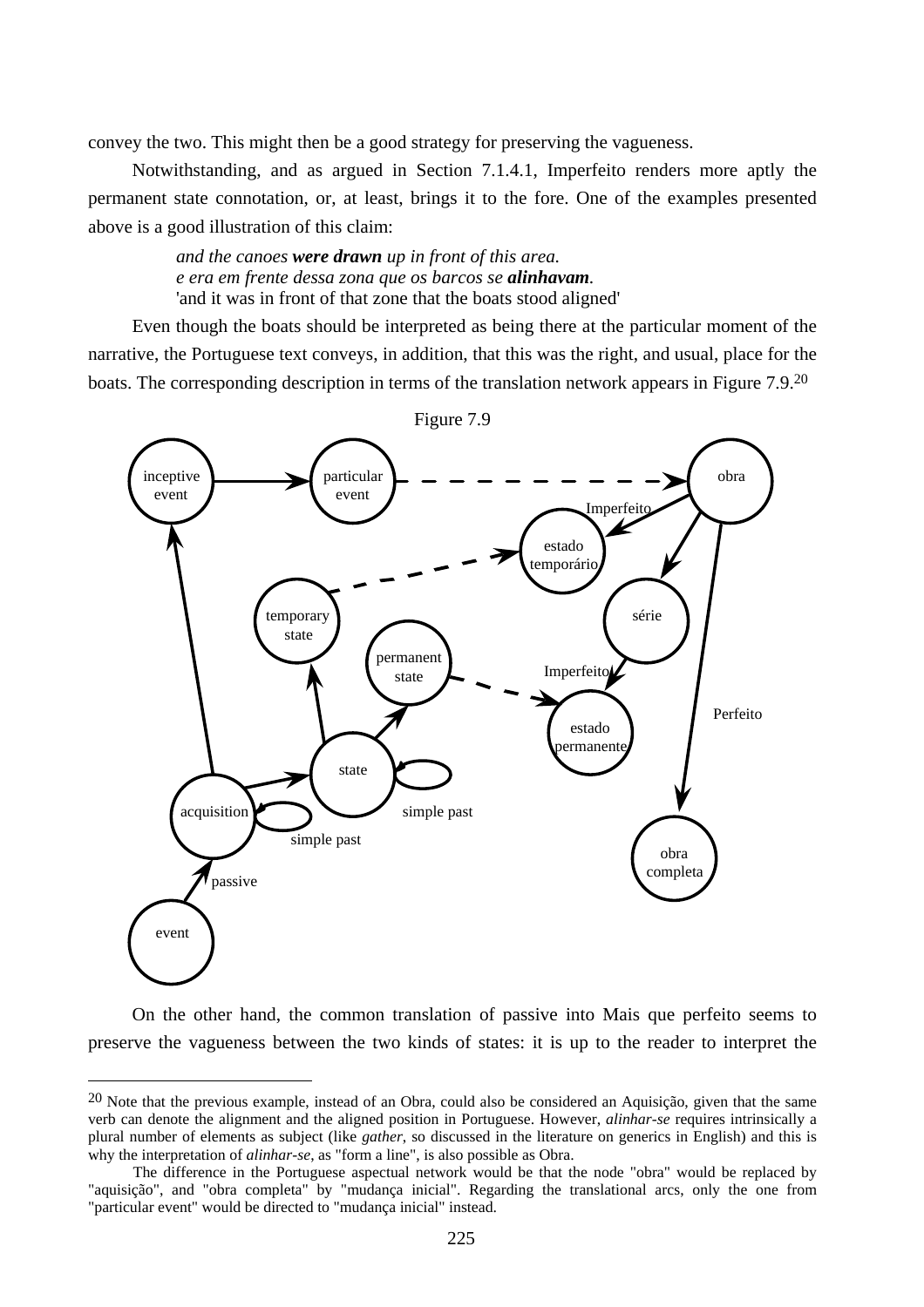convey the two. This might then be a good strategy for preserving the vagueness.

Notwithstanding, and as argued in Section 7.1.4.1, Imperfeito renders more aptly the permanent state connotation, or, at least, brings it to the fore. One of the examples presented above is a good illustration of this claim:

> *and the canoes* ***were drawn*** *up in front of this area.*
> *e era em frente dessa zona que os barcos se* ***alinhavam****.*
> 'and it was in front of that zone that the boats stood aligned'

Even though the boats should be interpreted as being there at the particular moment of the narrative, the Portuguese text conveys, in addition, that this was the right, and usual, place for the boats. The corresponding description in terms of the translation network appears in Figure 7.9.[20]

Figure 7.9

inceptive event
particular event
obra
Imperfeito
estado temporário
temporary state
série
permanent state
Imperfeito
estado permanente
Perfeito
state
acquisition
simple past
simple past
obra completa
passive
event

On the other hand, the common translation of passive into Mais que perfeito seems to preserve the vagueness between the two kinds of states: it is up to the reader to interpret the

---

[20] Note that the previous example, instead of an Obra, could also be considered an Aquisição, given that the same verb can denote the alignment and the aligned position in Portuguese. However, *alinhar-se* requires intrinsically a plural number of elements as subject (like *gather*, so discussed in the literature on generics in English) and this is why the interpretation of *alinhar-se*, as "form a line", is also possible as Obra.

The difference in the Portuguese aspectual network would be that the node "obra" would be replaced by "aquisição", and "obra completa" by "mudança inicial". Regarding the translational arcs, only the one from "particular event" would be directed to "mudança inicial" instead.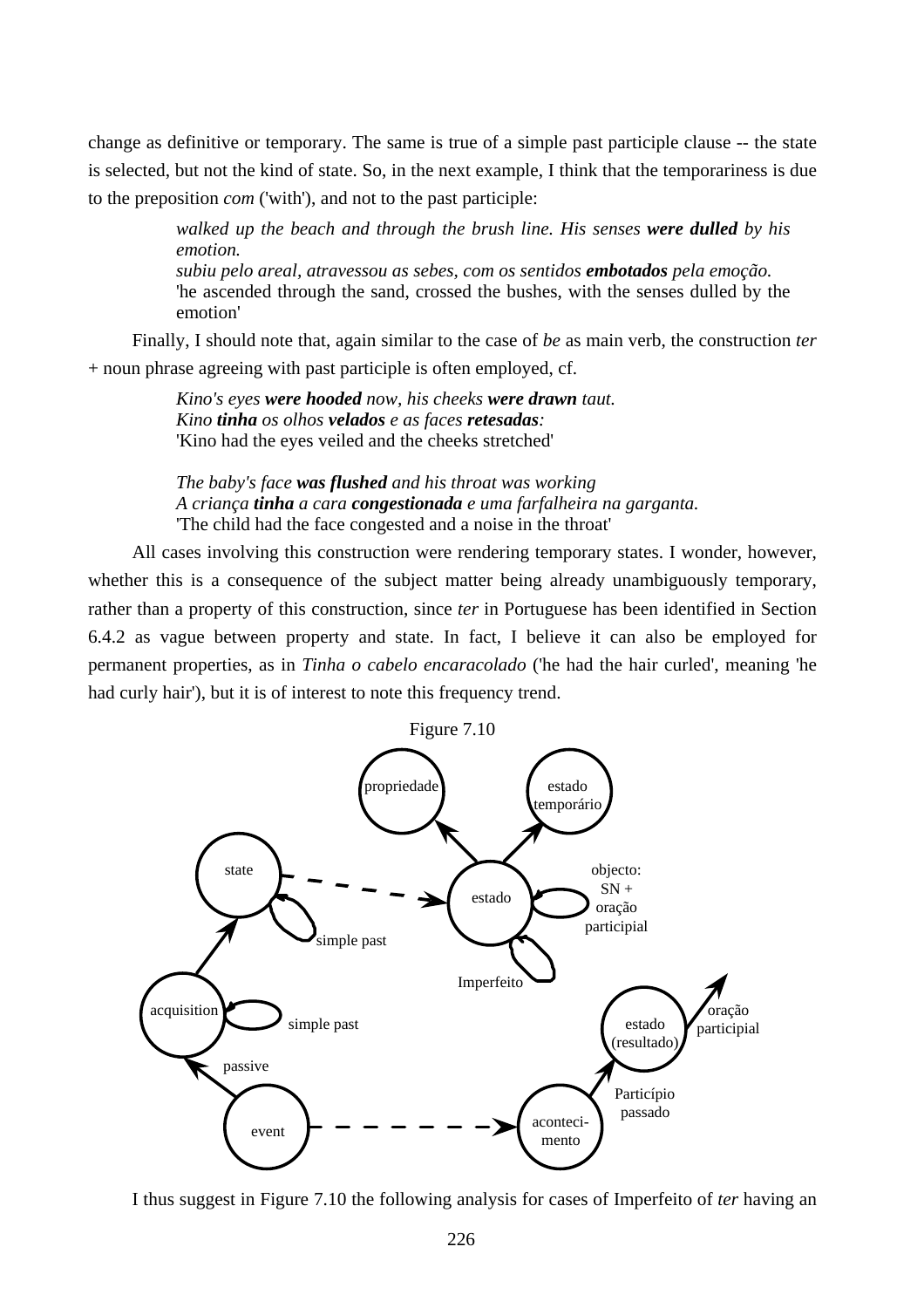change as definitive or temporary. The same is true of a simple past participle clause -- the state is selected, but not the kind of state. So, in the next example, I think that the temporariness is due to the preposition *com* ('with'), and not to the past participle:

> *walked up the beach and through the brush line. His senses **were dulled** by his emotion.*
> *subiu pelo areal, atravessou as sebes, com os sentidos **embotados** pela emoção.*
> 'he ascended through the sand, crossed the bushes, with the senses dulled by the emotion'

Finally, I should note that, again similar to the case of *be* as main verb, the construction *ter* + noun phrase agreeing with past participle is often employed, cf.

> *Kino's eyes **were hooded** now, his cheeks **were drawn** taut.*
> *Kino **tinha** os olhos **velados** e as faces **retesadas**:*
> 'Kino had the eyes veiled and the cheeks stretched'

> *The baby's face **was flushed** and his throat was working*
> *A criança **tinha** a cara **congestionada** e uma farfalheira na garganta.*
> 'The child had the face congested and a noise in the throat'

All cases involving this construction were rendering temporary states. I wonder, however, whether this is a consequence of the subject matter being already unambiguously temporary, rather than a property of this construction, since *ter* in Portuguese has been identified in Section 6.4.2 as vague between property and state. In fact, I believe it can also be employed for permanent properties, as in *Tinha o cabelo encaracolado* ('he had the hair curled', meaning 'he had curly hair'), but it is of interest to note this frequency trend.

Figure 7.10

propriedade
estado temporário
state
estado
objecto: SN + oração participial
simple past
Imperfeito
acquisition
simple past
estado (resultado)
oração participial
passive
Particípio passado
event
aconteci- mento

I thus suggest in Figure 7.10 the following analysis for cases of Imperfeito of *ter* having an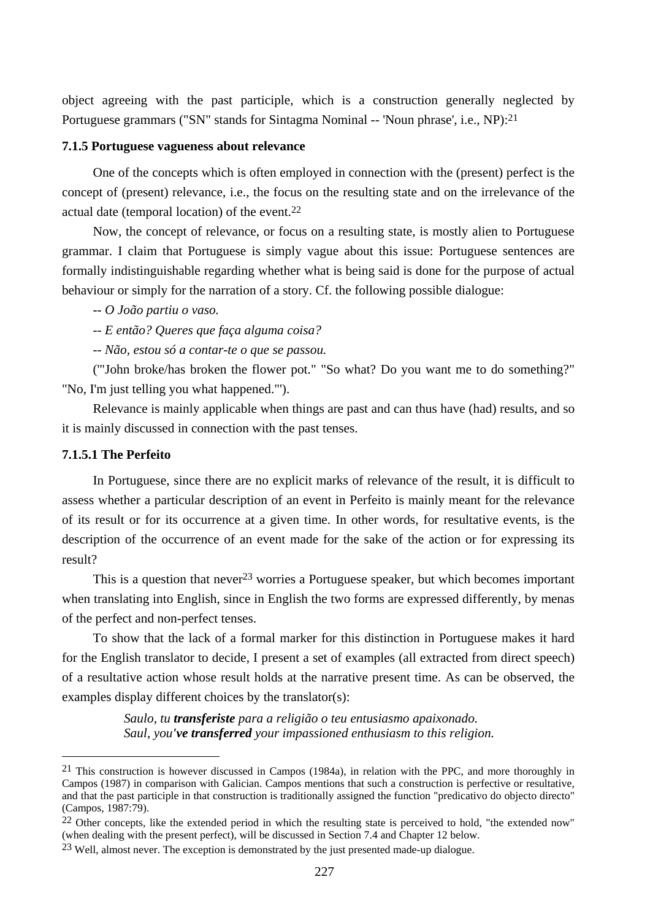object agreeing with the past participle, which is a construction generally neglected by Portuguese grammars ("SN" stands for Sintagma Nominal -- 'Noun phrase', i.e., NP):[21]

### 7.1.5 Portuguese vagueness about relevance

One of the concepts which is often employed in connection with the (present) perfect is the concept of (present) relevance, i.e., the focus on the resulting state and on the irrelevance of the actual date (temporal location) of the event.[22]

Now, the concept of relevance, or focus on a resulting state, is mostly alien to Portuguese grammar. I claim that Portuguese is simply vague about this issue: Portuguese sentences are formally indistinguishable regarding whether what is being said is done for the purpose of actual behaviour or simply for the narration of a story. Cf. the following possible dialogue:

-- *O João partiu o vaso.*

-- *E então? Queres que faça alguma coisa?*

-- *Não, estou só a contar-te o que se passou.*

("'John broke/has broken the flower pot." "So what? Do you want me to do something?" "No, I'm just telling you what happened.'").

Relevance is mainly applicable when things are past and can thus have (had) results, and so it is mainly discussed in connection with the past tenses.

#### 7.1.5.1 The Perfeito

In Portuguese, since there are no explicit marks of relevance of the result, it is difficult to assess whether a particular description of an event in Perfeito is mainly meant for the relevance of its result or for its occurrence at a given time. In other words, for resultative events, is the description of the occurrence of an event made for the sake of the action or for expressing its result?

This is a question that never[23] worries a Portuguese speaker, but which becomes important when translating into English, since in English the two forms are expressed differently, by menas of the perfect and non-perfect tenses.

To show that the lack of a formal marker for this distinction in Portuguese makes it hard for the English translator to decide, I present a set of examples (all extracted from direct speech) of a resultative action whose result holds at the narrative present time. As can be observed, the examples display different choices by the translator(s):

> *Saulo, tu* ***transferiste*** *para a religião o teu entusiasmo apaixonado.*
> *Saul, you**'ve transferred** your impassioned enthusiasm to this religion.*

---

[21] This construction is however discussed in Campos (1984a), in relation with the PPC, and more thoroughly in Campos (1987) in comparison with Galician. Campos mentions that such a construction is perfective or resultative, and that the past participle in that construction is traditionally assigned the function "predicativo do objecto directo" (Campos, 1987:79).

[22] Other concepts, like the extended period in which the resulting state is perceived to hold, "the extended now" (when dealing with the present perfect), will be discussed in Section 7.4 and Chapter 12 below.

[23] Well, almost never. The exception is demonstrated by the just presented made-up dialogue.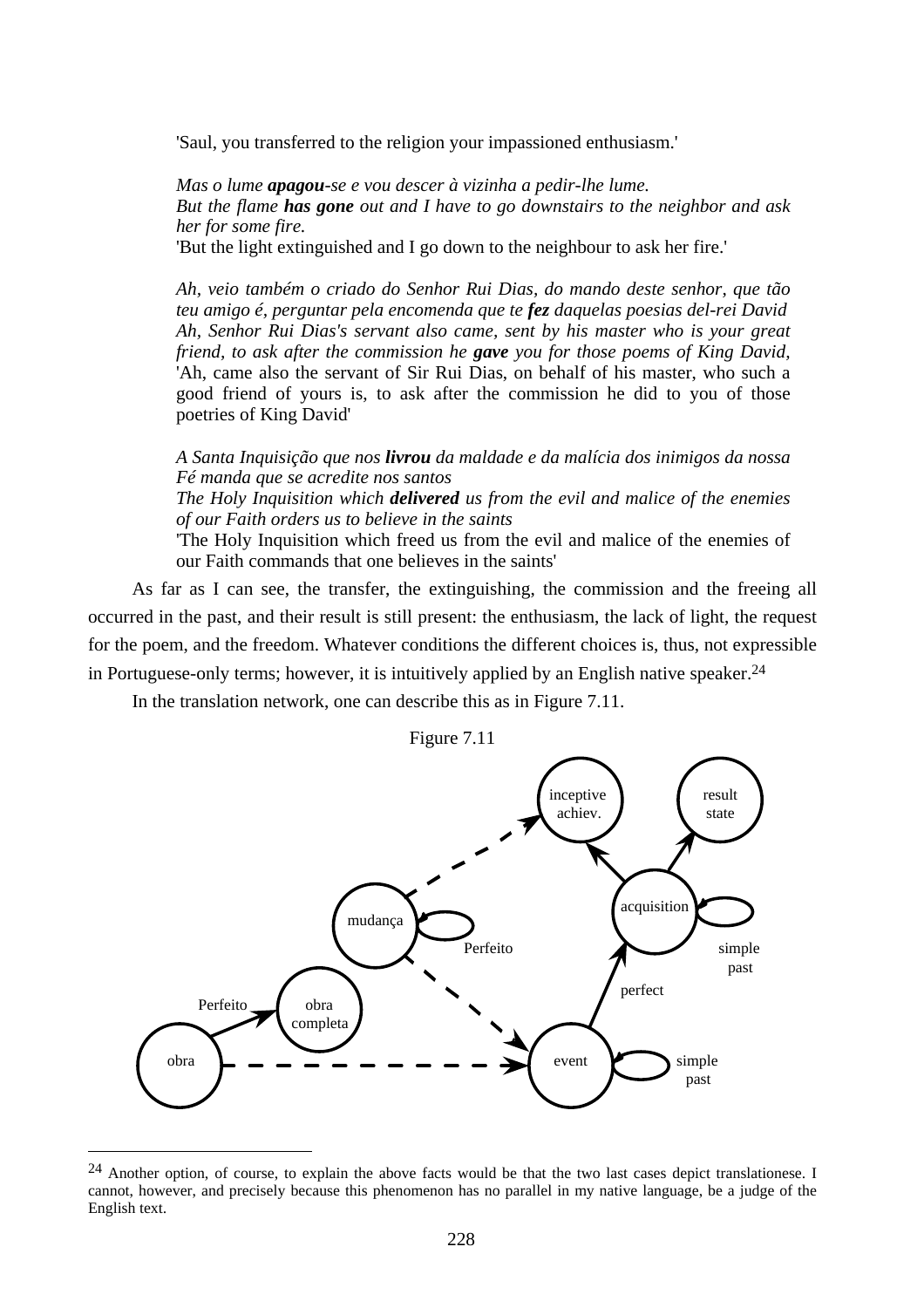'Saul, you transferred to the religion your impassioned enthusiasm.'

*Mas o lume **apagou**-se e vou descer à vizinha a pedir-lhe lume.*
*But the flame **has gone** out and I have to go downstairs to the neighbor and ask her for some fire.*
'But the light extinguished and I go down to the neighbour to ask her fire.'

*Ah, veio também o criado do Senhor Rui Dias, do mando deste senhor, que tão teu amigo é, perguntar pela encomenda que te **fez** daquelas poesias del-rei David*
*Ah, Senhor Rui Dias's servant also came, sent by his master who is your great friend, to ask after the commission he **gave** you for those poems of King David,*
'Ah, came also the servant of Sir Rui Dias, on behalf of his master, who such a good friend of yours is, to ask after the commission he did to you of those poetries of King David'

*A Santa Inquisição que nos **livrou** da maldade e da malícia dos inimigos da nossa Fé manda que se acredite nos santos*
*The Holy Inquisition which **delivered** us from the evil and malice of the enemies of our Faith orders us to believe in the saints*
'The Holy Inquisition which freed us from the evil and malice of the enemies of our Faith commands that one believes in the saints'

As far as I can see, the transfer, the extinguishing, the commission and the freeing all occurred in the past, and their result is still present: the enthusiasm, the lack of light, the request for the poem, and the freedom. Whatever conditions the different choices is, thus, not expressible in Portuguese-only terms; however, it is intuitively applied by an English native speaker.[24]

In the translation network, one can describe this as in Figure 7.11.

Figure 7.11

[24] Another option, of course, to explain the above facts would be that the two last cases depict translationese. I cannot, however, and precisely because this phenomenon has no parallel in my native language, be a judge of the English text.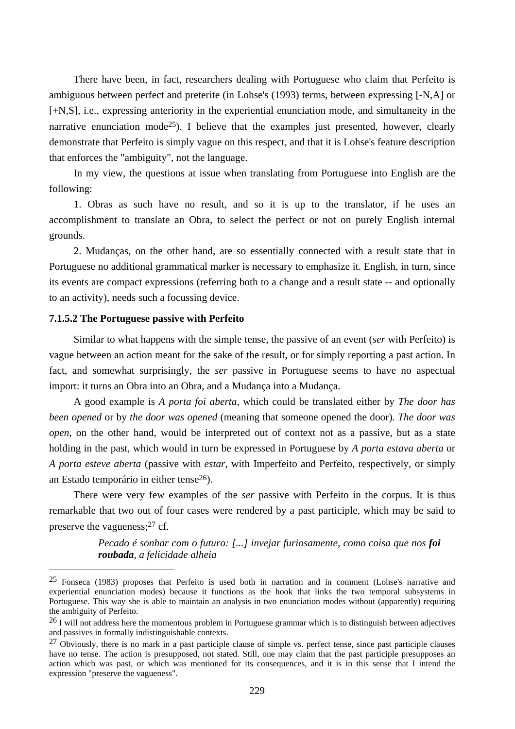There have been, in fact, researchers dealing with Portuguese who claim that Perfeito is ambiguous between perfect and preterite (in Lohse's (1993) terms, between expressing [-N,A] or [+N,S], i.e., expressing anteriority in the experiential enunciation mode, and simultaneity in the narrative enunciation mode[25]). I believe that the examples just presented, however, clearly demonstrate that Perfeito is simply vague on this respect, and that it is Lohse's feature description that enforces the "ambiguity", not the language.

In my view, the questions at issue when translating from Portuguese into English are the following:

1. Obras as such have no result, and so it is up to the translator, if he uses an accomplishment to translate an Obra, to select the perfect or not on purely English internal grounds.

2. Mudanças, on the other hand, are so essentially connected with a result state that in Portuguese no additional grammatical marker is necessary to emphasize it. English, in turn, since its events are compact expressions (referring both to a change and a result state -- and optionally to an activity), needs such a focussing device.

### 7.1.5.2 The Portuguese passive with Perfeito

Similar to what happens with the simple tense, the passive of an event (*ser* with Perfeito) is vague between an action meant for the sake of the result, or for simply reporting a past action. In fact, and somewhat surprisingly, the *ser* passive in Portuguese seems to have no aspectual import: it turns an Obra into an Obra, and a Mudança into a Mudança.

A good example is *A porta foi aberta*, which could be translated either by *The door has been opened* or by *the door was opened* (meaning that someone opened the door). *The door was open*, on the other hand, would be interpreted out of context not as a passive, but as a state holding in the past, which would in turn be expressed in Portuguese by *A porta estava aberta* or *A porta esteve aberta* (passive with *estar*, with Imperfeito and Perfeito, respectively, or simply an Estado temporário in either tense[26]).

There were very few examples of the *ser* passive with Perfeito in the corpus. It is thus remarkable that two out of four cases were rendered by a past participle, which may be said to preserve the vagueness;[27] cf.

> *Pecado é sonhar com o futuro: [...] invejar furiosamente, como coisa que nos* ***foi roubada****, a felicidade alheia*

---

[25] Fonseca (1983) proposes that Perfeito is used both in narration and in comment (Lohse's narrative and experiential enunciation modes) because it functions as the hook that links the two temporal subsystems in Portuguese. This way she is able to maintain an analysis in two enunciation modes without (apparently) requiring the ambiguity of Perfeito.

[26] I will not address here the momentous problem in Portuguese grammar which is to distinguish between adjectives and passives in formally indistinguishable contexts.

[27] Obviously, there is no mark in a past participle clause of simple vs. perfect tense, since past participle clauses have no tense. The action is presupposed, not stated. Still, one may claim that the past participle presupposes an action which was past, or which was mentioned for its consequences, and it is in this sense that I intend the expression "preserve the vagueness".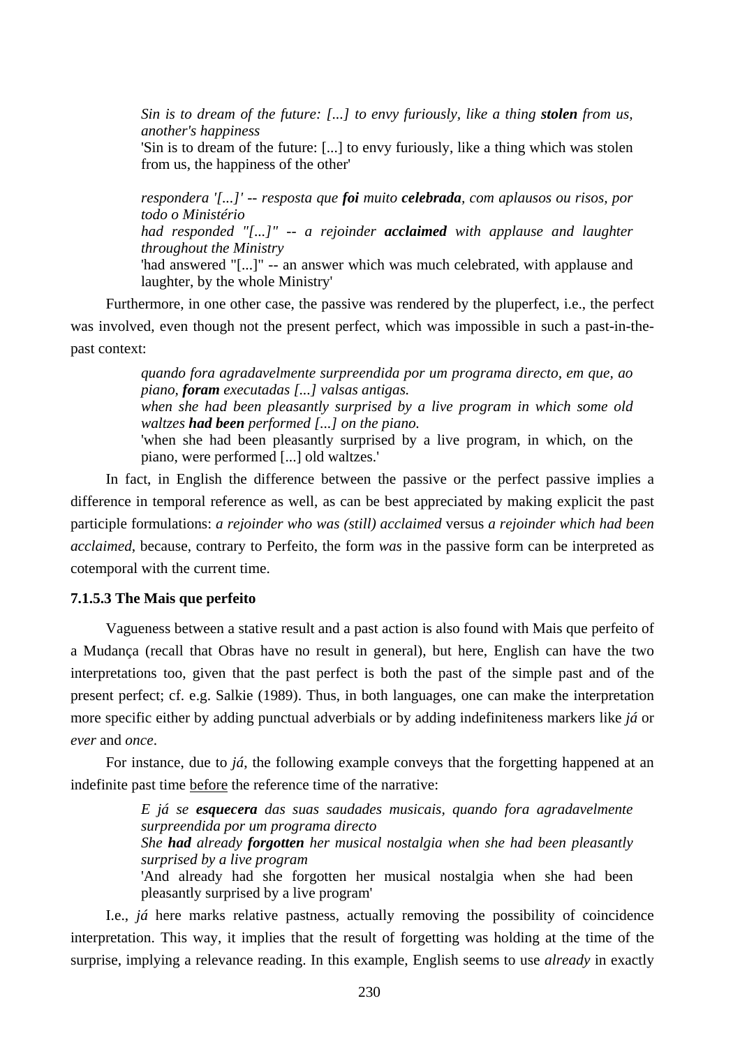> *Sin is to dream of the future: [...] to envy furiously, like a thing **stolen** from us, another's happiness*
> 'Sin is to dream of the future: [...] to envy furiously, like a thing which was stolen from us, the happiness of the other'

> *respondera '[...]' -- resposta que **foi** muito **celebrada**, com aplausos ou risos, por todo o Ministério*
> *had responded "[...]" -- a rejoinder **acclaimed** with applause and laughter throughout the Ministry*
> 'had answered "[...]" -- an answer which was much celebrated, with applause and laughter, by the whole Ministry'

Furthermore, in one other case, the passive was rendered by the pluperfect, i.e., the perfect was involved, even though not the present perfect, which was impossible in such a past-in-the-past context:

> *quando fora agradavelmente surpreendida por um programa directo, em que, ao piano, **foram** executadas [...] valsas antigas.*
> *when she had been pleasantly surprised by a live program in which some old waltzes **had been** performed [...] on the piano.*
> 'when she had been pleasantly surprised by a live program, in which, on the piano, were performed [...] old waltzes.'

In fact, in English the difference between the passive or the perfect passive implies a difference in temporal reference as well, as can be best appreciated by making explicit the past participle formulations: *a rejoinder who was (still) acclaimed* versus *a rejoinder which had been acclaimed*, because, contrary to Perfeito, the form *was* in the passive form can be interpreted as cotemporal with the current time.

#### 7.1.5.3 The Mais que perfeito

Vagueness between a stative result and a past action is also found with Mais que perfeito of a Mudança (recall that Obras have no result in general), but here, English can have the two interpretations too, given that the past perfect is both the past of the simple past and of the present perfect; cf. e.g. Salkie (1989). Thus, in both languages, one can make the interpretation more specific either by adding punctual adverbials or by adding indefiniteness markers like *já* or *ever* and *once*.

For instance, due to *já*, the following example conveys that the forgetting happened at an indefinite past time before the reference time of the narrative:

> *E já se **esquecera** das suas saudades musicais, quando fora agradavelmente surpreendida por um programa directo*
> *She **had** already **forgotten** her musical nostalgia when she had been pleasantly surprised by a live program*
> 'And already had she forgotten her musical nostalgia when she had been pleasantly surprised by a live program'

I.e., *já* here marks relative pastness, actually removing the possibility of coincidence interpretation. This way, it implies that the result of forgetting was holding at the time of the surprise, implying a relevance reading. In this example, English seems to use *already* in exactly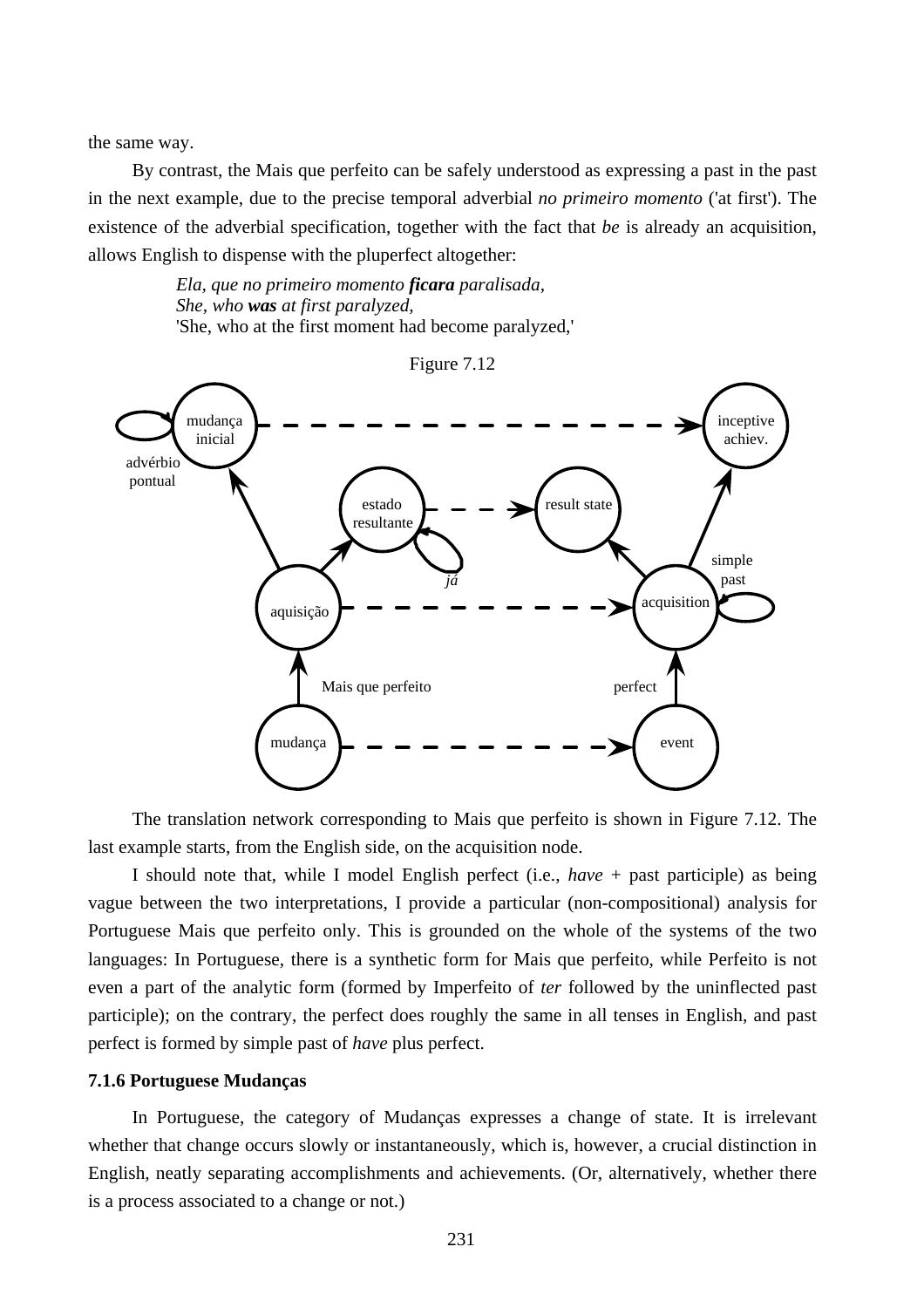the same way.

By contrast, the Mais que perfeito can be safely understood as expressing a past in the past in the next example, due to the precise temporal adverbial *no primeiro momento* ('at first'). The existence of the adverbial specification, together with the fact that *be* is already an acquisition, allows English to dispense with the pluperfect altogether:

> *Ela, que no primeiro momento **ficara** paralisada,*
> *She, who **was** at first paralyzed,*
> 'She, who at the first moment had become paralyzed,'

Figure 7.12

mudança inicial
advérbio pontual
inceptive achiev.
estado resultante
já
result state
simple past
aquisição
acquisition
Mais que perfeito
perfect
mudança
event

The translation network corresponding to Mais que perfeito is shown in Figure 7.12. The last example starts, from the English side, on the acquisition node.

I should note that, while I model English perfect (i.e., *have* + past participle) as being vague between the two interpretations, I provide a particular (non-compositional) analysis for Portuguese Mais que perfeito only. This is grounded on the whole of the systems of the two languages: In Portuguese, there is a synthetic form for Mais que perfeito, while Perfeito is not even a part of the analytic form (formed by Imperfeito of *ter* followed by the uninflected past participle); on the contrary, the perfect does roughly the same in all tenses in English, and past perfect is formed by simple past of *have* plus perfect.

### 7.1.6 Portuguese Mudanças

In Portuguese, the category of Mudanças expresses a change of state. It is irrelevant whether that change occurs slowly or instantaneously, which is, however, a crucial distinction in English, neatly separating accomplishments and achievements. (Or, alternatively, whether there is a process associated to a change or not.)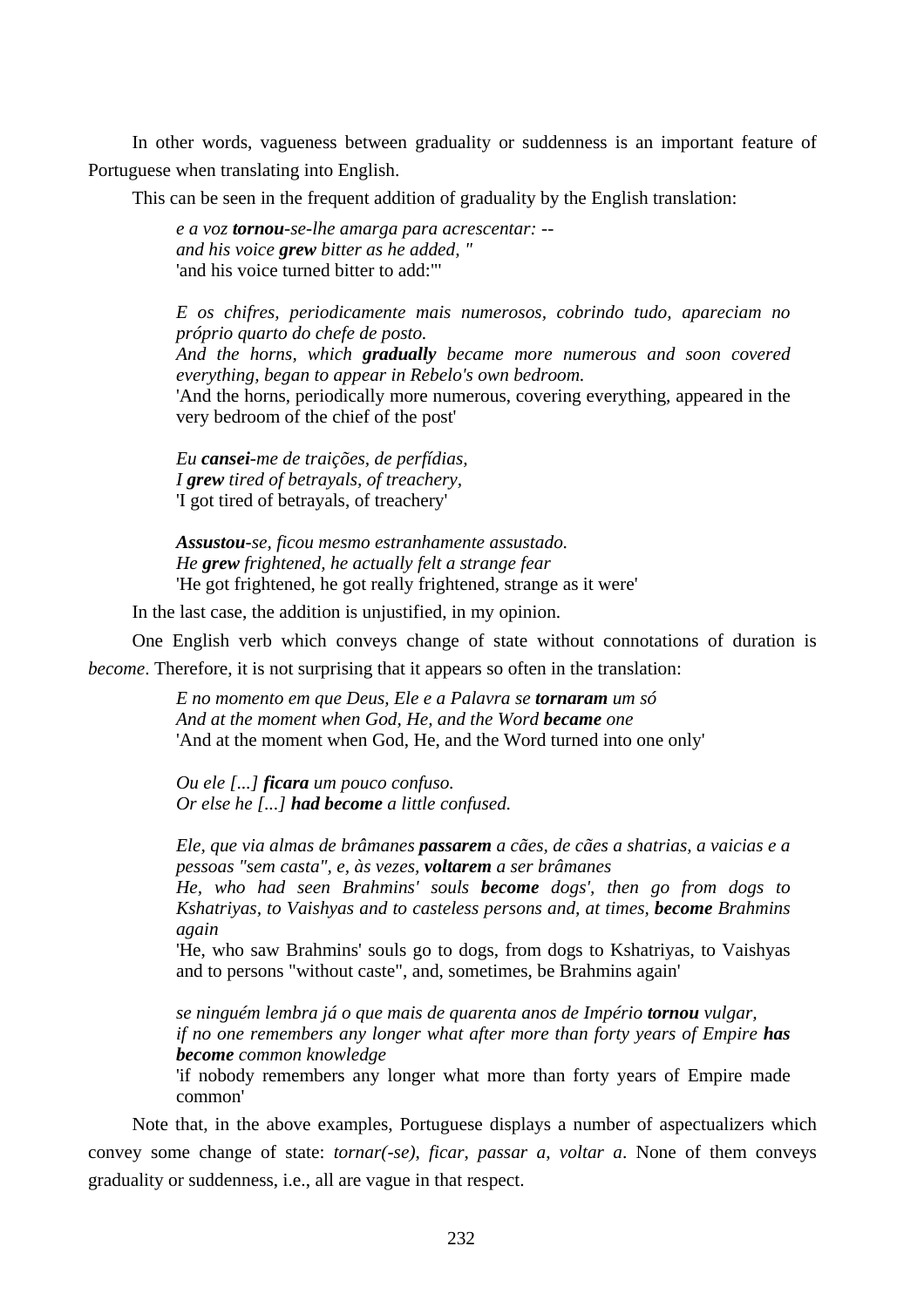In other words, vagueness between graduality or suddenness is an important feature of Portuguese when translating into English.

This can be seen in the frequent addition of graduality by the English translation:

> *e a voz **tornou**-se-lhe amarga para acrescentar: --*
> *and his voice **grew** bitter as he added, "*
> 'and his voice turned bitter to add:"'

> *E os chifres, periodicamente mais numerosos, cobrindo tudo, apareciam no próprio quarto do chefe de posto.*
> *And the horns, which **gradually** became more numerous and soon covered everything, began to appear in Rebelo's own bedroom.*
> 'And the horns, periodically more numerous, covering everything, appeared in the very bedroom of the chief of the post'

> *Eu **cansei**-me de traições, de perfídias,*
> *I **grew** tired of betrayals, of treachery,*
> 'I got tired of betrayals, of treachery'

> ***Assustou**-se, ficou mesmo estranhamente assustado.*
> *He **grew** frightened, he actually felt a strange fear*
> 'He got frightened, he got really frightened, strange as it were'

In the last case, the addition is unjustified, in my opinion.

One English verb which conveys change of state without connotations of duration is *become*. Therefore, it is not surprising that it appears so often in the translation:

> *E no momento em que Deus, Ele e a Palavra se **tornaram** um só*
> *And at the moment when God, He, and the Word **became** one*
> 'And at the moment when God, He, and the Word turned into one only'

> *Ou ele [...] **ficara** um pouco confuso.*
> *Or else he [...] **had become** a little confused.*

> *Ele, que via almas de brâmanes **passarem** a cães, de cães a shatrias, a vaicias e a pessoas "sem casta", e, às vezes, **voltarem** a ser brâmanes*
> *He, who had seen Brahmins' souls **become** dogs', then go from dogs to Kshatriyas, to Vaishyas and to casteless persons and, at times, **become** Brahmins again*
> 'He, who saw Brahmins' souls go to dogs, from dogs to Kshatriyas, to Vaishyas and to persons "without caste", and, sometimes, be Brahmins again'

> *se ninguém lembra já o que mais de quarenta anos de Império **tornou** vulgar,*
> *if no one remembers any longer what after more than forty years of Empire **has become** common knowledge*
> 'if nobody remembers any longer what more than forty years of Empire made common'

Note that, in the above examples, Portuguese displays a number of aspectualizers which convey some change of state: *tornar(-se)*, *ficar*, *passar a*, *voltar a*. None of them conveys graduality or suddenness, i.e., all are vague in that respect.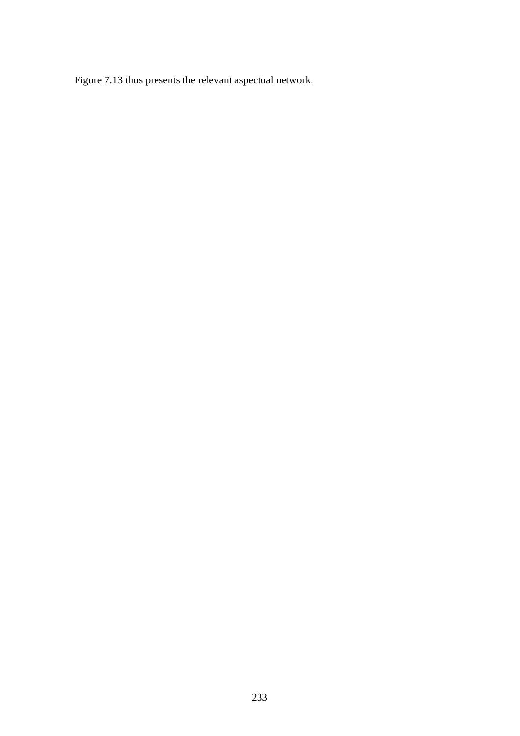Figure 7.13 thus presents the relevant aspectual network.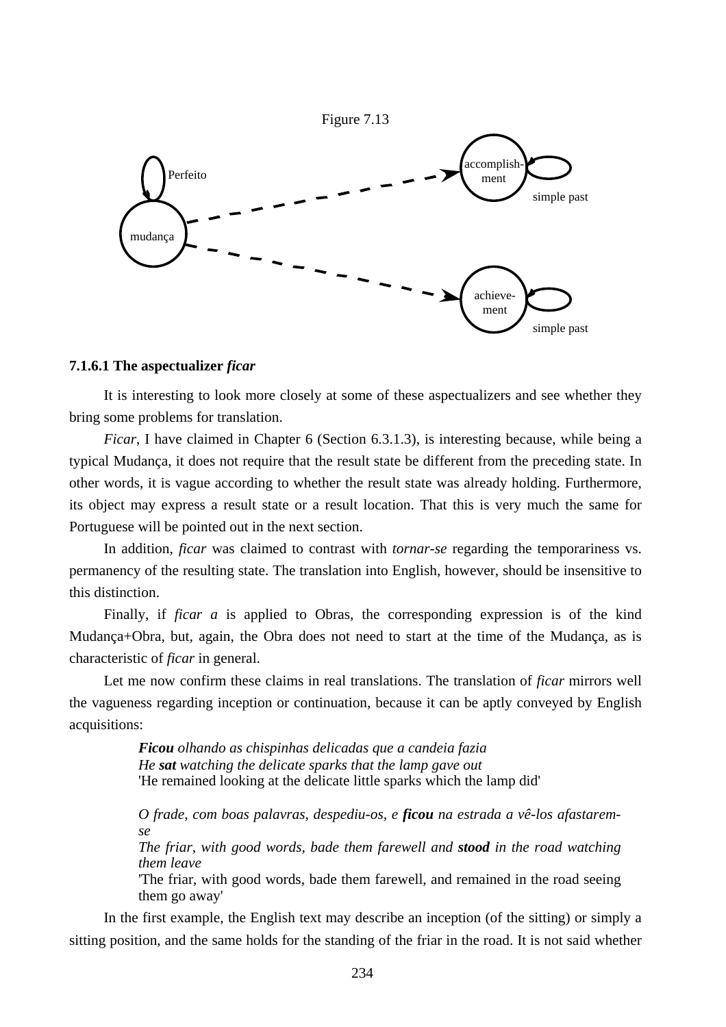Figure 7.13

Perfeito

mudança

accomplish-
ment

simple past

achieve-
ment

simple past

#### 7.1.6.1 The aspectualizer *ficar*

It is interesting to look more closely at some of these aspectualizers and see whether they bring some problems for translation.

*Ficar*, I have claimed in Chapter 6 (Section 6.3.1.3), is interesting because, while being a typical Mudança, it does not require that the result state be different from the preceding state. In other words, it is vague according to whether the result state was already holding. Furthermore, its object may express a result state or a result location. That this is very much the same for Portuguese will be pointed out in the next section.

In addition, *ficar* was claimed to contrast with *tornar-se* regarding the temporariness vs. permanency of the resulting state. The translation into English, however, should be insensitive to this distinction.

Finally, if *ficar a* is applied to Obras, the corresponding expression is of the kind Mudança+Obra, but, again, the Obra does not need to start at the time of the Mudança, as is characteristic of *ficar* in general.

Let me now confirm these claims in real translations. The translation of *ficar* mirrors well the vagueness regarding inception or continuation, because it can be aptly conveyed by English acquisitions:

> ***Ficou** olhando as chispinhas delicadas que a candeia fazia*
> *He **sat** watching the delicate sparks that the lamp gave out*
> 'He remained looking at the delicate little sparks which the lamp did'
>
> *O frade, com boas palavras, despediu-os, e **ficou** na estrada a vê-los afastarem-se*
> *The friar, with good words, bade them farewell and **stood** in the road watching them leave*
> 'The friar, with good words, bade them farewell, and remained in the road seeing them go away'

In the first example, the English text may describe an inception (of the sitting) or simply a sitting position, and the same holds for the standing of the friar in the road. It is not said whether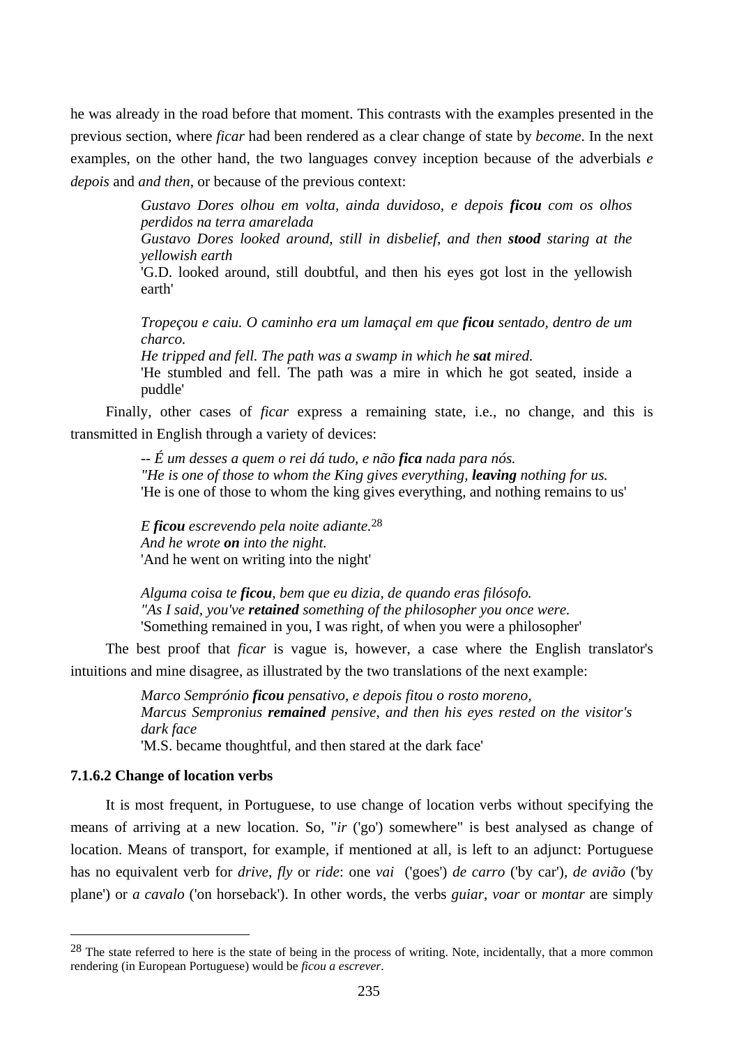he was already in the road before that moment. This contrasts with the examples presented in the previous section, where *ficar* had been rendered as a clear change of state by *become*. In the next examples, on the other hand, the two languages convey inception because of the adverbials *e depois* and *and then*, or because of the previous context:

> *Gustavo Dores olhou em volta, ainda duvidoso, e depois **ficou** com os olhos perdidos na terra amarelada*
> *Gustavo Dores looked around, still in disbelief, and then **stood** staring at the yellowish earth*
> 'G.D. looked around, still doubtful, and then his eyes got lost in the yellowish earth'
>
> *Tropeçou e caiu. O caminho era um lamaçal em que **ficou** sentado, dentro de um charco.*
> *He tripped and fell. The path was a swamp in which he **sat** mired.*
> 'He stumbled and fell. The path was a mire in which he got seated, inside a puddle'

Finally, other cases of *ficar* express a remaining state, i.e., no change, and this is transmitted in English through a variety of devices:

> *-- É um desses a quem o rei dá tudo, e não **fica** nada para nós.*
> *"He is one of those to whom the King gives everything, **leaving** nothing for us.*
> 'He is one of those to whom the king gives everything, and nothing remains to us'
>
> *E **ficou** escrevendo pela noite adiante.*[28]
> *And he wrote **on** into the night.*
> 'And he went on writing into the night'
>
> *Alguma coisa te **ficou**, bem que eu dizia, de quando eras filósofo.*
> *"As I said, you've **retained** something of the philosopher you once were.*
> 'Something remained in you, I was right, of when you were a philosopher'

The best proof that *ficar* is vague is, however, a case where the English translator's intuitions and mine disagree, as illustrated by the two translations of the next example:

> *Marco Semprónio **ficou** pensativo, e depois fitou o rosto moreno,*
> *Marcus Sempronius **remained** pensive, and then his eyes rested on the visitor's dark face*
> 'M.S. became thoughtful, and then stared at the dark face'

### 7.1.6.2 Change of location verbs

It is most frequent, in Portuguese, to use change of location verbs without specifying the means of arriving at a new location. So, "*ir* ('go') somewhere" is best analysed as change of location. Means of transport, for example, if mentioned at all, is left to an adjunct: Portuguese has no equivalent verb for *drive*, *fly* or *ride*: one *vai* ('goes') *de carro* ('by car'), *de avião* ('by plane') or *a cavalo* ('on horseback'). In other words, the verbs *guiar*, *voar* or *montar* are simply

---

[28] The state referred to here is the state of being in the process of writing. Note, incidentally, that a more common rendering (in European Portuguese) would be *ficou a escrever*.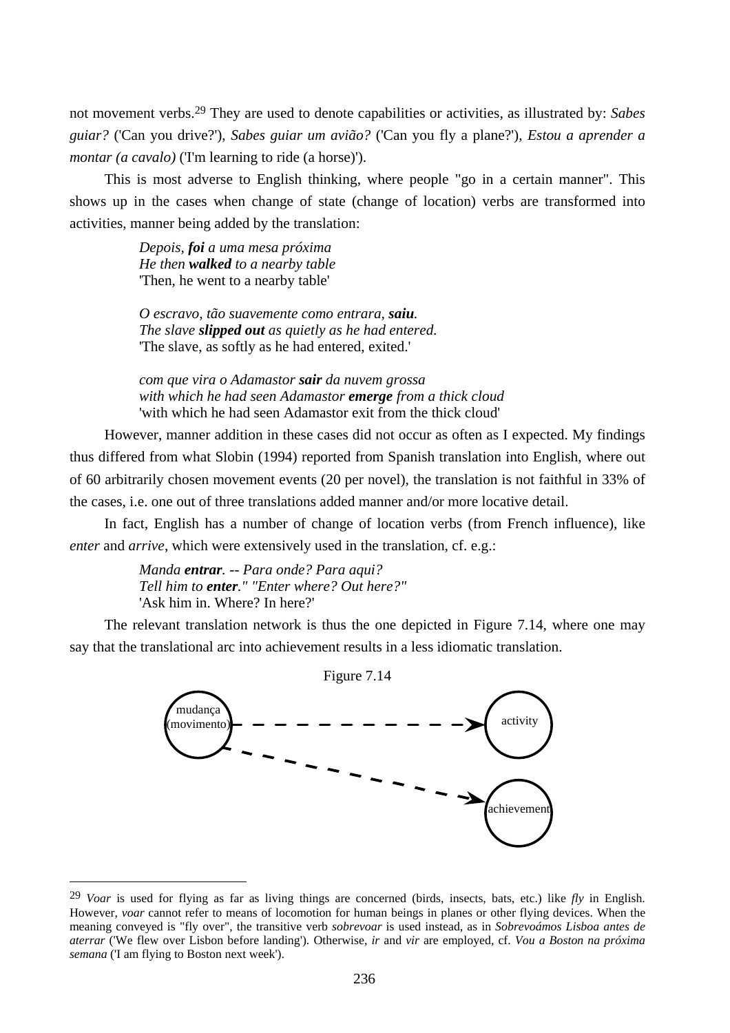not movement verbs.[29] They are used to denote capabilities or activities, as illustrated by: *Sabes guiar?* ('Can you drive?'), *Sabes guiar um avião?* ('Can you fly a plane?'), *Estou a aprender a montar (a cavalo)* ('I'm learning to ride (a horse)').

This is most adverse to English thinking, where people "go in a certain manner". This shows up in the cases when change of state (change of location) verbs are transformed into activities, manner being added by the translation:

> *Depois, **foi** a uma mesa próxima*
> *He then **walked** to a nearby table*
> 'Then, he went to a nearby table'
>
> *O escravo, tão suavemente como entrara, **saiu**.*
> *The slave **slipped out** as quietly as he had entered.*
> 'The slave, as softly as he had entered, exited.'
>
> *com que vira o Adamastor **sair** da nuvem grossa*
> *with which he had seen Adamastor **emerge** from a thick cloud*
> 'with which he had seen Adamastor exit from the thick cloud'

However, manner addition in these cases did not occur as often as I expected. My findings thus differed from what Slobin (1994) reported from Spanish translation into English, where out of 60 arbitrarily chosen movement events (20 per novel), the translation is not faithful in 33% of the cases, i.e. one out of three translations added manner and/or more locative detail.

In fact, English has a number of change of location verbs (from French influence), like *enter* and *arrive*, which were extensively used in the translation, cf. e.g.:

> *Manda **entrar**. -- Para onde? Para aqui?*
> *Tell him to **enter**." "Enter where? Out here?"*
> 'Ask him in. Where? In here?'

The relevant translation network is thus the one depicted in Figure 7.14, where one may say that the translational arc into achievement results in a less idiomatic translation.

Figure 7.14

mudança (movimento)

activity

achievement

---

[29] *Voar* is used for flying as far as living things are concerned (birds, insects, bats, etc.) like *fly* in English. However, *voar* cannot refer to means of locomotion for human beings in planes or other flying devices. When the meaning conveyed is "fly over", the transitive verb *sobrevoar* is used instead, as in *Sobrevoámos Lisboa antes de aterrar* ('We flew over Lisbon before landing'). Otherwise, *ir* and *vir* are employed, cf. *Vou a Boston na próxima semana* ('I am flying to Boston next week').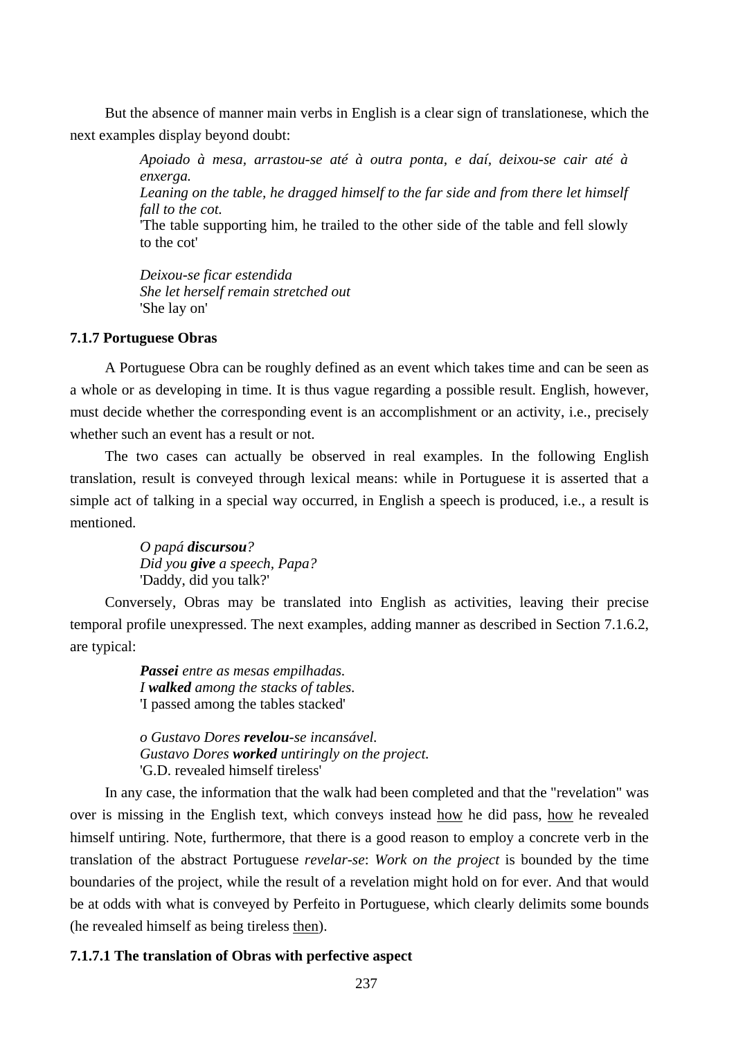But the absence of manner main verbs in English is a clear sign of translationese, which the next examples display beyond doubt:

> *Apoiado à mesa, arrastou-se até à outra ponta, e daí, deixou-se cair até à enxerga.*
> *Leaning on the table, he dragged himself to the far side and from there let himself fall to the cot.*
> 'The table supporting him, he trailed to the other side of the table and fell slowly to the cot'
>
> *Deixou-se ficar estendida*
> *She let herself remain stretched out*
> 'She lay on'

### 7.1.7 Portuguese Obras

A Portuguese Obra can be roughly defined as an event which takes time and can be seen as a whole or as developing in time. It is thus vague regarding a possible result. English, however, must decide whether the corresponding event is an accomplishment or an activity, i.e., precisely whether such an event has a result or not.

The two cases can actually be observed in real examples. In the following English translation, result is conveyed through lexical means: while in Portuguese it is asserted that a simple act of talking in a special way occurred, in English a speech is produced, i.e., a result is mentioned.

> *O papá **discursou**?*
> *Did you **give** a speech, Papa?*
> 'Daddy, did you talk?'

Conversely, Obras may be translated into English as activities, leaving their precise temporal profile unexpressed. The next examples, adding manner as described in Section 7.1.6.2, are typical:

> ***Passei** entre as mesas empilhadas.*
> *I **walked** among the stacks of tables.*
> 'I passed among the tables stacked'
>
> *o Gustavo Dores **revelou**-se incansável.*
> *Gustavo Dores **worked** untiringly on the project.*
> 'G.D. revealed himself tireless'

In any case, the information that the walk had been completed and that the "revelation" was over is missing in the English text, which conveys instead <u>how</u> he did pass, <u>how</u> he revealed himself untiring. Note, furthermore, that there is a good reason to employ a concrete verb in the translation of the abstract Portuguese *revelar-se*: *Work on the project* is bounded by the time boundaries of the project, while the result of a revelation might hold on for ever. And that would be at odds with what is conveyed by Perfeito in Portuguese, which clearly delimits some bounds (he revealed himself as being tireless <u>then</u>).

#### 7.1.7.1 The translation of Obras with perfective aspect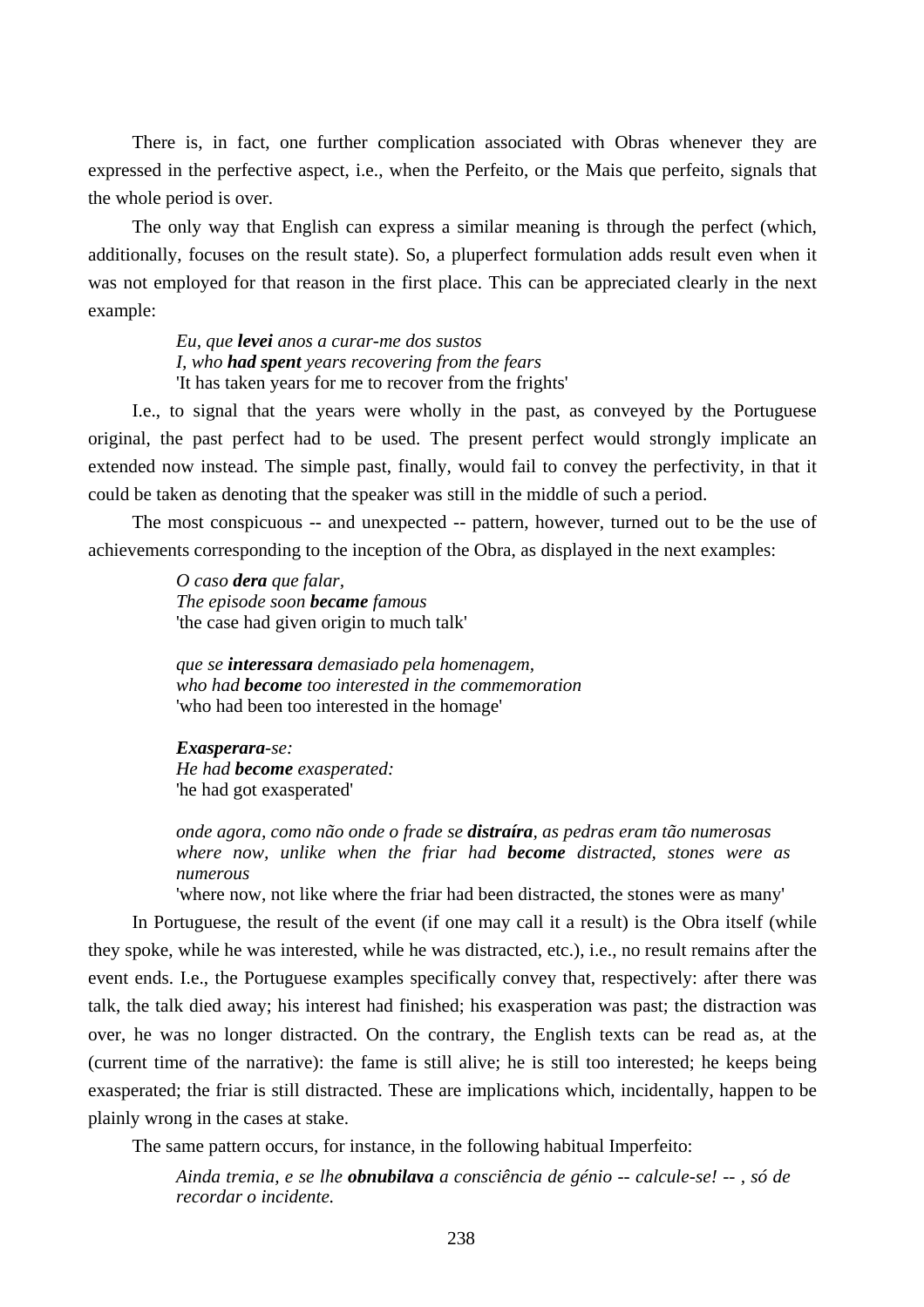There is, in fact, one further complication associated with Obras whenever they are expressed in the perfective aspect, i.e., when the Perfeito, or the Mais que perfeito, signals that the whole period is over.

The only way that English can express a similar meaning is through the perfect (which, additionally, focuses on the result state). So, a pluperfect formulation adds result even when it was not employed for that reason in the first place. This can be appreciated clearly in the next example:

> *Eu, que **levei** anos a curar-me dos sustos*
> *I, who **had spent** years recovering from the fears*
> 'It has taken years for me to recover from the frights'

I.e., to signal that the years were wholly in the past, as conveyed by the Portuguese original, the past perfect had to be used. The present perfect would strongly implicate an extended now instead. The simple past, finally, would fail to convey the perfectivity, in that it could be taken as denoting that the speaker was still in the middle of such a period.

The most conspicuous -- and unexpected -- pattern, however, turned out to be the use of achievements corresponding to the inception of the Obra, as displayed in the next examples:

> *O caso **dera** que falar,*
> *The episode soon **became** famous*
> 'the case had given origin to much talk'
>
> *que se **interessara** demasiado pela homenagem,*
> *who had **become** too interested in the commemoration*
> 'who had been too interested in the homage'
>
> ***Exasperara**-se:*
> *He had **become** exasperated:*
> 'he had got exasperated'
>
> *onde agora, como não onde o frade se **distraíra**, as pedras eram tão numerosas*
> *where now, unlike when the friar had **become** distracted, stones were as numerous*
> 'where now, not like where the friar had been distracted, the stones were as many'

In Portuguese, the result of the event (if one may call it a result) is the Obra itself (while they spoke, while he was interested, while he was distracted, etc.), i.e., no result remains after the event ends. I.e., the Portuguese examples specifically convey that, respectively: after there was talk, the talk died away; his interest had finished; his exasperation was past; the distraction was over, he was no longer distracted. On the contrary, the English texts can be read as, at the (current time of the narrative): the fame is still alive; he is still too interested; he keeps being exasperated; the friar is still distracted. These are implications which, incidentally, happen to be plainly wrong in the cases at stake.

The same pattern occurs, for instance, in the following habitual Imperfeito:

> *Ainda tremia, e se lhe **obnubilava** a consciência de génio -- calcule-se! -- , só de recordar o incidente.*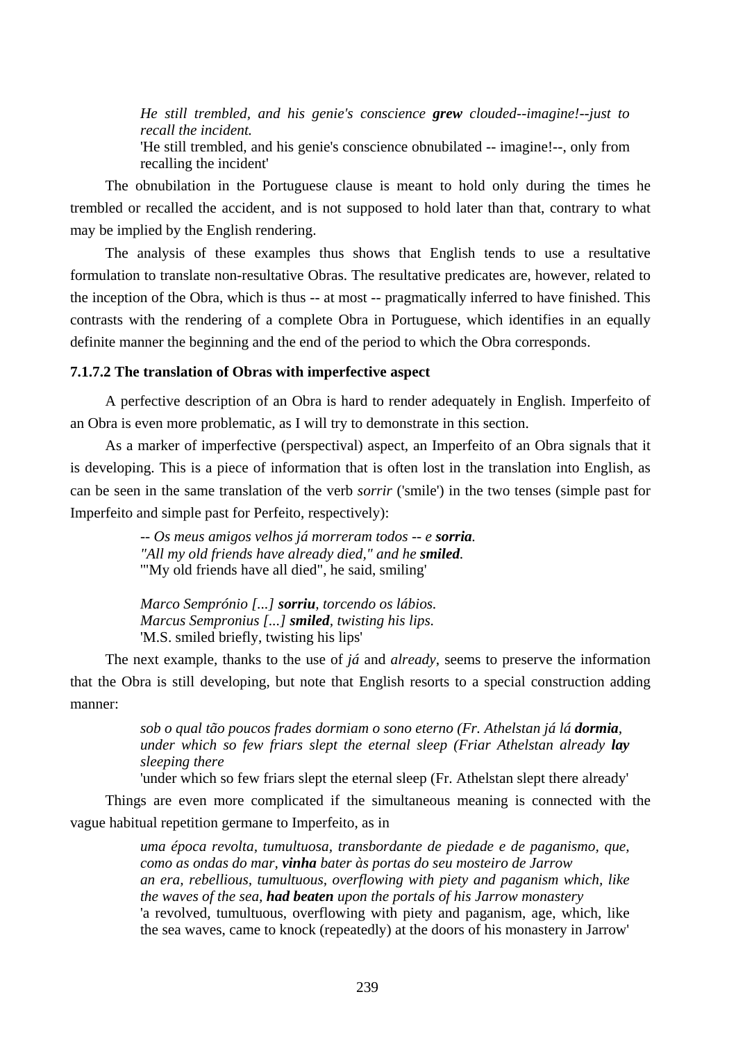*He still trembled, and his genie's conscience **grew** clouded--imagine!--just to recall the incident.*
'He still trembled, and his genie's conscience obnubilated -- imagine!--, only from recalling the incident'

The obnubilation in the Portuguese clause is meant to hold only during the times he trembled or recalled the accident, and is not supposed to hold later than that, contrary to what may be implied by the English rendering.

The analysis of these examples thus shows that English tends to use a resultative formulation to translate non-resultative Obras. The resultative predicates are, however, related to the inception of the Obra, which is thus -- at most -- pragmatically inferred to have finished. This contrasts with the rendering of a complete Obra in Portuguese, which identifies in an equally definite manner the beginning and the end of the period to which the Obra corresponds.

#### 7.1.7.2 The translation of Obras with imperfective aspect

A perfective description of an Obra is hard to render adequately in English. Imperfeito of an Obra is even more problematic, as I will try to demonstrate in this section.

As a marker of imperfective (perspectival) aspect, an Imperfeito of an Obra signals that it is developing. This is a piece of information that is often lost in the translation into English, as can be seen in the same translation of the verb *sorrir* ('smile') in the two tenses (simple past for Imperfeito and simple past for Perfeito, respectively):

*-- Os meus amigos velhos já morreram todos -- e **sorria**.*
*"All my old friends have already died," and he **smiled**.*
'"My old friends have all died", he said, smiling'

*Marco Semprónio [...] **sorriu**, torcendo os lábios.*
*Marcus Sempronius [...] **smiled**, twisting his lips.*
'M.S. smiled briefly, twisting his lips'

The next example, thanks to the use of *já* and *already*, seems to preserve the information that the Obra is still developing, but note that English resorts to a special construction adding manner:

*sob o qual tão poucos frades dormiam o sono eterno (Fr. Athelstan já lá **dormia**,*
*under which so few friars slept the eternal sleep (Friar Athelstan already **lay** sleeping there*
'under which so few friars slept the eternal sleep (Fr. Athelstan slept there already'

Things are even more complicated if the simultaneous meaning is connected with the vague habitual repetition germane to Imperfeito, as in

*uma época revolta, tumultuosa, transbordante de piedade e de paganismo, que, como as ondas do mar, **vinha** bater às portas do seu mosteiro de Jarrow*
*an era, rebellious, tumultuous, overflowing with piety and paganism which, like the waves of the sea, **had beaten** upon the portals of his Jarrow monastery*
'a revolved, tumultuous, overflowing with piety and paganism, age, which, like the sea waves, came to knock (repeatedly) at the doors of his monastery in Jarrow'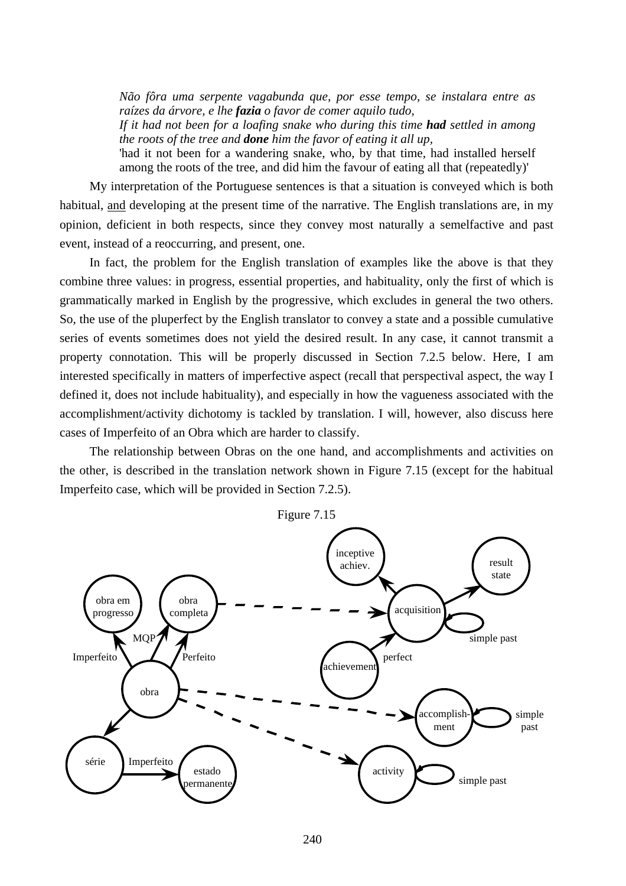> *Não fôra uma serpente vagabunda que, por esse tempo, se instalara entre as raízes da árvore, e lhe **fazia** o favor de comer aquilo tudo,*
> *If it had not been for a loafing snake who during this time **had** settled in among the roots of the tree and **done** him the favor of eating it all up,*
> 'had it not been for a wandering snake, who, by that time, had installed herself among the roots of the tree, and did him the favour of eating all that (repeatedly)'

My interpretation of the Portuguese sentences is that a situation is conveyed which is both habitual, <u>and</u> developing at the present time of the narrative. The English translations are, in my opinion, deficient in both respects, since they convey most naturally a semelfactive and past event, instead of a reoccurring, and present, one.

In fact, the problem for the English translation of examples like the above is that they combine three values: in progress, essential properties, and habituality, only the first of which is grammatically marked in English by the progressive, which excludes in general the two others. So, the use of the pluperfect by the English translator to convey a state and a possible cumulative series of events sometimes does not yield the desired result. In any case, it cannot transmit a property connotation. This will be properly discussed in Section 7.2.5 below. Here, I am interested specifically in matters of imperfective aspect (recall that perspectival aspect, the way I defined it, does not include habituality), and especially in how the vagueness associated with the accomplishment/activity dichotomy is tackled by translation. I will, however, also discuss here cases of Imperfeito of an Obra which are harder to classify.

The relationship between Obras on the one hand, and accomplishments and activities on the other, is described in the translation network shown in Figure 7.15 (except for the habitual Imperfeito case, which will be provided in Section 7.2.5).

Figure 7.15

obra em progresso
obra completa
MQP
Imperfeito
Perfeito
obra
série
Imperfeito
estado permanente
inceptive achiev.
result state
acquisition
simple past
achievement
perfect
accomplish-ment
simple past
activity
simple past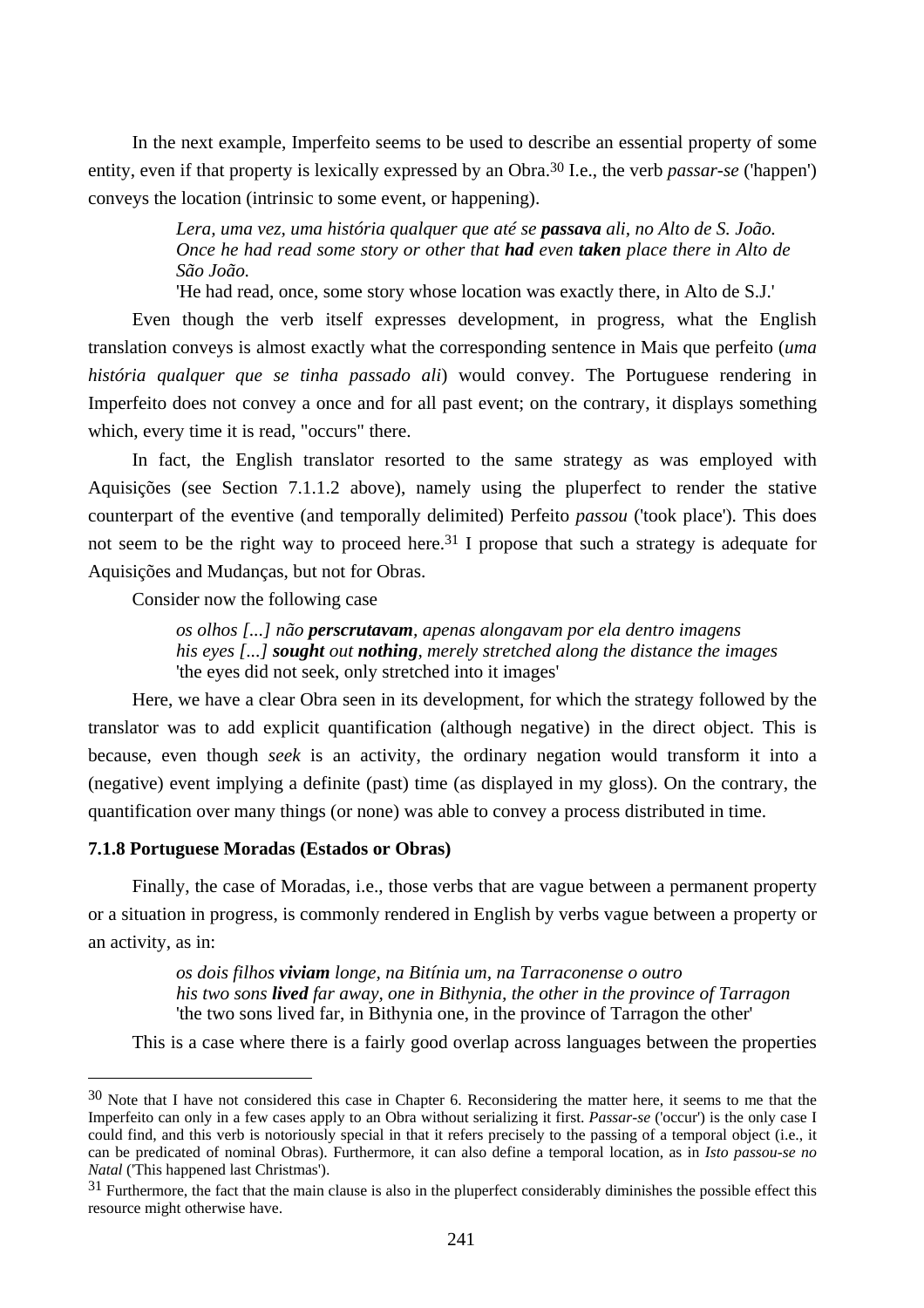In the next example, Imperfeito seems to be used to describe an essential property of some entity, even if that property is lexically expressed by an Obra.[30] I.e., the verb *passar-se* ('happen') conveys the location (intrinsic to some event, or happening).

> *Lera, uma vez, uma história qualquer que até se **passava** ali, no Alto de S. João.*
> *Once he had read some story or other that **had** even **taken** place there in Alto de São João.*
> 'He had read, once, some story whose location was exactly there, in Alto de S.J.'

Even though the verb itself expresses development, in progress, what the English translation conveys is almost exactly what the corresponding sentence in Mais que perfeito (*uma história qualquer que se tinha passado ali*) would convey. The Portuguese rendering in Imperfeito does not convey a once and for all past event; on the contrary, it displays something which, every time it is read, "occurs" there.

In fact, the English translator resorted to the same strategy as was employed with Aquisições (see Section 7.1.1.2 above), namely using the pluperfect to render the stative counterpart of the eventive (and temporally delimited) Perfeito *passou* ('took place'). This does not seem to be the right way to proceed here.[31] I propose that such a strategy is adequate for Aquisições and Mudanças, but not for Obras.

Consider now the following case

> *os olhos [...] não **perscrutavam**, apenas alongavam por ela dentro imagens*
> *his eyes [...] **sought** out **nothing**, merely stretched along the distance the images*
> 'the eyes did not seek, only stretched into it images'

Here, we have a clear Obra seen in its development, for which the strategy followed by the translator was to add explicit quantification (although negative) in the direct object. This is because, even though *seek* is an activity, the ordinary negation would transform it into a (negative) event implying a definite (past) time (as displayed in my gloss). On the contrary, the quantification over many things (or none) was able to convey a process distributed in time.

### 7.1.8 Portuguese Moradas (Estados or Obras)

Finally, the case of Moradas, i.e., those verbs that are vague between a permanent property or a situation in progress, is commonly rendered in English by verbs vague between a property or an activity, as in:

> *os dois filhos **viviam** longe, na Bitínia um, na Tarraconense o outro*
> *his two sons **lived** far away, one in Bithynia, the other in the province of Tarragon*
> 'the two sons lived far, in Bithynia one, in the province of Tarragon the other'

This is a case where there is a fairly good overlap across languages between the properties

---

[30] Note that I have not considered this case in Chapter 6. Reconsidering the matter here, it seems to me that the Imperfeito can only in a few cases apply to an Obra without serializing it first. *Passar-se* ('occur') is the only case I could find, and this verb is notoriously special in that it refers precisely to the passing of a temporal object (i.e., it can be predicated of nominal Obras). Furthermore, it can also define a temporal location, as in *Isto passou-se no Natal* ('This happened last Christmas').

[31] Furthermore, the fact that the main clause is also in the pluperfect considerably diminishes the possible effect this resource might otherwise have.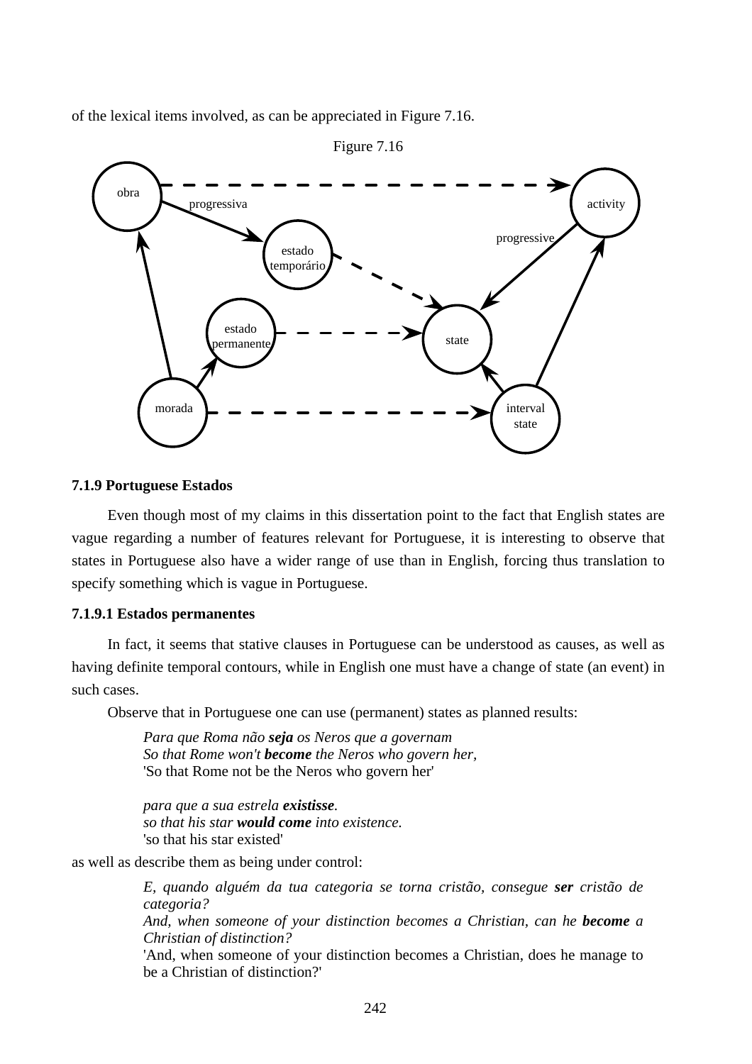of the lexical items involved, as can be appreciated in Figure 7.16.

Figure 7.16

#### 7.1.9 Portuguese Estados

Even though most of my claims in this dissertation point to the fact that English states are vague regarding a number of features relevant for Portuguese, it is interesting to observe that states in Portuguese also have a wider range of use than in English, forcing thus translation to specify something which is vague in Portuguese.

#### 7.1.9.1 Estados permanentes

In fact, it seems that stative clauses in Portuguese can be understood as causes, as well as having definite temporal contours, while in English one must have a change of state (an event) in such cases.

Observe that in Portuguese one can use (permanent) states as planned results:

> *Para que Roma não **seja** os Neros que a governam*
> *So that Rome won't **become** the Neros who govern her,*
> 'So that Rome not be the Neros who govern her'
>
> *para que a sua estrela **existisse**.*
> *so that his star **would come** into existence.*
> 'so that his star existed'

as well as describe them as being under control:

> *E, quando alguém da tua categoria se torna cristão, consegue **ser** cristão de categoria?*
> *And, when someone of your distinction becomes a Christian, can he **become** a Christian of distinction?*
> 'And, when someone of your distinction becomes a Christian, does he manage to be a Christian of distinction?'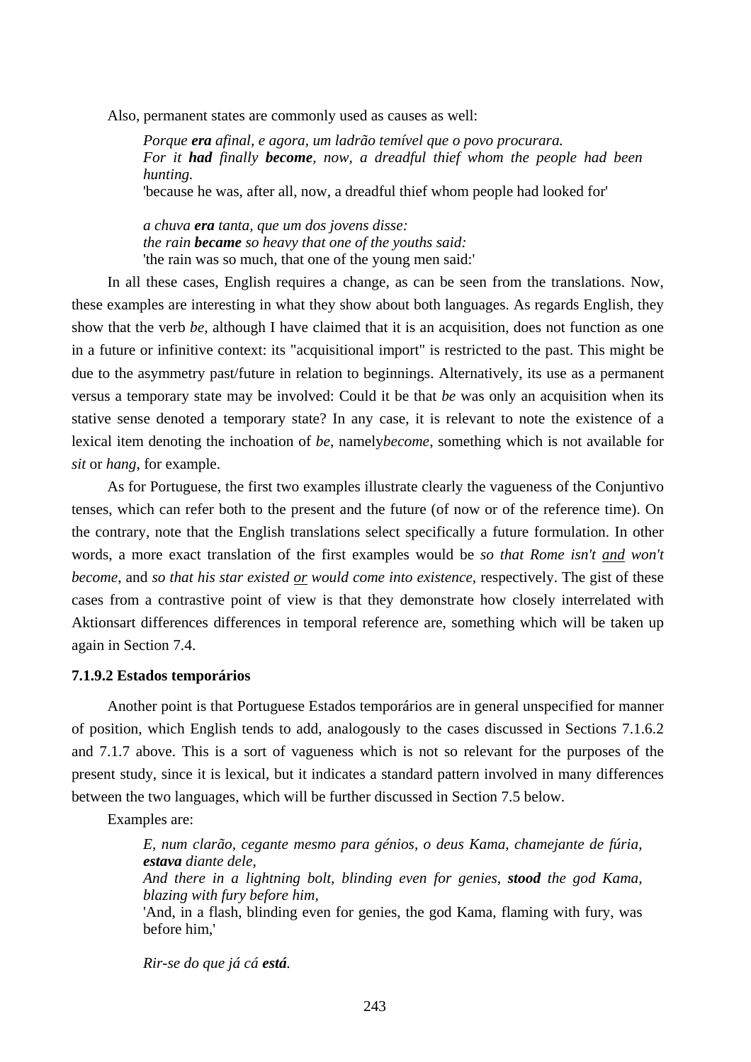Also, permanent states are commonly used as causes as well:

> *Porque **era** afinal, e agora, um ladrão temível que o povo procurara.*
> *For it **had** finally **become**, now, a dreadful thief whom the people had been hunting.*
> 'because he was, after all, now, a dreadful thief whom people had looked for'
>
> *a chuva **era** tanta, que um dos jovens disse:*
> *the rain **became** so heavy that one of the youths said:*
> 'the rain was so much, that one of the young men said:'

In all these cases, English requires a change, as can be seen from the translations. Now, these examples are interesting in what they show about both languages. As regards English, they show that the verb *be*, although I have claimed that it is an acquisition, does not function as one in a future or infinitive context: its "acquisitional import" is restricted to the past. This might be due to the asymmetry past/future in relation to beginnings. Alternatively, its use as a permanent versus a temporary state may be involved: Could it be that *be* was only an acquisition when its stative sense denoted a temporary state? In any case, it is relevant to note the existence of a lexical item denoting the inchoation of *be*, namely*become*, something which is not available for *sit* or *hang*, for example.

As for Portuguese, the first two examples illustrate clearly the vagueness of the Conjuntivo tenses, which can refer both to the present and the future (of now or of the reference time). On the contrary, note that the English translations select specifically a future formulation. In other words, a more exact translation of the first examples would be *so that Rome isn't <u>and</u> won't become*, and *so that his star existed <u>or</u> would come into existence*, respectively. The gist of these cases from a contrastive point of view is that they demonstrate how closely interrelated with Aktionsart differences differences in temporal reference are, something which will be taken up again in Section 7.4.

#### 7.1.9.2 Estados temporários

Another point is that Portuguese Estados temporários are in general unspecified for manner of position, which English tends to add, analogously to the cases discussed in Sections 7.1.6.2 and 7.1.7 above. This is a sort of vagueness which is not so relevant for the purposes of the present study, since it is lexical, but it indicates a standard pattern involved in many differences between the two languages, which will be further discussed in Section 7.5 below.

Examples are:

> *E, num clarão, cegante mesmo para génios, o deus Kama, chamejante de fúria, **estava** diante dele,*
> *And there in a lightning bolt, blinding even for genies, **stood** the god Kama, blazing with fury before him,*
> 'And, in a flash, blinding even for genies, the god Kama, flaming with fury, was before him,'
>
> *Rir-se do que já cá **está**.*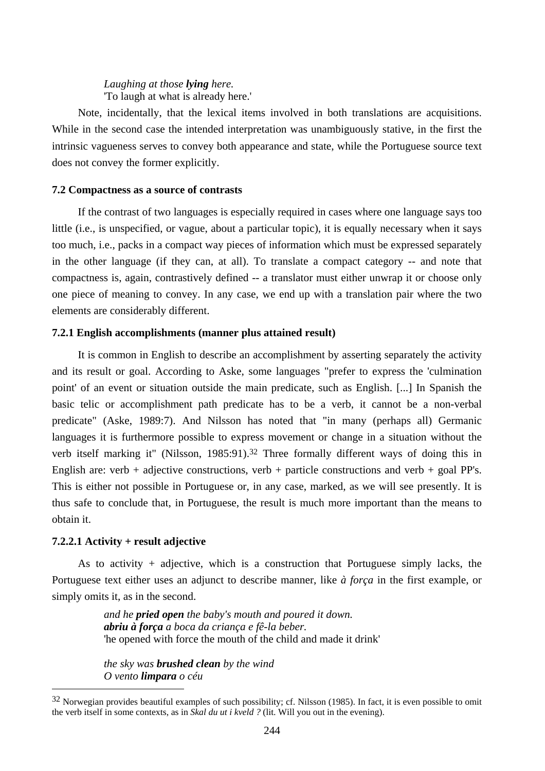*Laughing at those **lying** here.*
'To laugh at what is already here.'

Note, incidentally, that the lexical items involved in both translations are acquisitions. While in the second case the intended interpretation was unambiguously stative, in the first the intrinsic vagueness serves to convey both appearance and state, while the Portuguese source text does not convey the former explicitly.

### 7.2 Compactness as a source of contrasts

If the contrast of two languages is especially required in cases where one language says too little (i.e., is unspecified, or vague, about a particular topic), it is equally necessary when it says too much, i.e., packs in a compact way pieces of information which must be expressed separately in the other language (if they can, at all). To translate a compact category -- and note that compactness is, again, contrastively defined -- a translator must either unwrap it or choose only one piece of meaning to convey. In any case, we end up with a translation pair where the two elements are considerably different.

### 7.2.1 English accomplishments (manner plus attained result)

It is common in English to describe an accomplishment by asserting separately the activity and its result or goal. According to Aske, some languages "prefer to express the 'culmination point' of an event or situation outside the main predicate, such as English. [...] In Spanish the basic telic or accomplishment path predicate has to be a verb, it cannot be a non-verbal predicate" (Aske, 1989:7). And Nilsson has noted that "in many (perhaps all) Germanic languages it is furthermore possible to express movement or change in a situation without the verb itself marking it" (Nilsson, 1985:91).[32] Three formally different ways of doing this in English are: verb + adjective constructions, verb + particle constructions and verb + goal PP's. This is either not possible in Portuguese or, in any case, marked, as we will see presently. It is thus safe to conclude that, in Portuguese, the result is much more important than the means to obtain it.

#### 7.2.2.1 Activity + result adjective

As to activity + adjective, which is a construction that Portuguese simply lacks, the Portuguese text either uses an adjunct to describe manner, like *à força* in the first example, or simply omits it, as in the second.

*and he **pried open** the baby's mouth and poured it down.*
***abriu à força** a boca da criança e fê-la beber.*
'he opened with force the mouth of the child and made it drink'

*the sky was **brushed clean** by the wind*
*O vento **limpara** o céu*

[32] Norwegian provides beautiful examples of such possibility; cf. Nilsson (1985). In fact, it is even possible to omit the verb itself in some contexts, as in *Skal du ut i kveld ?* (lit. Will you out in the evening).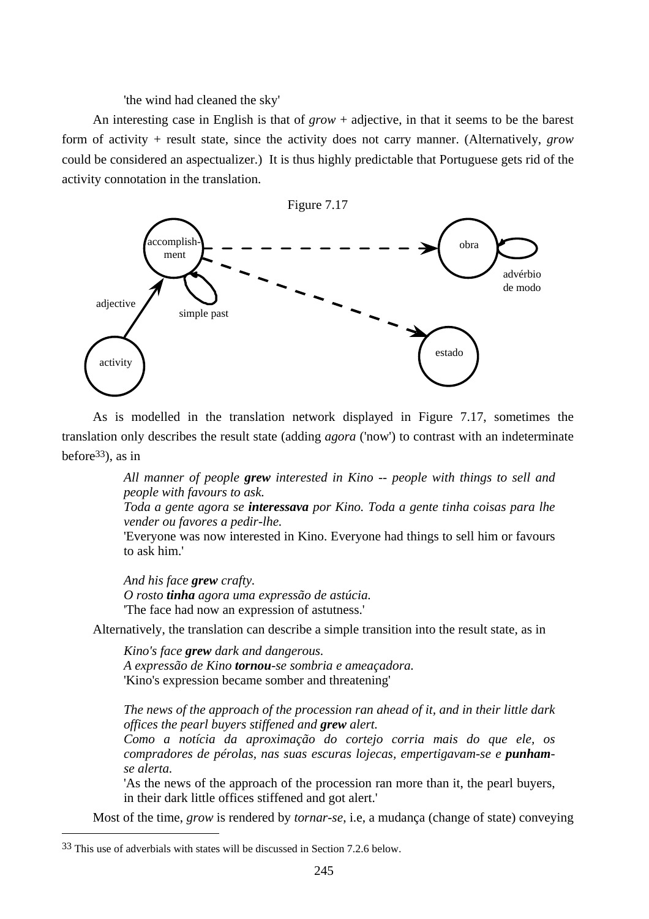'the wind had cleaned the sky'

An interesting case in English is that of *grow* + adjective, in that it seems to be the barest form of activity + result state, since the activity does not carry manner. (Alternatively, *grow* could be considered an aspectualizer.) It is thus highly predictable that Portuguese gets rid of the activity connotation in the translation.

Figure 7.17

As is modelled in the translation network displayed in Figure 7.17, sometimes the translation only describes the result state (adding *agora* ('now') to contrast with an indeterminate before[33]), as in

> *All manner of people **grew** interested in Kino -- people with things to sell and people with favours to ask.*
> *Toda a gente agora se **interessava** por Kino. Toda a gente tinha coisas para lhe vender ou favores a pedir-lhe.*
> 'Everyone was now interested in Kino. Everyone had things to sell him or favours to ask him.'
>
> *And his face **grew** crafty.*
> *O rosto **tinha** agora uma expressão de astúcia.*
> 'The face had now an expression of astutness.'

Alternatively, the translation can describe a simple transition into the result state, as in

> *Kino's face **grew** dark and dangerous.*
> *A expressão de Kino **tornou**-se sombria e ameaçadora.*
> 'Kino's expression became somber and threatening'
>
> *The news of the approach of the procession ran ahead of it, and in their little dark offices the pearl buyers stiffened and **grew** alert.*
> *Como a notícia da aproximação do cortejo corria mais do que ele, os compradores de pérolas, nas suas escuras lojecas, empertigavam-se e **punham**-se alerta.*
> 'As the news of the approach of the procession ran more than it, the pearl buyers, in their dark little offices stiffened and got alert.'

Most of the time, *grow* is rendered by *tornar-se*, i.e, a mudança (change of state) conveying

[33] This use of adverbials with states will be discussed in Section 7.2.6 below.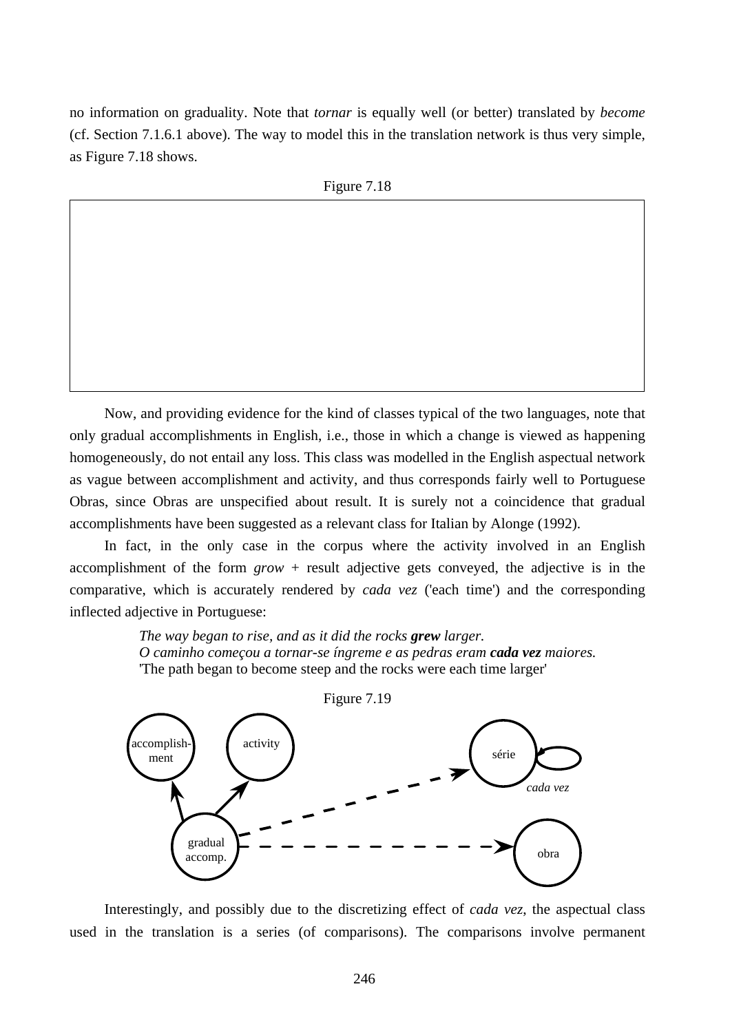no information on graduality. Note that *tornar* is equally well (or better) translated by *become* (cf. Section 7.1.6.1 above). The way to model this in the translation network is thus very simple, as Figure 7.18 shows.

Figure 7.18

Now, and providing evidence for the kind of classes typical of the two languages, note that only gradual accomplishments in English, i.e., those in which a change is viewed as happening homogeneously, do not entail any loss. This class was modelled in the English aspectual network as vague between accomplishment and activity, and thus corresponds fairly well to Portuguese Obras, since Obras are unspecified about result. It is surely not a coincidence that gradual accomplishments have been suggested as a relevant class for Italian by Alonge (1992).

In fact, in the only case in the corpus where the activity involved in an English accomplishment of the form *grow* + result adjective gets conveyed, the adjective is in the comparative, which is accurately rendered by *cada vez* ('each time') and the corresponding inflected adjective in Portuguese:

> *The way began to rise, and as it did the rocks **grew** larger.*
> *O caminho começou a tornar-se íngreme e as pedras eram **cada vez** maiores.*
> 'The path began to become steep and the rocks were each time larger'

Figure 7.19

accomplish-ment
activity
gradual accomp.
série
cada vez
obra

Interestingly, and possibly due to the discretizing effect of *cada vez*, the aspectual class used in the translation is a series (of comparisons). The comparisons involve permanent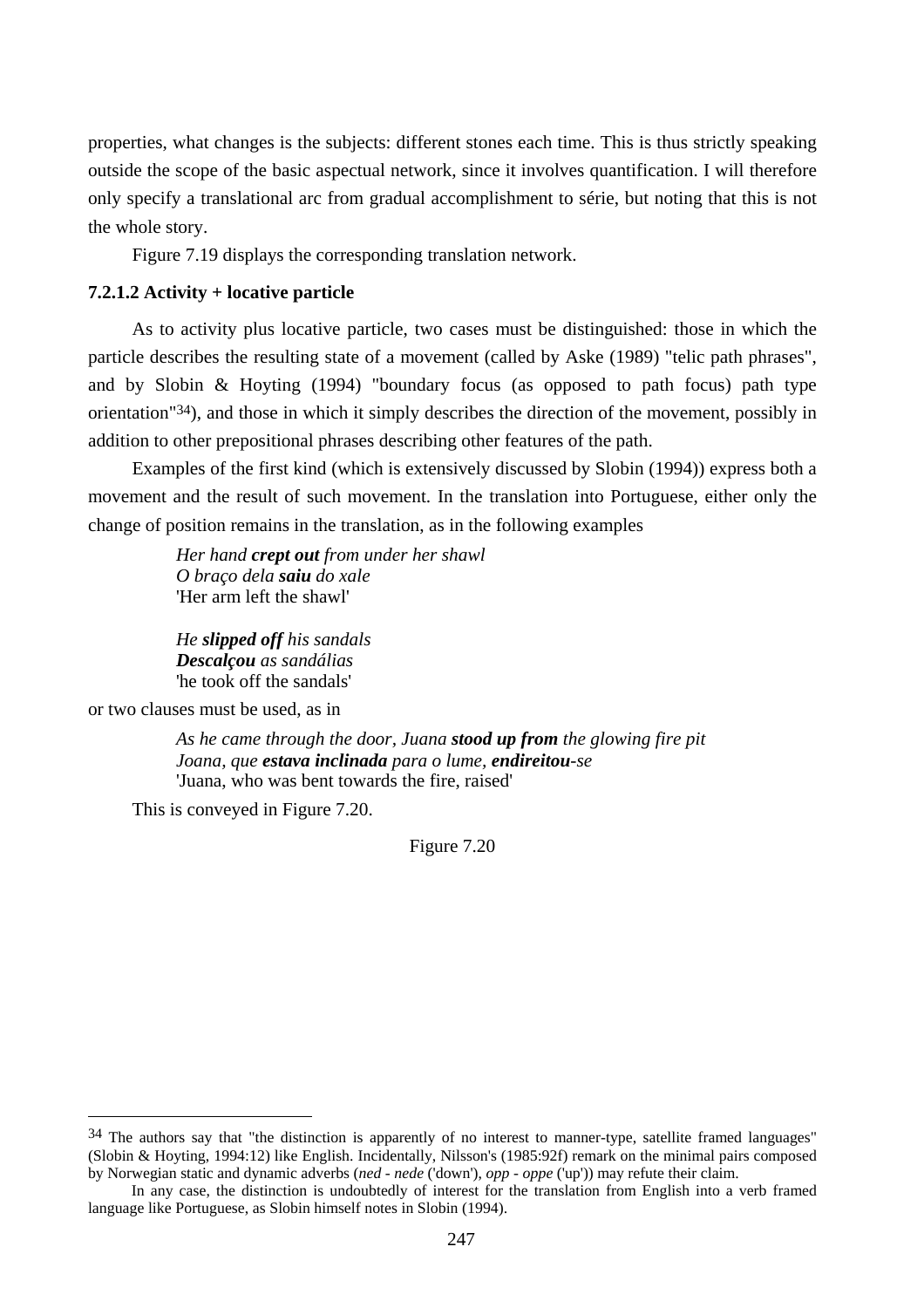properties, what changes is the subjects: different stones each time. This is thus strictly speaking outside the scope of the basic aspectual network, since it involves quantification. I will therefore only specify a translational arc from gradual accomplishment to série, but noting that this is not the whole story.

Figure 7.19 displays the corresponding translation network.

### 7.2.1.2 Activity + locative particle

As to activity plus locative particle, two cases must be distinguished: those in which the particle describes the resulting state of a movement (called by Aske (1989) "telic path phrases", and by Slobin & Hoyting (1994) "boundary focus (as opposed to path focus) path type orientation"[34]), and those in which it simply describes the direction of the movement, possibly in addition to other prepositional phrases describing other features of the path.

Examples of the first kind (which is extensively discussed by Slobin (1994)) express both a movement and the result of such movement. In the translation into Portuguese, either only the change of position remains in the translation, as in the following examples

> *Her hand **crept out** from under her shawl*
> *O braço dela **saiu** do xale*
> 'Her arm left the shawl'
>
> *He **slipped off** his sandals*
> ***Descalçou** as sandálias*
> 'he took off the sandals'

or two clauses must be used, as in

> *As he came through the door, Juana **stood up from** the glowing fire pit*
> *Joana, que **estava inclinada** para o lume, **endireitou**-se*
> 'Juana, who was bent towards the fire, raised'

This is conveyed in Figure 7.20.

Figure 7.20

---

[34] The authors say that "the distinction is apparently of no interest to manner-type, satellite framed languages" (Slobin & Hoyting, 1994:12) like English. Incidentally, Nilsson's (1985:92f) remark on the minimal pairs composed by Norwegian static and dynamic adverbs (*ned - nede* ('down'), *opp - oppe* ('up')) may refute their claim.

In any case, the distinction is undoubtedly of interest for the translation from English into a verb framed language like Portuguese, as Slobin himself notes in Slobin (1994).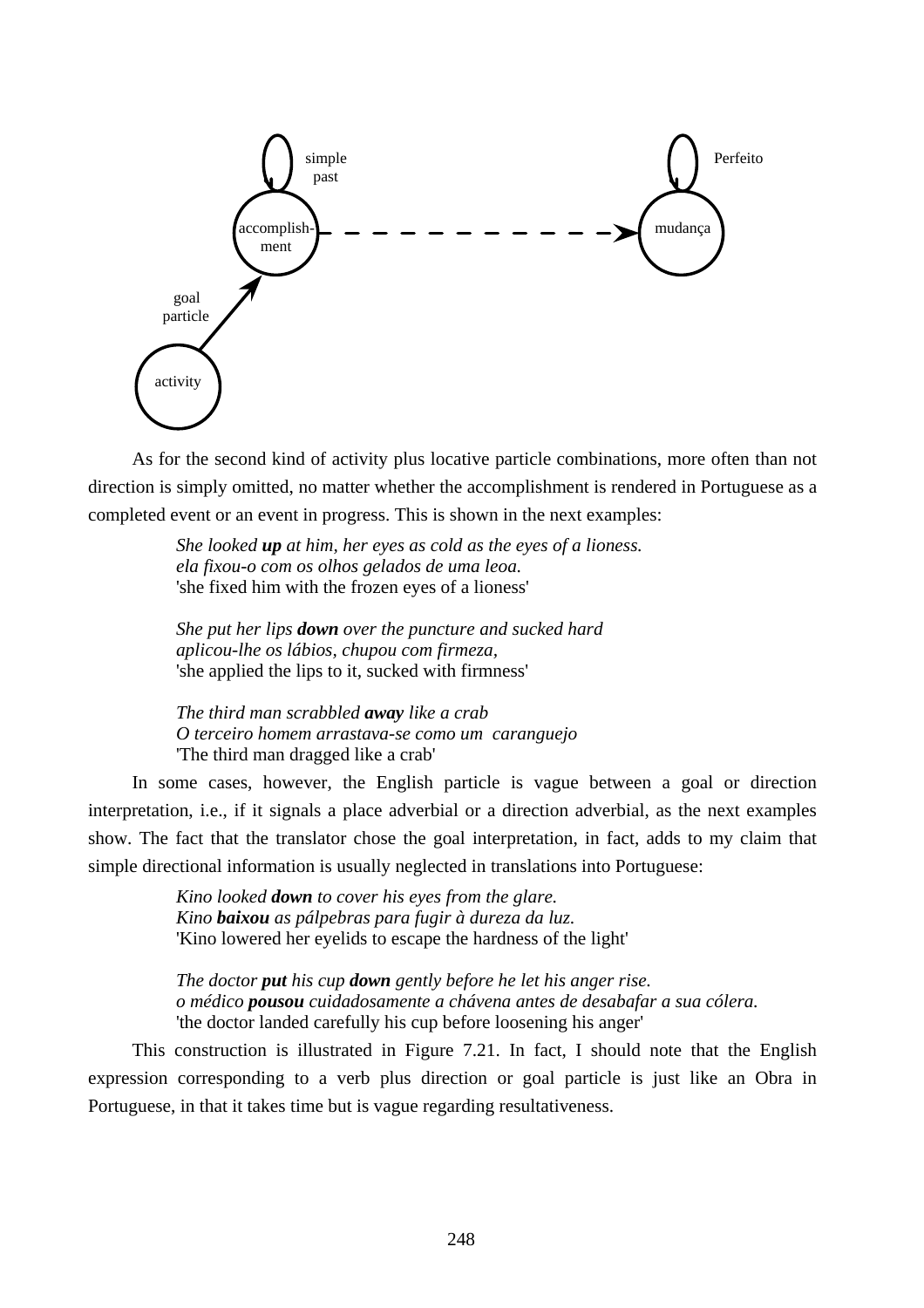simple
past

Perfeito

accomplish-
ment

mudança

goal
particle

activity

As for the second kind of activity plus locative particle combinations, more often than not direction is simply omitted, no matter whether the accomplishment is rendered in Portuguese as a completed event or an event in progress. This is shown in the next examples:

> *She looked **up** at him, her eyes as cold as the eyes of a lioness.*
> *ela fixou-o com os olhos gelados de uma leoa.*
> 'she fixed him with the frozen eyes of a lioness'
>
> *She put her lips **down** over the puncture and sucked hard*
> *aplicou-lhe os lábios, chupou com firmeza,*
> 'she applied the lips to it, sucked with firmness'
>
> *The third man scrabbled **away** like a crab*
> *O terceiro homem arrastava-se como um caranguejo*
> 'The third man dragged like a crab'

In some cases, however, the English particle is vague between a goal or direction interpretation, i.e., if it signals a place adverbial or a direction adverbial, as the next examples show. The fact that the translator chose the goal interpretation, in fact, adds to my claim that simple directional information is usually neglected in translations into Portuguese:

> *Kino looked **down** to cover his eyes from the glare.*
> *Kino **baixou** as pálpebras para fugir à dureza da luz.*
> 'Kino lowered her eyelids to escape the hardness of the light'
>
> *The doctor **put** his cup **down** gently before he let his anger rise.*
> *o médico **pousou** cuidadosamente a chávena antes de desabafar a sua cólera.*
> 'the doctor landed carefully his cup before loosening his anger'

This construction is illustrated in Figure 7.21. In fact, I should note that the English expression corresponding to a verb plus direction or goal particle is just like an Obra in Portuguese, in that it takes time but is vague regarding resultativeness.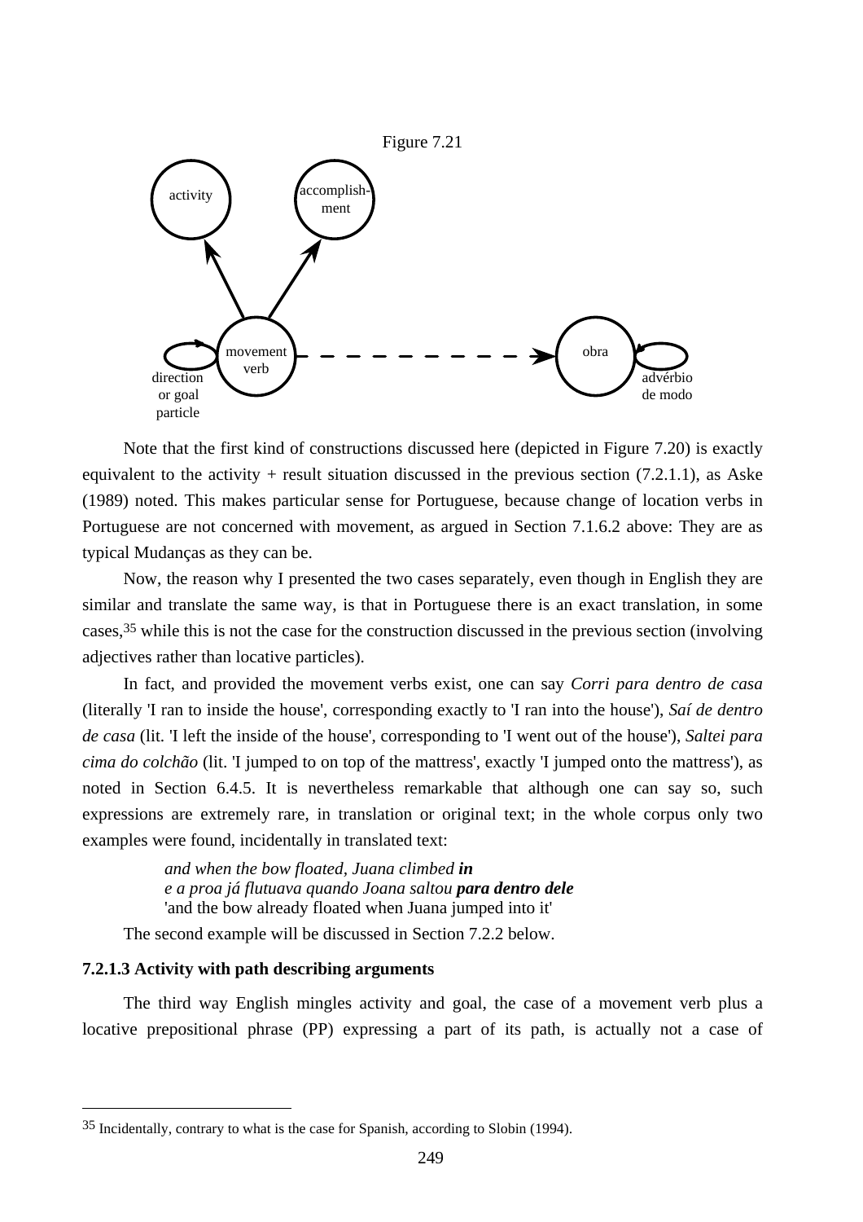Figure 7.21

activity

accomplish-ment

movement verb

direction or goal particle

obra

advérbio de modo

Note that the first kind of constructions discussed here (depicted in Figure 7.20) is exactly equivalent to the activity + result situation discussed in the previous section (7.2.1.1), as Aske (1989) noted. This makes particular sense for Portuguese, because change of location verbs in Portuguese are not concerned with movement, as argued in Section 7.1.6.2 above: They are as typical Mudanças as they can be.

Now, the reason why I presented the two cases separately, even though in English they are similar and translate the same way, is that in Portuguese there is an exact translation, in some cases,[35] while this is not the case for the construction discussed in the previous section (involving adjectives rather than locative particles).

In fact, and provided the movement verbs exist, one can say *Corri para dentro de casa* (literally 'I ran to inside the house', corresponding exactly to 'I ran into the house'), *Saí de dentro de casa* (lit. 'I left the inside of the house', corresponding to 'I went out of the house'), *Saltei para cima do colchão* (lit. 'I jumped to on top of the mattress', exactly 'I jumped onto the mattress'), as noted in Section 6.4.5. It is nevertheless remarkable that although one can say so, such expressions are extremely rare, in translation or original text; in the whole corpus only two examples were found, incidentally in translated text:

> *and when the bow floated, Juana climbed **in***
> *e a proa já flutuava quando Joana saltou **para dentro dele***
> 'and the bow already floated when Juana jumped into it'

The second example will be discussed in Section 7.2.2 below.

### 7.2.1.3 Activity with path describing arguments

The third way English mingles activity and goal, the case of a movement verb plus a locative prepositional phrase (PP) expressing a part of its path, is actually not a case of

[35] Incidentally, contrary to what is the case for Spanish, according to Slobin (1994).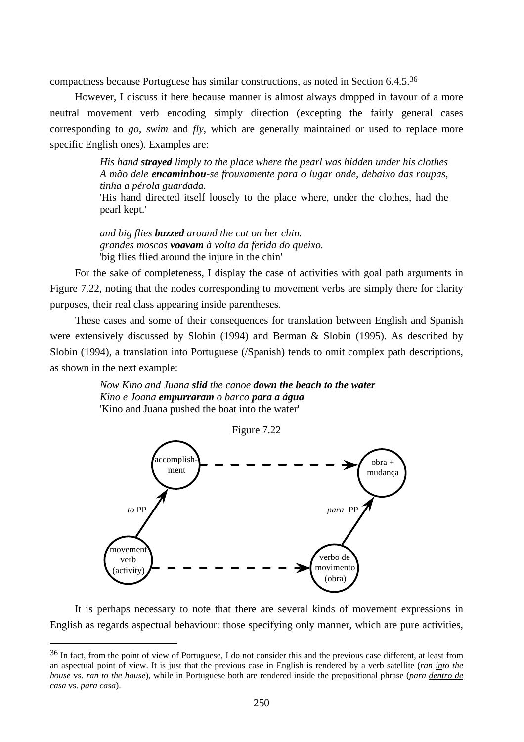compactness because Portuguese has similar constructions, as noted in Section 6.4.5.[36]

However, I discuss it here because manner is almost always dropped in favour of a more neutral movement verb encoding simply direction (excepting the fairly general cases corresponding to *go*, *swim* and *fly*, which are generally maintained or used to replace more specific English ones). Examples are:

> *His hand **strayed** limply to the place where the pearl was hidden under his clothes*
> *A mão dele **encaminhou**-se frouxamente para o lugar onde, debaixo das roupas, tinha a pérola guardada.*
> 'His hand directed itself loosely to the place where, under the clothes, had the pearl kept.'
>
> *and big flies **buzzed** around the cut on her chin.*
> *grandes moscas **voavam** à volta da ferida do queixo.*
> 'big flies flied around the injure in the chin'

For the sake of completeness, I display the case of activities with goal path arguments in Figure 7.22, noting that the nodes corresponding to movement verbs are simply there for clarity purposes, their real class appearing inside parentheses.

These cases and some of their consequences for translation between English and Spanish were extensively discussed by Slobin (1994) and Berman & Slobin (1995). As described by Slobin (1994), a translation into Portuguese (/Spanish) tends to omit complex path descriptions, as shown in the next example:

> *Now Kino and Juana **slid** the canoe **down the beach to the water***
> *Kino e Joana **empurraram** o barco **para a água***
> 'Kino and Juana pushed the boat into the water'

Figure 7.22

accomplish-ment

obra + mudança

*to* PP

*para* PP

movement verb (activity)

verbo de movimento (obra)

It is perhaps necessary to note that there are several kinds of movement expressions in English as regards aspectual behaviour: those specifying only manner, which are pure activities,

[36] In fact, from the point of view of Portuguese, I do not consider this and the previous case different, at least from an aspectual point of view. It is just that the previous case in English is rendered by a verb satellite (*ran into the house* vs. *ran to the house*), while in Portuguese both are rendered inside the prepositional phrase (*para dentro de casa* vs. *para casa*).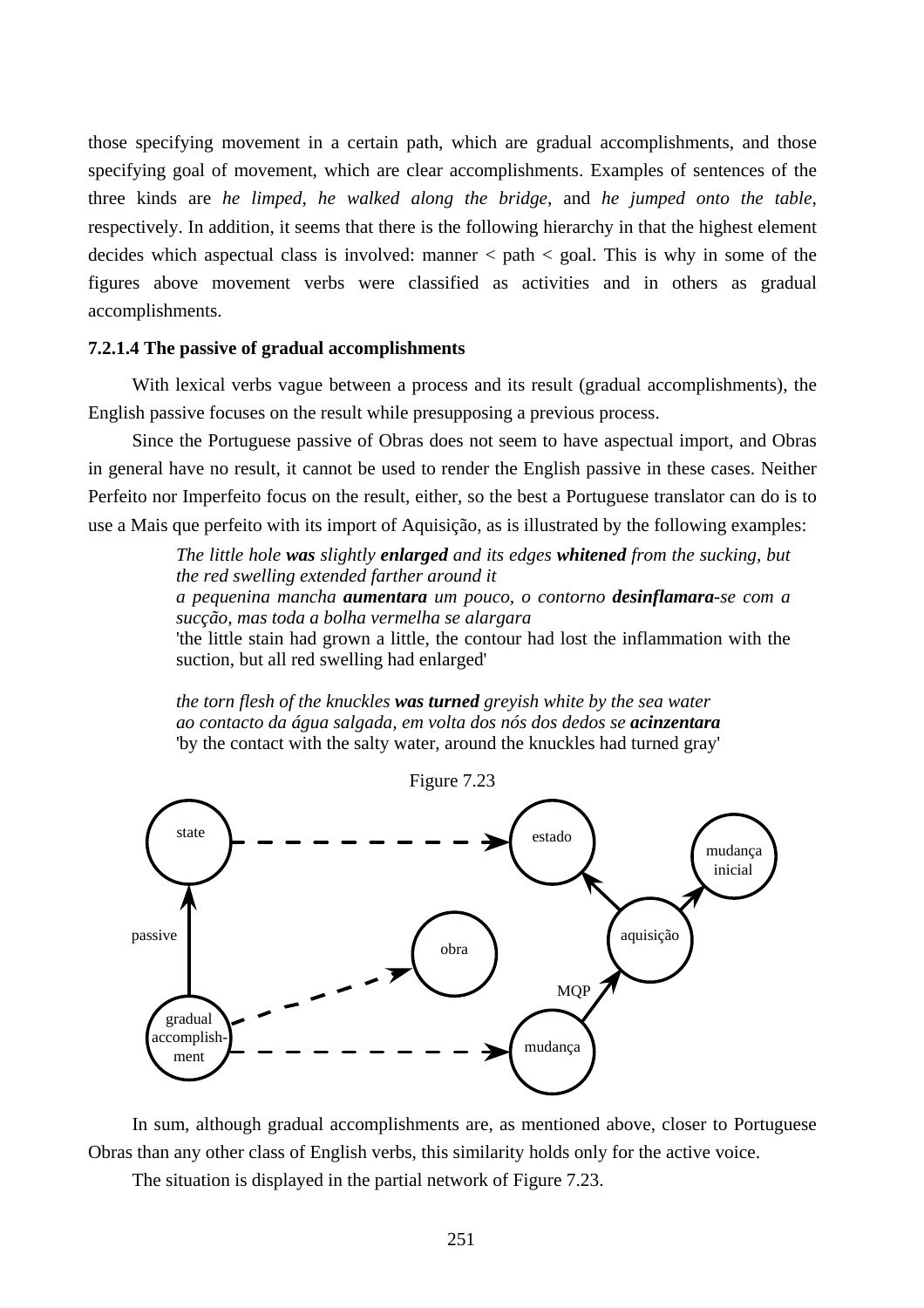those specifying movement in a certain path, which are gradual accomplishments, and those specifying goal of movement, which are clear accomplishments. Examples of sentences of the three kinds are *he limped*, *he walked along the bridge*, and *he jumped onto the table*, respectively. In addition, it seems that there is the following hierarchy in that the highest element decides which aspectual class is involved: manner < path < goal. This is why in some of the figures above movement verbs were classified as activities and in others as gradual accomplishments.

#### 7.2.1.4 The passive of gradual accomplishments

With lexical verbs vague between a process and its result (gradual accomplishments), the English passive focuses on the result while presupposing a previous process.

Since the Portuguese passive of Obras does not seem to have aspectual import, and Obras in general have no result, it cannot be used to render the English passive in these cases. Neither Perfeito nor Imperfeito focus on the result, either, so the best a Portuguese translator can do is to use a Mais que perfeito with its import of Aquisição, as is illustrated by the following examples:

> *The little hole* ***was*** *slightly* ***enlarged*** *and its edges* ***whitened*** *from the sucking, but the red swelling extended farther around it*
> *a pequenina mancha* ***aumentara*** *um pouco, o contorno* ***desinflamara****-se com a sucção, mas toda a bolha vermelha se alargara*
> 'the little stain had grown a little, the contour had lost the inflammation with the suction, but all red swelling had enlarged'
>
> *the torn flesh of the knuckles* ***was turned*** *greyish white by the sea water*
> *ao contacto da água salgada, em volta dos nós dos dedos se* ***acinzentara***
> 'by the contact with the salty water, around the knuckles had turned gray'

Figure 7.23

state
estado
mudança inicial
passive
aquisição
obra
MQP
gradual accomplish-ment
mudança

In sum, although gradual accomplishments are, as mentioned above, closer to Portuguese Obras than any other class of English verbs, this similarity holds only for the active voice.

The situation is displayed in the partial network of Figure 7.23.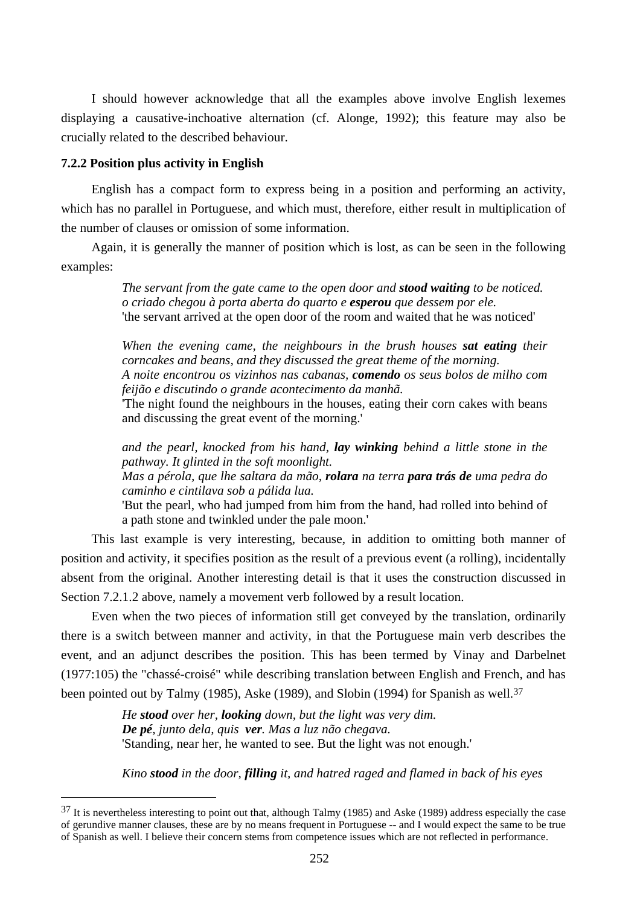I should however acknowledge that all the examples above involve English lexemes displaying a causative-inchoative alternation (cf. Alonge, 1992); this feature may also be crucially related to the described behaviour.

### 7.2.2 Position plus activity in English

English has a compact form to express being in a position and performing an activity, which has no parallel in Portuguese, and which must, therefore, either result in multiplication of the number of clauses or omission of some information.

Again, it is generally the manner of position which is lost, as can be seen in the following examples:

> *The servant from the gate came to the open door and* ***stood waiting*** *to be noticed.*
> *o criado chegou à porta aberta do quarto e* ***esperou*** *que dessem por ele.*
> 'the servant arrived at the open door of the room and waited that he was noticed'

> *When the evening came, the neighbours in the brush houses* ***sat eating*** *their corncakes and beans, and they discussed the great theme of the morning.*
> *A noite encontrou os vizinhos nas cabanas,* ***comendo*** *os seus bolos de milho com feijão e discutindo o grande acontecimento da manhã.*
> 'The night found the neighbours in the houses, eating their corn cakes with beans and discussing the great event of the morning.'

> *and the pearl, knocked from his hand,* ***lay winking*** *behind a little stone in the pathway. It glinted in the soft moonlight.*
> *Mas a pérola, que lhe saltara da mão,* ***rolara*** *na terra* ***para trás de*** *uma pedra do caminho e cintilava sob a pálida lua.*
> 'But the pearl, who had jumped from him from the hand, had rolled into behind of a path stone and twinkled under the pale moon.'

This last example is very interesting, because, in addition to omitting both manner of position and activity, it specifies position as the result of a previous event (a rolling), incidentally absent from the original. Another interesting detail is that it uses the construction discussed in Section 7.2.1.2 above, namely a movement verb followed by a result location.

Even when the two pieces of information still get conveyed by the translation, ordinarily there is a switch between manner and activity, in that the Portuguese main verb describes the event, and an adjunct describes the position. This has been termed by Vinay and Darbelnet (1977:105) the "chassé-croisé" while describing translation between English and French, and has been pointed out by Talmy (1985), Aske (1989), and Slobin (1994) for Spanish as well.[37]

> *He* ***stood*** *over her,* ***looking*** *down, but the light was very dim.*
> ***De pé****, junto dela, quis* ***ver****. Mas a luz não chegava.*
> 'Standing, near her, he wanted to see. But the light was not enough.'

> *Kino* ***stood*** *in the door,* ***filling*** *it, and hatred raged and flamed in back of his eyes*

---

[37] It is nevertheless interesting to point out that, although Talmy (1985) and Aske (1989) address especially the case of gerundive manner clauses, these are by no means frequent in Portuguese -- and I would expect the same to be true of Spanish as well. I believe their concern stems from competence issues which are not reflected in performance.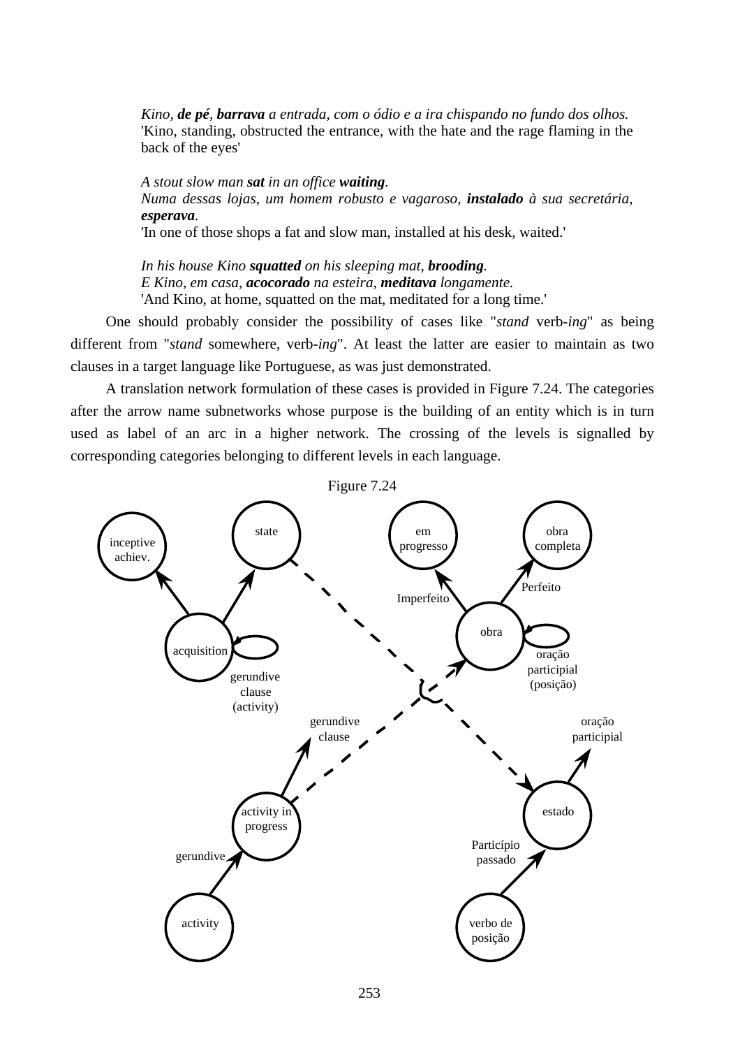*Kino, **de pé**, **barrava** a entrada, com o ódio e a ira chispando no fundo dos olhos.*
'Kino, standing, obstructed the entrance, with the hate and the rage flaming in the back of the eyes'

*A stout slow man **sat** in an office **waiting**.*
*Numa dessas lojas, um homem robusto e vagaroso, **instalado** à sua secretária, **esperava**.*
'In one of those shops a fat and slow man, installed at his desk, waited.'

*In his house Kino **squatted** on his sleeping mat, **brooding**.*
*E Kino, em casa, **acocorado** na esteira, **meditava** longamente.*
'And Kino, at home, squatted on the mat, meditated for a long time.'

One should probably consider the possibility of cases like "*stand* verb-*ing*" as being different from "*stand* somewhere, verb-*ing*". At least the latter are easier to maintain as two clauses in a target language like Portuguese, as was just demonstrated.

A translation network formulation of these cases is provided in Figure 7.24. The categories after the arrow name subnetworks whose purpose is the building of an entity which is in turn used as label of an arc in a higher network. The crossing of the levels is signalled by corresponding categories belonging to different levels in each language.

Figure 7.24

inceptive achiev.
state
em progresso
obra completa
Perfeito
Imperfeito
obra
acquisition
oração participial (posição)
gerundive clause (activity)
gerundive clause
oração participial
activity in progress
estado
gerundive
Particípio passado
activity
verbo de posição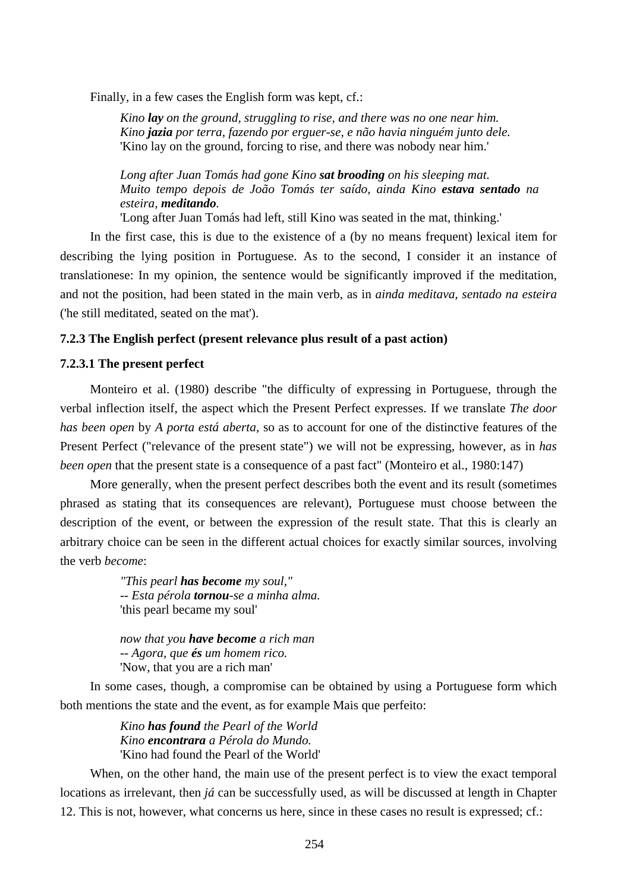Finally, in a few cases the English form was kept, cf.:

> *Kino* ***lay*** *on the ground, struggling to rise, and there was no one near him.*
> *Kino* ***jazia*** *por terra, fazendo por erguer-se, e não havia ninguém junto dele.*
> 'Kino lay on the ground, forcing to rise, and there was nobody near him.'
>
> *Long after Juan Tomás had gone Kino* ***sat brooding*** *on his sleeping mat.*
> *Muito tempo depois de João Tomás ter saído, ainda Kino* ***estava sentado*** *na esteira,* ***meditando****.*
> 'Long after Juan Tomás had left, still Kino was seated in the mat, thinking.'

In the first case, this is due to the existence of a (by no means frequent) lexical item for describing the lying position in Portuguese. As to the second, I consider it an instance of translationese: In my opinion, the sentence would be significantly improved if the meditation, and not the position, had been stated in the main verb, as in *ainda meditava, sentado na esteira* ('he still meditated, seated on the mat').

#### 7.2.3 The English perfect (present relevance plus result of a past action)

##### 7.2.3.1 The present perfect

Monteiro et al. (1980) describe "the difficulty of expressing in Portuguese, through the verbal inflection itself, the aspect which the Present Perfect expresses. If we translate *The door has been open* by *A porta está aberta*, so as to account for one of the distinctive features of the Present Perfect ("relevance of the present state") we will not be expressing, however, as in *has been open* that the present state is a consequence of a past fact" (Monteiro et al., 1980:147)

More generally, when the present perfect describes both the event and its result (sometimes phrased as stating that its consequences are relevant), Portuguese must choose between the description of the event, or between the expression of the result state. That this is clearly an arbitrary choice can be seen in the different actual choices for exactly similar sources, involving the verb *become*:

> *"This pearl* ***has become*** *my soul,"*
> *-- Esta pérola* ***tornou****-se a minha alma.*
> 'this pearl became my soul'
>
> *now that you* ***have become*** *a rich man*
> *-- Agora, que* ***és*** *um homem rico.*
> 'Now, that you are a rich man'

In some cases, though, a compromise can be obtained by using a Portuguese form which both mentions the state and the event, as for example Mais que perfeito:

> *Kino* ***has found*** *the Pearl of the World*
> *Kino* ***encontrara*** *a Pérola do Mundo.*
> 'Kino had found the Pearl of the World'

When, on the other hand, the main use of the present perfect is to view the exact temporal locations as irrelevant, then *já* can be successfully used, as will be discussed at length in Chapter 12. This is not, however, what concerns us here, since in these cases no result is expressed; cf.: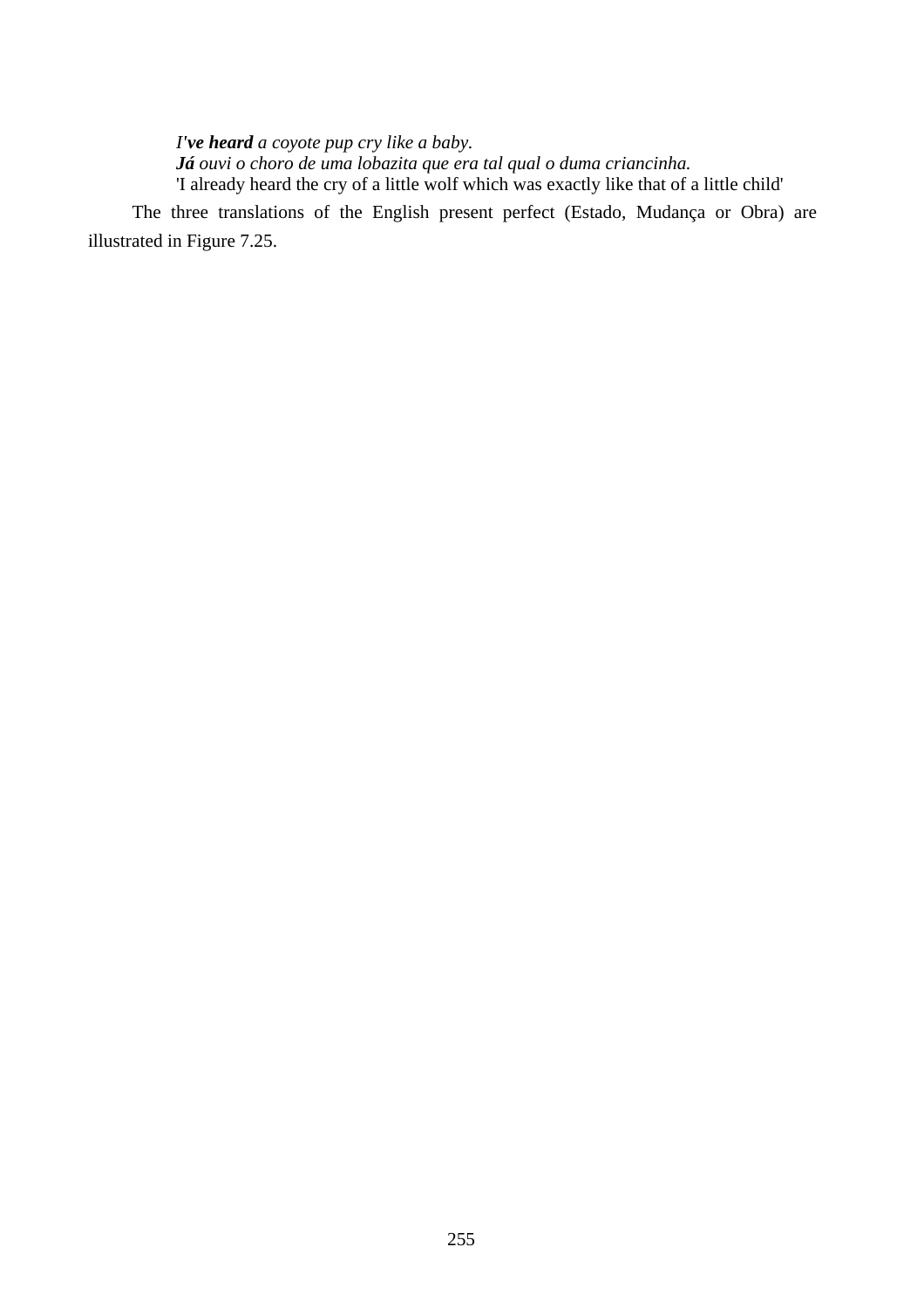*I'**ve heard** a coyote pup cry like a baby.*
***Já** ouvi o choro de uma lobazita que era tal qual o duma criancinha.*
'I already heard the cry of a little wolf which was exactly like that of a little child'

The three translations of the English present perfect (Estado, Mudança or Obra) are illustrated in Figure 7.25.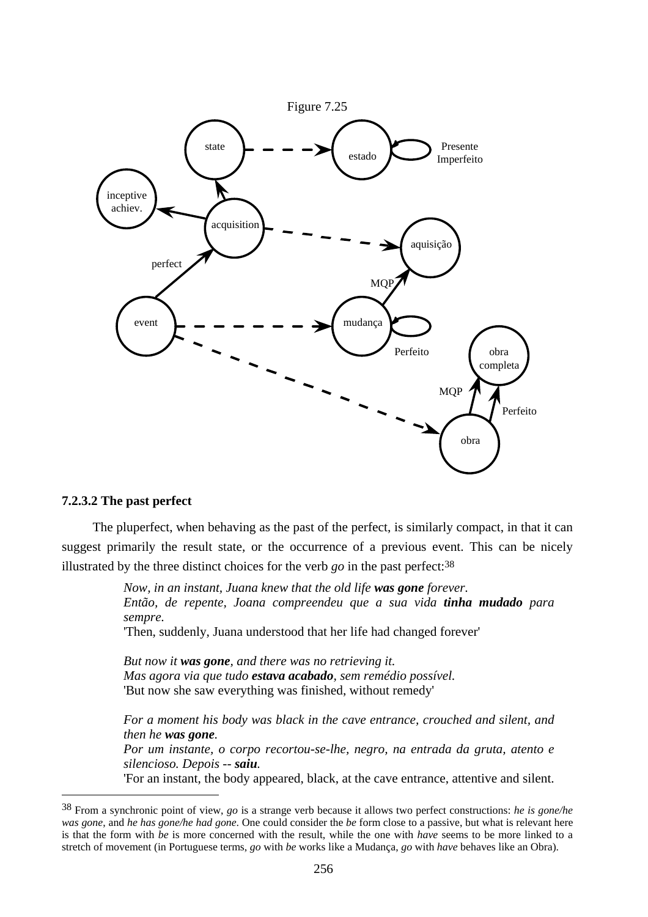Figure 7.25

state
estado
Presente
Imperfeito
inceptive
achiev.
acquisition
aquisição
perfect
MQP
event
mudança
Perfeito
obra
completa
MQP
Perfeito
obra

#### 7.2.3.2 The past perfect

The pluperfect, when behaving as the past of the perfect, is similarly compact, in that it can suggest primarily the result state, or the occurrence of a previous event. This can be nicely illustrated by the three distinct choices for the verb *go* in the past perfect:[38]

> *Now, in an instant, Juana knew that the old life* ***was gone*** *forever.*
> *Então, de repente, Joana compreendeu que a sua vida* ***tinha mudado*** *para sempre.*
> 'Then, suddenly, Juana understood that her life had changed forever'
>
> *But now it* ***was gone****, and there was no retrieving it.*
> *Mas agora via que tudo* ***estava acabado****, sem remédio possível.*
> 'But now she saw everything was finished, without remedy'
>
> *For a moment his body was black in the cave entrance, crouched and silent, and then he* ***was gone****.*
> *Por um instante, o corpo recortou-se-lhe, negro, na entrada da gruta, atento e silencioso. Depois --* ***saiu****.*
> 'For an instant, the body appeared, black, at the cave entrance, attentive and silent.

[38] From a synchronic point of view, *go* is a strange verb because it allows two perfect constructions: *he is gone/he was gone*, and *he has gone/he had gone*. One could consider the *be* form close to a passive, but what is relevant here is that the form with *be* is more concerned with the result, while the one with *have* seems to be more linked to a stretch of movement (in Portuguese terms, *go* with *be* works like a Mudança, *go* with *have* behaves like an Obra).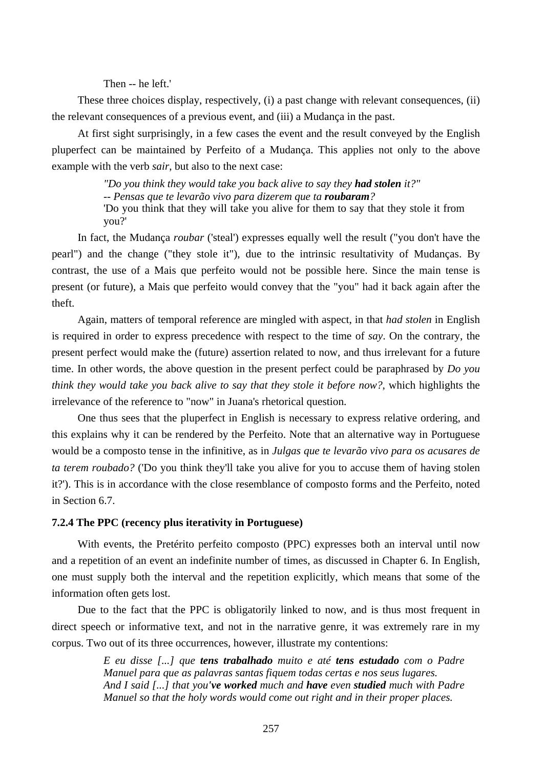Then -- he left.'

These three choices display, respectively, (i) a past change with relevant consequences, (ii) the relevant consequences of a previous event, and (iii) a Mudança in the past.

At first sight surprisingly, in a few cases the event and the result conveyed by the English pluperfect can be maintained by Perfeito of a Mudança. This applies not only to the above example with the verb *sair*, but also to the next case:

> *"Do you think they would take you back alive to say they* ***had stolen*** *it?"*
> *-- Pensas que te levarão vivo para dizerem que ta* ***roubaram****?*
> 'Do you think that they will take you alive for them to say that they stole it from you?'

In fact, the Mudança *roubar* ('steal') expresses equally well the result ("you don't have the pearl") and the change ("they stole it"), due to the intrinsic resultativity of Mudanças. By contrast, the use of a Mais que perfeito would not be possible here. Since the main tense is present (or future), a Mais que perfeito would convey that the "you" had it back again after the theft.

Again, matters of temporal reference are mingled with aspect, in that *had stolen* in English is required in order to express precedence with respect to the time of *say*. On the contrary, the present perfect would make the (future) assertion related to now, and thus irrelevant for a future time. In other words, the above question in the present perfect could be paraphrased by *Do you think they would take you back alive to say that they stole it before now?*, which highlights the irrelevance of the reference to "now" in Juana's rhetorical question.

One thus sees that the pluperfect in English is necessary to express relative ordering, and this explains why it can be rendered by the Perfeito. Note that an alternative way in Portuguese would be a composto tense in the infinitive, as in *Julgas que te levarão vivo para os acusares de ta terem roubado?* ('Do you think they'll take you alive for you to accuse them of having stolen it?'). This is in accordance with the close resemblance of composto forms and the Perfeito, noted in Section 6.7.

### 7.2.4 The PPC (recency plus iterativity in Portuguese)

With events, the Pretérito perfeito composto (PPC) expresses both an interval until now and a repetition of an event an indefinite number of times, as discussed in Chapter 6. In English, one must supply both the interval and the repetition explicitly, which means that some of the information often gets lost.

Due to the fact that the PPC is obligatorily linked to now, and is thus most frequent in direct speech or informative text, and not in the narrative genre, it was extremely rare in my corpus. Two out of its three occurrences, however, illustrate my contentions:

> *E eu disse [...] que* ***tens trabalhado*** *muito e até* ***tens estudado*** *com o Padre Manuel para que as palavras santas fiquem todas certas e nos seus lugares.*
> *And I said [...] that you'****ve worked*** *much and* ***have*** *even* ***studied*** *much with Padre Manuel so that the holy words would come out right and in their proper places.*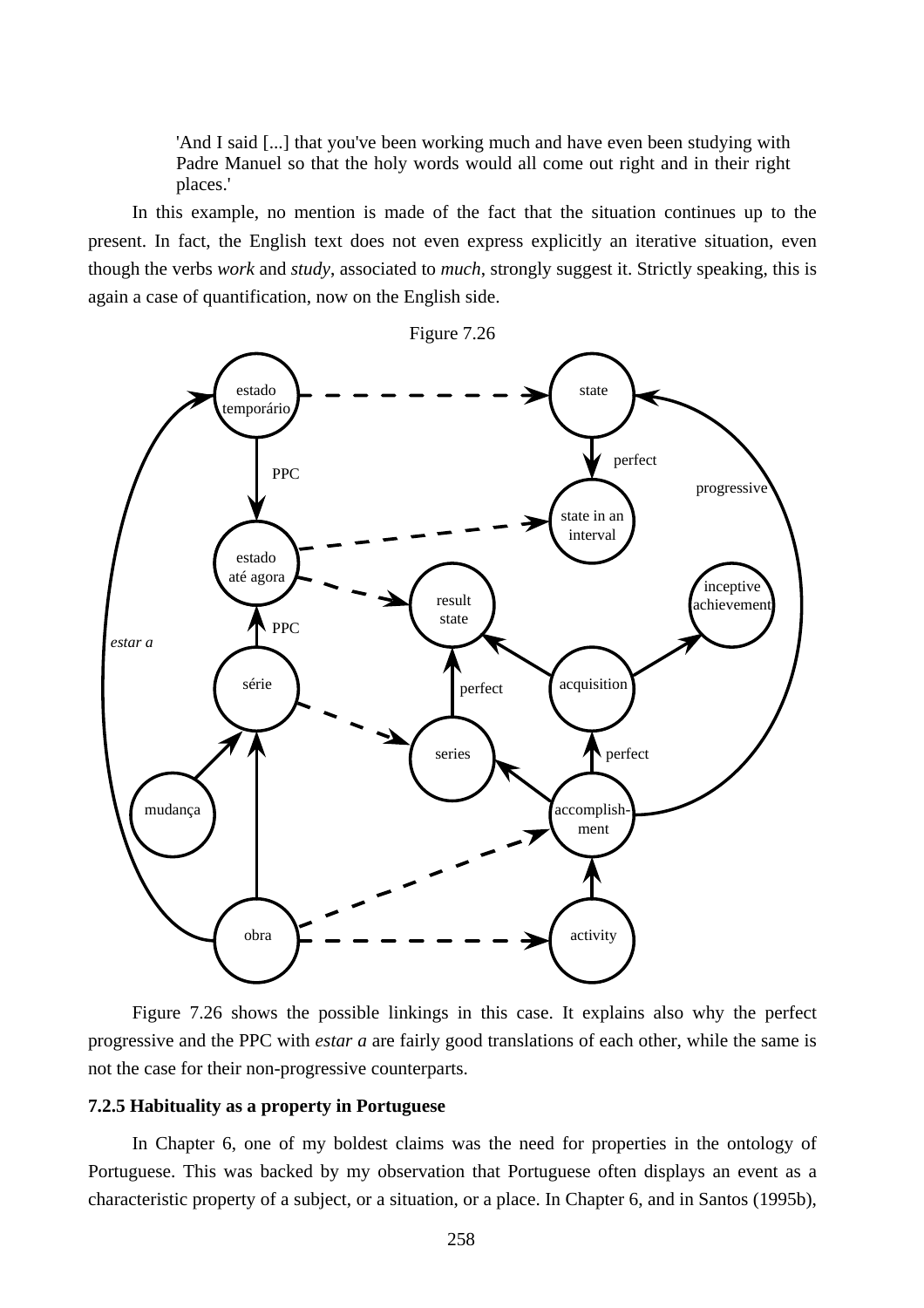'And I said [...] that you've been working much and have even been studying with Padre Manuel so that the holy words would all come out right and in their right places.'

In this example, no mention is made of the fact that the situation continues up to the present. In fact, the English text does not even express explicitly an iterative situation, even though the verbs *work* and *study*, associated to *much*, strongly suggest it. Strictly speaking, this is again a case of quantification, now on the English side.

Figure 7.26

estado temporário
state
perfect
PPC
progressive
state in an interval
estado até agora
inceptive achievement
result state
PPC
*estar a*
série
acquisition
perfect
series
perfect
mudança
accomplish-ment
obra
activity

Figure 7.26 shows the possible linkings in this case. It explains also why the perfect progressive and the PPC with *estar a* are fairly good translations of each other, while the same is not the case for their non-progressive counterparts.

### 7.2.5 Habituality as a property in Portuguese

In Chapter 6, one of my boldest claims was the need for properties in the ontology of Portuguese. This was backed by my observation that Portuguese often displays an event as a characteristic property of a subject, or a situation, or a place. In Chapter 6, and in Santos (1995b),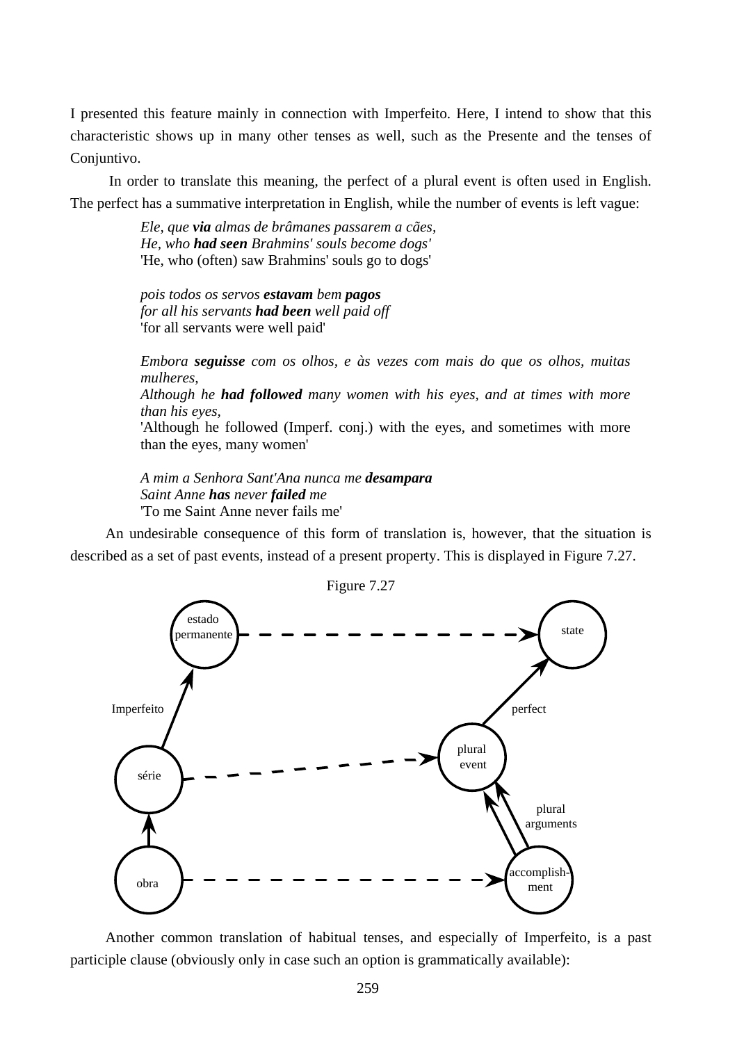I presented this feature mainly in connection with Imperfeito. Here, I intend to show that this characteristic shows up in many other tenses as well, such as the Presente and the tenses of Conjuntivo.

In order to translate this meaning, the perfect of a plural event is often used in English. The perfect has a summative interpretation in English, while the number of events is left vague:

> *Ele, que **via** almas de brâmanes passarem a cães,*
> *He, who **had seen** Brahmins' souls become dogs'*
> 'He, who (often) saw Brahmins' souls go to dogs'
>
> *pois todos os servos **estavam** bem **pagos***
> *for all his servants **had been** well paid off*
> 'for all servants were well paid'
>
> *Embora **seguisse** com os olhos, e às vezes com mais do que os olhos, muitas mulheres,*
> *Although he **had followed** many women with his eyes, and at times with more than his eyes,*
> 'Although he followed (Imperf. conj.) with the eyes, and sometimes with more than the eyes, many women'
>
> *A mim a Senhora Sant'Ana nunca me **desampara***
> *Saint Anne **has** never **failed** me*
> 'To me Saint Anne never fails me'

An undesirable consequence of this form of translation is, however, that the situation is described as a set of past events, instead of a present property. This is displayed in Figure 7.27.

Figure 7.27

estado permanente
state
Imperfeito
perfect
plural event
série
plural arguments
obra
accomplish-ment

Another common translation of habitual tenses, and especially of Imperfeito, is a past participle clause (obviously only in case such an option is grammatically available):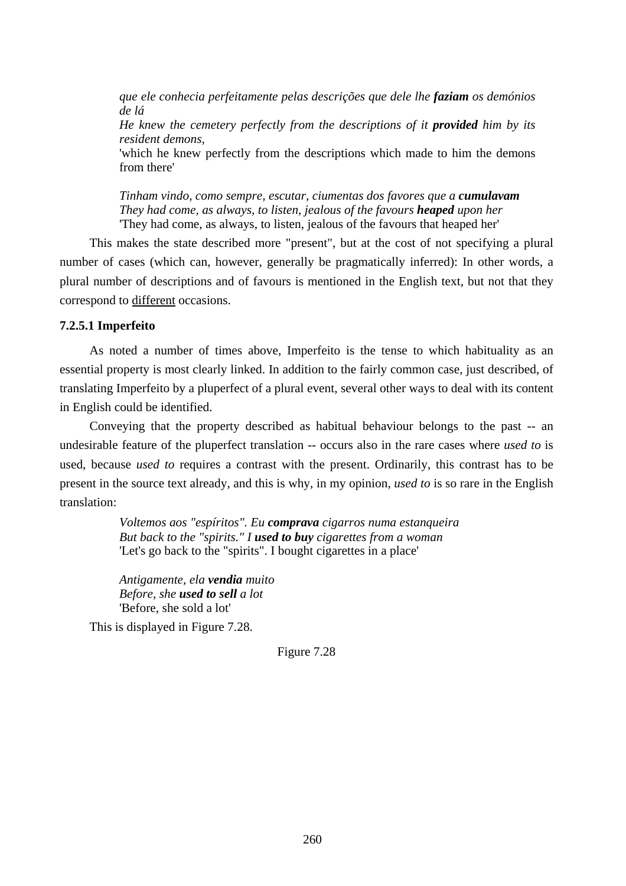*que ele conhecia perfeitamente pelas descrições que dele lhe **faziam** os demónios de lá*
*He knew the cemetery perfectly from the descriptions of it **provided** him by its resident demons,*
'which he knew perfectly from the descriptions which made to him the demons from there'

*Tinham vindo, como sempre, escutar, ciumentas dos favores que a **cumulavam***
*They had come, as always, to listen, jealous of the favours **heaped** upon her*
'They had come, as always, to listen, jealous of the favours that heaped her'

This makes the state described more "present", but at the cost of not specifying a plural number of cases (which can, however, generally be pragmatically inferred): In other words, a plural number of descriptions and of favours is mentioned in the English text, but not that they correspond to <u>different</u> occasions.

### 7.2.5.1 Imperfeito

As noted a number of times above, Imperfeito is the tense to which habituality as an essential property is most clearly linked. In addition to the fairly common case, just described, of translating Imperfeito by a pluperfect of a plural event, several other ways to deal with its content in English could be identified.

Conveying that the property described as habitual behaviour belongs to the past -- an undesirable feature of the pluperfect translation -- occurs also in the rare cases where *used to* is used, because *used to* requires a contrast with the present. Ordinarily, this contrast has to be present in the source text already, and this is why, in my opinion, *used to* is so rare in the English translation:

*Voltemos aos "espíritos". Eu **comprava** cigarros numa estanqueira*
*But back to the "spirits." I **used to buy** cigarettes from a woman*
'Let's go back to the "spirits". I bought cigarettes in a place'

*Antigamente, ela **vendia** muito*
*Before, she **used to sell** a lot*
'Before, she sold a lot'

This is displayed in Figure 7.28.

Figure 7.28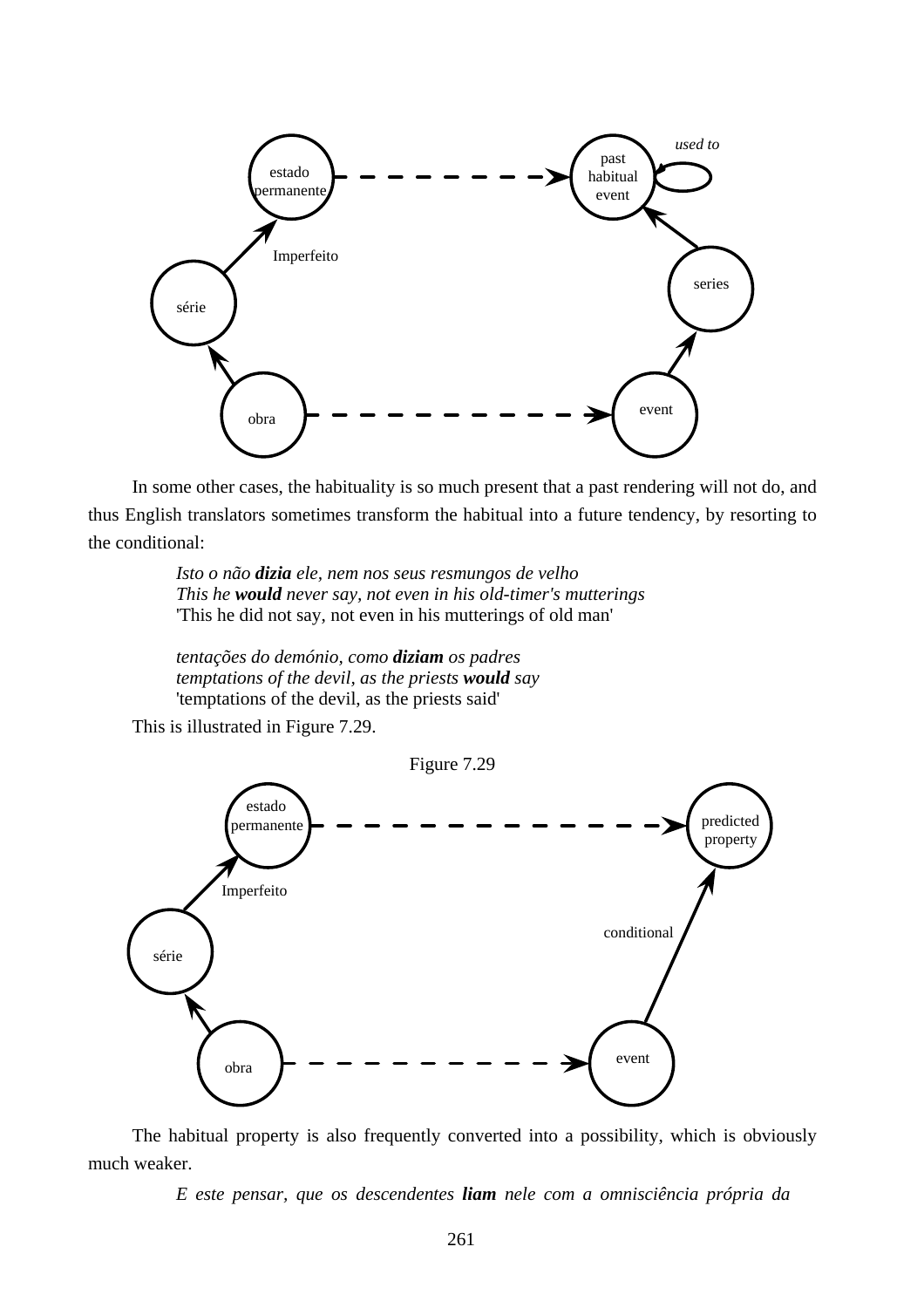estado permanente

past habitual event

used to

Imperfeito

série

series

obra

event

In some other cases, the habituality is so much present that a past rendering will not do, and thus English translators sometimes transform the habitual into a future tendency, by resorting to the conditional:

> *Isto o não **dizia** ele, nem nos seus resmungos de velho*
> *This he **would** never say, not even in his old-timer's mutterings*
> 'This he did not say, not even in his mutterings of old man'
>
> *tentações do demónio, como **diziam** os padres*
> *temptations of the devil, as the priests **would** say*
> 'temptations of the devil, as the priests said'

This is illustrated in Figure 7.29.

Figure 7.29

estado permanente

predicted property

Imperfeito

conditional

série

obra

event

The habitual property is also frequently converted into a possibility, which is obviously much weaker.

> *E este pensar, que os descendentes **liam** nele com a omnisciência própria da*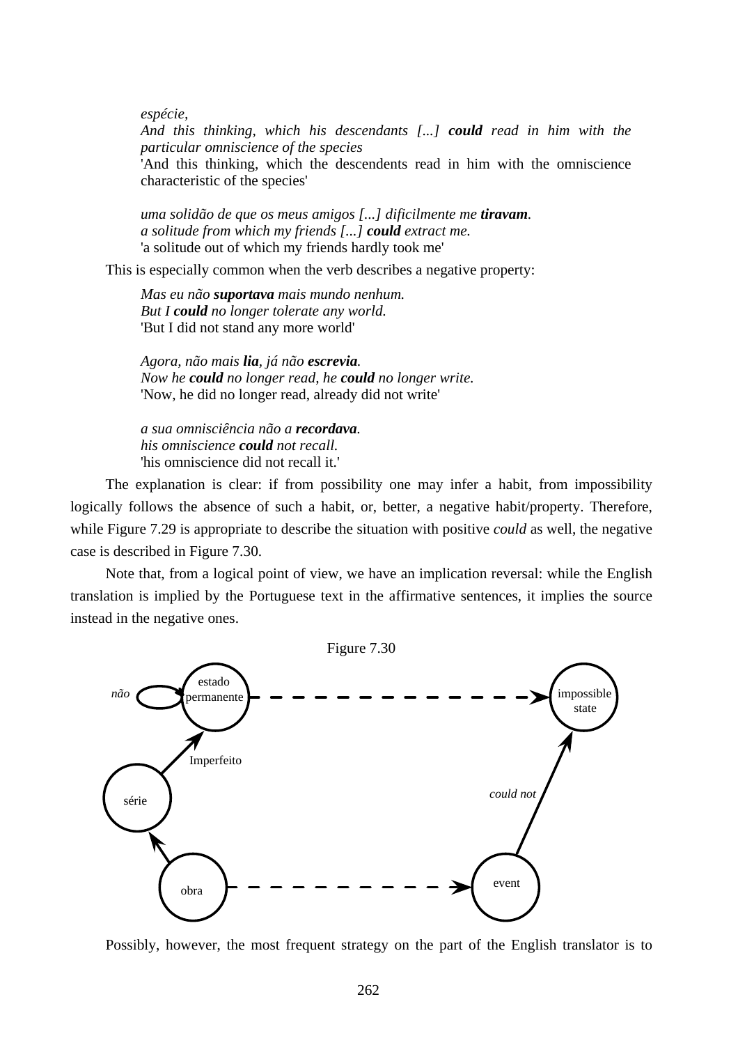*espécie,*
*And this thinking, which his descendants [...] **could** read in him with the particular omniscience of the species*
'And this thinking, which the descendents read in him with the omniscience characteristic of the species'

*uma solidão de que os meus amigos [...] dificilmente me **tiravam**.*
*a solitude from which my friends [...] **could** extract me.*
'a solitude out of which my friends hardly took me'

This is especially common when the verb describes a negative property:

*Mas eu não **suportava** mais mundo nenhum.*
*But I **could** no longer tolerate any world.*
'But I did not stand any more world'

*Agora, não mais **lia**, já não **escrevia**.*
*Now he **could** no longer read, he **could** no longer write.*
'Now, he did no longer read, already did not write'

*a sua omnisciência não a **recordava**.*
*his omniscience **could** not recall.*
'his omniscience did not recall it.'

The explanation is clear: if from possibility one may infer a habit, from impossibility logically follows the absence of such a habit, or, better, a negative habit/property. Therefore, while Figure 7.29 is appropriate to describe the situation with positive *could* as well, the negative case is described in Figure 7.30.

Note that, from a logical point of view, we have an implication reversal: while the English translation is implied by the Portuguese text in the affirmative sentences, it implies the source instead in the negative ones.

Figure 7.30

não
estado permanente
impossible state
Imperfeito
could not
série
obra
event

Possibly, however, the most frequent strategy on the part of the English translator is to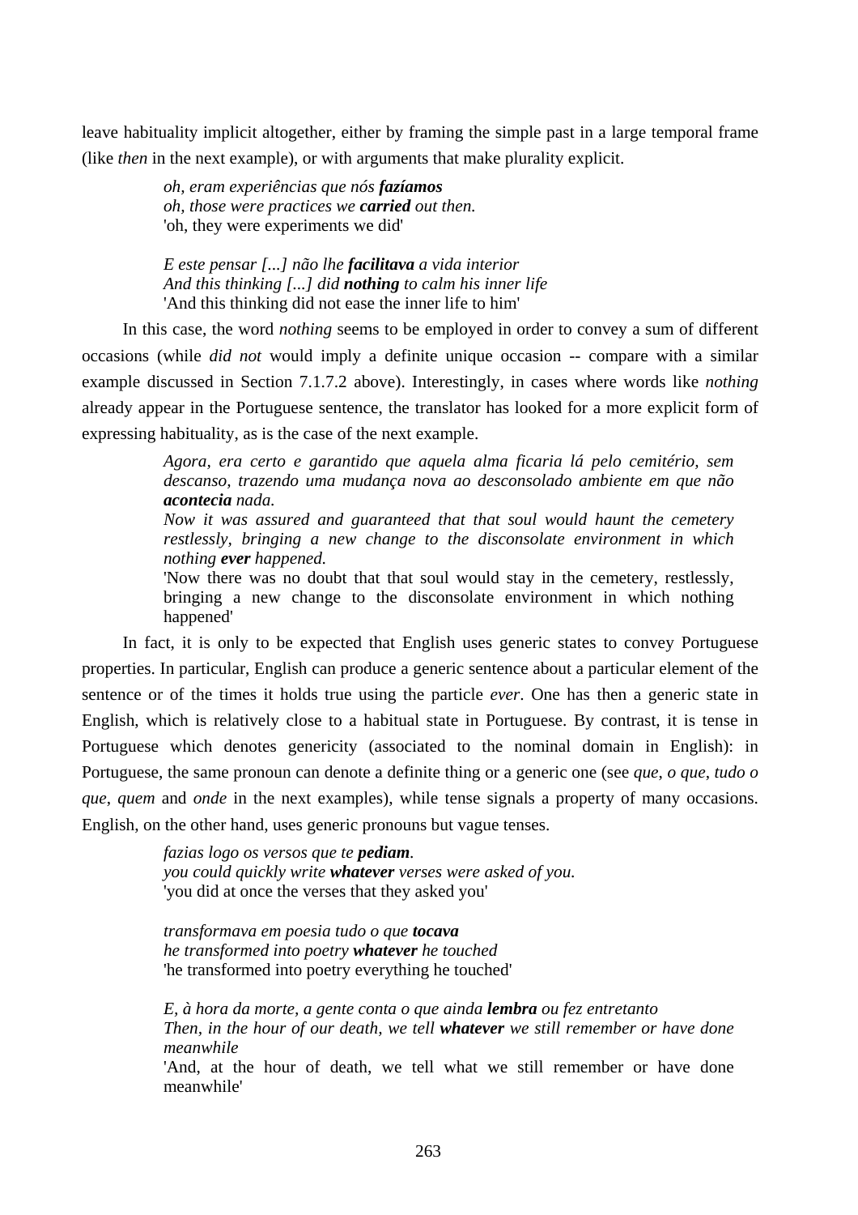leave habituality implicit altogether, either by framing the simple past in a large temporal frame (like *then* in the next example), or with arguments that make plurality explicit.

> *oh, eram experiências que nós* ***fazíamos***
> *oh, those were practices we* ***carried*** *out then.*
> 'oh, they were experiments we did'

> *E este pensar [...] não lhe* ***facilitava*** *a vida interior*
> *And this thinking [...] did* ***nothing*** *to calm his inner life*
> 'And this thinking did not ease the inner life to him'

In this case, the word *nothing* seems to be employed in order to convey a sum of different occasions (while *did not* would imply a definite unique occasion -- compare with a similar example discussed in Section 7.1.7.2 above). Interestingly, in cases where words like *nothing* already appear in the Portuguese sentence, the translator has looked for a more explicit form of expressing habituality, as is the case of the next example.

> *Agora, era certo e garantido que aquela alma ficaria lá pelo cemitério, sem descanso, trazendo uma mudança nova ao desconsolado ambiente em que não* ***acontecia*** *nada.*
> *Now it was assured and guaranteed that that soul would haunt the cemetery restlessly, bringing a new change to the disconsolate environment in which nothing* ***ever*** *happened.*
> 'Now there was no doubt that that soul would stay in the cemetery, restlessly, bringing a new change to the disconsolate environment in which nothing happened'

In fact, it is only to be expected that English uses generic states to convey Portuguese properties. In particular, English can produce a generic sentence about a particular element of the sentence or of the times it holds true using the particle *ever*. One has then a generic state in English, which is relatively close to a habitual state in Portuguese. By contrast, it is tense in Portuguese which denotes genericity (associated to the nominal domain in English): in Portuguese, the same pronoun can denote a definite thing or a generic one (see *que*, *o que*, *tudo o que*, *quem* and *onde* in the next examples), while tense signals a property of many occasions. English, on the other hand, uses generic pronouns but vague tenses.

> *fazias logo os versos que te* ***pediam****.*
> *you could quickly write* ***whatever*** *verses were asked of you.*
> 'you did at once the verses that they asked you'

> *transformava em poesia tudo o que* ***tocava***
> *he transformed into poetry* ***whatever*** *he touched*
> 'he transformed into poetry everything he touched'

> *E, à hora da morte, a gente conta o que ainda* ***lembra*** *ou fez entretanto*
> *Then, in the hour of our death, we tell* ***whatever*** *we still remember or have done meanwhile*
> 'And, at the hour of death, we tell what we still remember or have done meanwhile'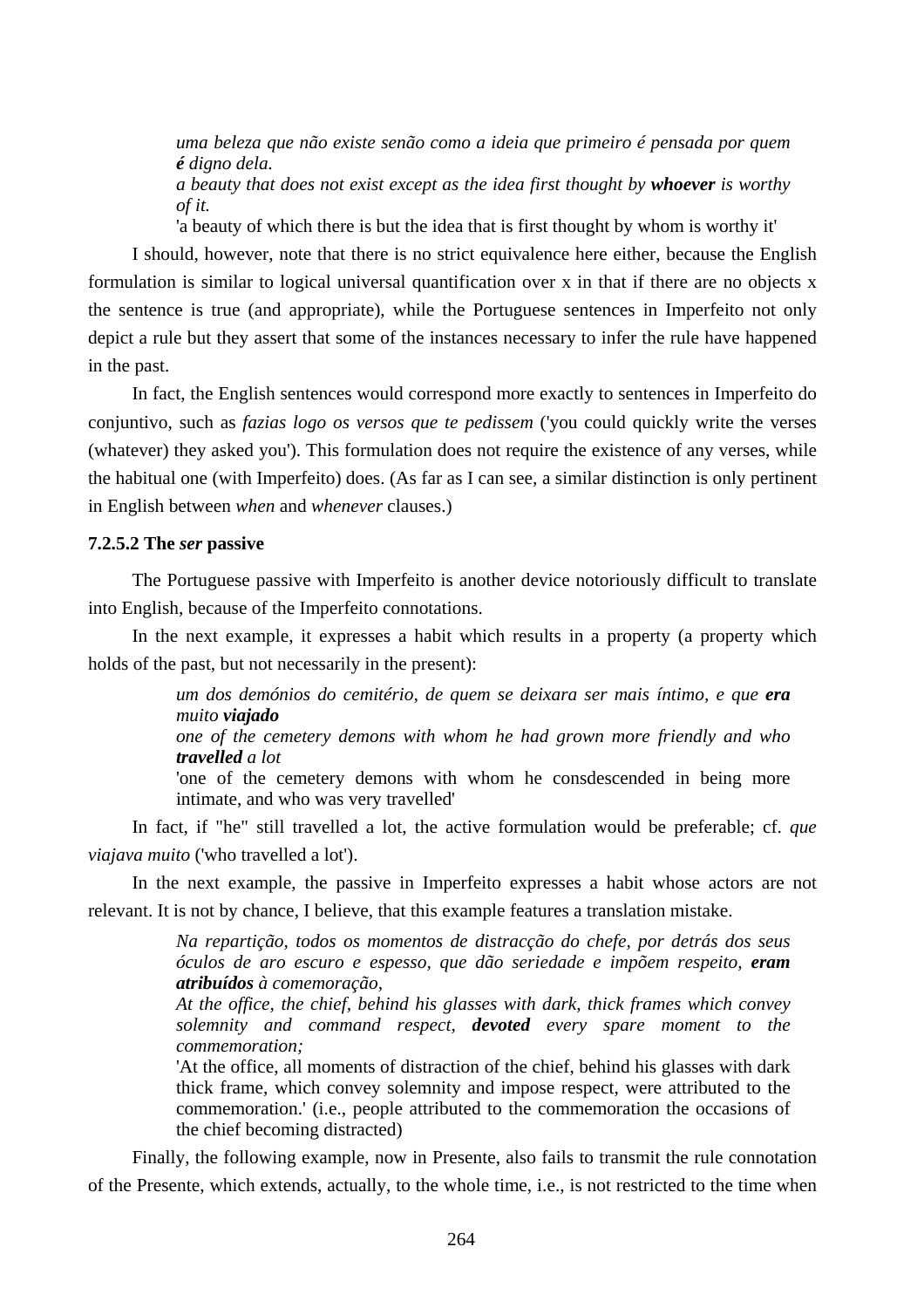*uma beleza que não existe senão como a ideia que primeiro é pensada por quem **é** digno dela.*
*a beauty that does not exist except as the idea first thought by **whoever** is worthy of it.*
'a beauty of which there is but the idea that is first thought by whom is worthy it'

I should, however, note that there is no strict equivalence here either, because the English formulation is similar to logical universal quantification over x in that if there are no objects x the sentence is true (and appropriate), while the Portuguese sentences in Imperfeito not only depict a rule but they assert that some of the instances necessary to infer the rule have happened in the past.

In fact, the English sentences would correspond more exactly to sentences in Imperfeito do conjuntivo, such as *fazias logo os versos que te pedissem* ('you could quickly write the verses (whatever) they asked you'). This formulation does not require the existence of any verses, while the habitual one (with Imperfeito) does. (As far as I can see, a similar distinction is only pertinent in English between *when* and *whenever* clauses.)

#### 7.2.5.2 The *ser* passive

The Portuguese passive with Imperfeito is another device notoriously difficult to translate into English, because of the Imperfeito connotations.

In the next example, it expresses a habit which results in a property (a property which holds of the past, but not necessarily in the present):

*um dos demónios do cemitério, de quem se deixara ser mais íntimo, e que **era** muito **viajado***
*one of the cemetery demons with whom he had grown more friendly and who **travelled** a lot*
'one of the cemetery demons with whom he consdescended in being more intimate, and who was very travelled'

In fact, if "he" still travelled a lot, the active formulation would be preferable; cf. *que viajava muito* ('who travelled a lot').

In the next example, the passive in Imperfeito expresses a habit whose actors are not relevant. It is not by chance, I believe, that this example features a translation mistake.

*Na repartição, todos os momentos de distracção do chefe, por detrás dos seus óculos de aro escuro e espesso, que dão seriedade e impõem respeito, **eram atribuídos** à comemoração,*
*At the office, the chief, behind his glasses with dark, thick frames which convey solemnity and command respect, **devoted** every spare moment to the commemoration;*
'At the office, all moments of distraction of the chief, behind his glasses with dark thick frame, which convey solemnity and impose respect, were attributed to the commemoration.' (i.e., people attributed to the commemoration the occasions of the chief becoming distracted)

Finally, the following example, now in Presente, also fails to transmit the rule connotation of the Presente, which extends, actually, to the whole time, i.e., is not restricted to the time when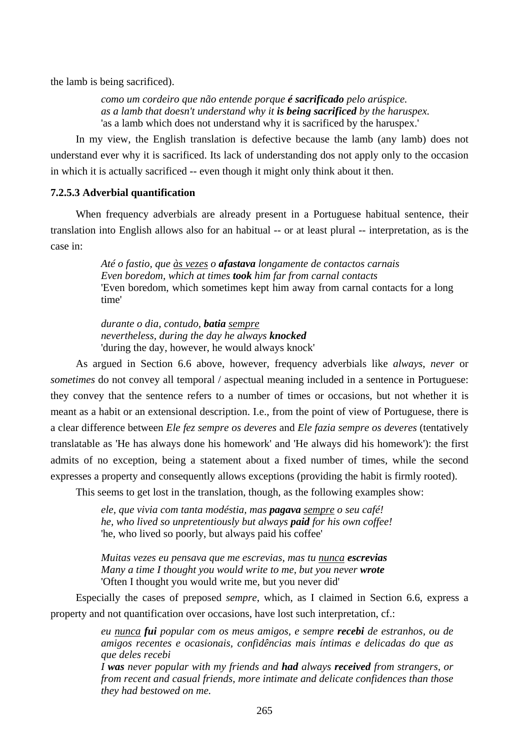the lamb is being sacrificed).

> *como um cordeiro que não entende porque **é sacrificado** pelo arúspice.*
> *as a lamb that doesn't understand why it **is being sacrificed** by the haruspex.*
> 'as a lamb which does not understand why it is sacrificed by the haruspex.'

In my view, the English translation is defective because the lamb (any lamb) does not understand ever why it is sacrificed. Its lack of understanding dos not apply only to the occasion in which it is actually sacrificed -- even though it might only think about it then.

#### 7.2.5.3 Adverbial quantification

When frequency adverbials are already present in a Portuguese habitual sentence, their translation into English allows also for an habitual -- or at least plural -- interpretation, as is the case in:

> *Até o fastio, que <u>às vezes</u> o **afastava** longamente de contactos carnais*
> *Even boredom, which at times **took** him far from carnal contacts*
> 'Even boredom, which sometimes kept him away from carnal contacts for a long time'

> *durante o dia, contudo, **batia** <u>sempre</u>*
> *nevertheless, during the day he always **knocked***
> 'during the day, however, he would always knock'

As argued in Section 6.6 above, however, frequency adverbials like *always, never* or *sometimes* do not convey all temporal / aspectual meaning included in a sentence in Portuguese: they convey that the sentence refers to a number of times or occasions, but not whether it is meant as a habit or an extensional description. I.e., from the point of view of Portuguese, there is a clear difference between *Ele fez sempre os deveres* and *Ele fazia sempre os deveres* (tentatively translatable as 'He has always done his homework' and 'He always did his homework'): the first admits of no exception, being a statement about a fixed number of times, while the second expresses a property and consequently allows exceptions (providing the habit is firmly rooted).

This seems to get lost in the translation, though, as the following examples show:

> *ele, que vivia com tanta modéstia, mas **pagava** <u>sempre</u> o seu café!*
> *he, who lived so unpretentiously but always **paid** for his own coffee!*
> 'he, who lived so poorly, but always paid his coffee'

> *Muitas vezes eu pensava que me escrevias, mas tu <u>nunca</u> **escrevias***
> *Many a time I thought you would write to me, but you never **wrote***
> 'Often I thought you would write me, but you never did'

Especially the cases of preposed *sempre*, which, as I claimed in Section 6.6, express a property and not quantification over occasions, have lost such interpretation, cf.:

> *eu <u>nunca</u> **fui** popular com os meus amigos, e sempre **recebi** de estranhos, ou de amigos recentes e ocasionais, confidências mais íntimas e delicadas do que as que deles recebi*
> *I **was** never popular with my friends and **had** always **received** from strangers, or from recent and casual friends, more intimate and delicate confidences than those they had bestowed on me.*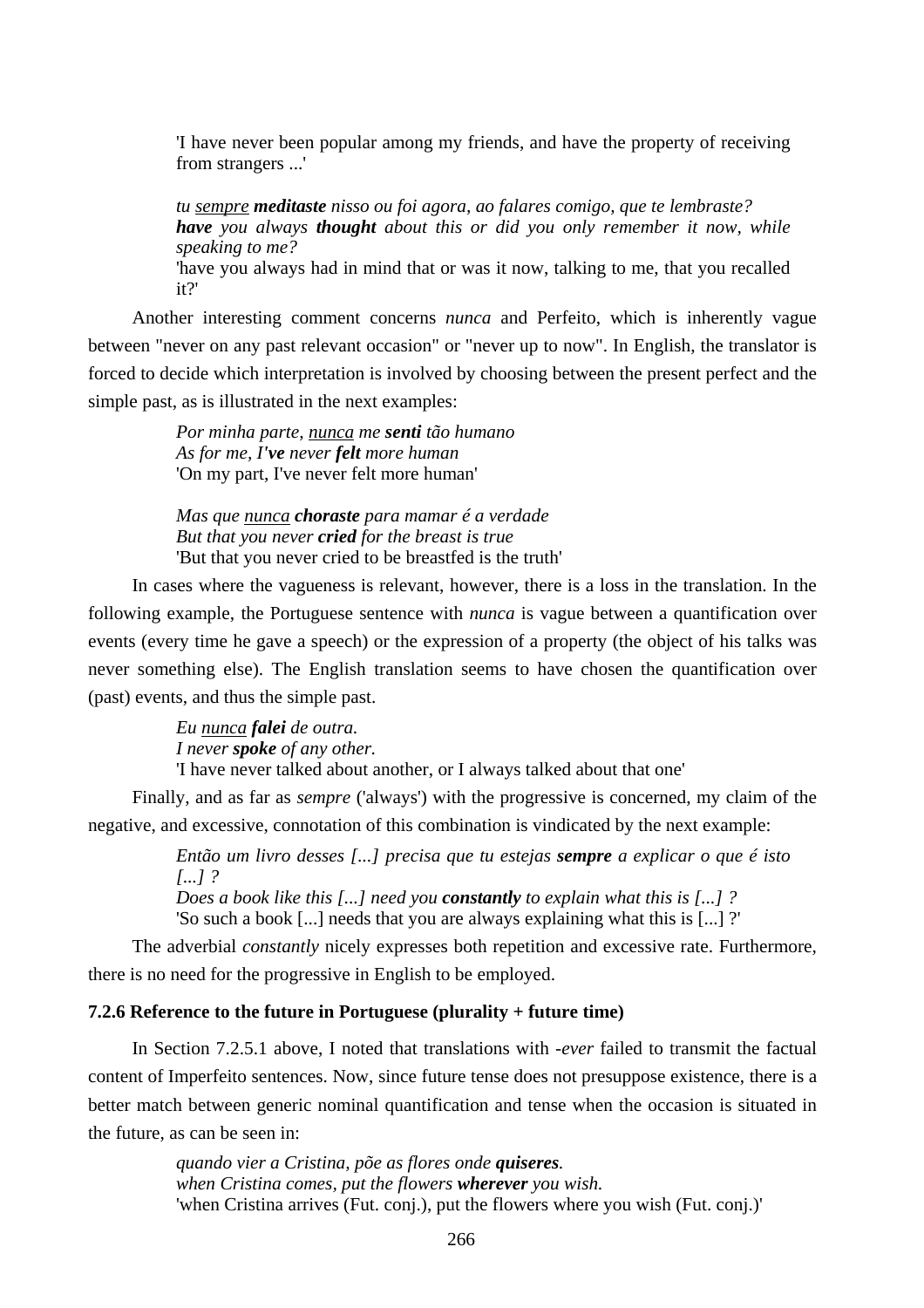'I have never been popular among my friends, and have the property of receiving from strangers ...'

*tu* *sempre* ***meditaste*** *nisso ou foi agora, ao falares comigo, que te lembraste?*
***have*** *you always* ***thought*** *about this or did you only remember it now, while speaking to me?*
'have you always had in mind that or was it now, talking to me, that you recalled it?'

Another interesting comment concerns *nunca* and Perfeito, which is inherently vague between "never on any past relevant occasion" or "never up to now". In English, the translator is forced to decide which interpretation is involved by choosing between the present perfect and the simple past, as is illustrated in the next examples:

*Por minha parte,* *nunca* *me* ***senti*** *tão humano*
*As for me, I'****ve*** *never* ***felt*** *more human*
'On my part, I've never felt more human'

*Mas que* *nunca* ***choraste*** *para mamar é a verdade*
*But that you never* ***cried*** *for the breast is true*
'But that you never cried to be breastfed is the truth'

In cases where the vagueness is relevant, however, there is a loss in the translation. In the following example, the Portuguese sentence with *nunca* is vague between a quantification over events (every time he gave a speech) or the expression of a property (the object of his talks was never something else). The English translation seems to have chosen the quantification over (past) events, and thus the simple past.

*Eu* *nunca* ***falei*** *de outra.*
*I never* ***spoke*** *of any other.*
'I have never talked about another, or I always talked about that one'

Finally, and as far as *sempre* ('always') with the progressive is concerned, my claim of the negative, and excessive, connotation of this combination is vindicated by the next example:

*Então um livro desses [...] precisa que tu estejas* ***sempre*** *a explicar o que é isto [...] ?*
*Does a book like this [...] need you* ***constantly*** *to explain what this is [...] ?*
'So such a book [...] needs that you are always explaining what this is [...] ?'

The adverbial *constantly* nicely expresses both repetition and excessive rate. Furthermore, there is no need for the progressive in English to be employed.

### 7.2.6 Reference to the future in Portuguese (plurality + future time)

In Section 7.2.5.1 above, I noted that translations with *-ever* failed to transmit the factual content of Imperfeito sentences. Now, since future tense does not presuppose existence, there is a better match between generic nominal quantification and tense when the occasion is situated in the future, as can be seen in:

*quando vier a Cristina, põe as flores onde* ***quiseres****.*
*when Cristina comes, put the flowers* ***wherever*** *you wish.*
'when Cristina arrives (Fut. conj.), put the flowers where you wish (Fut. conj.)'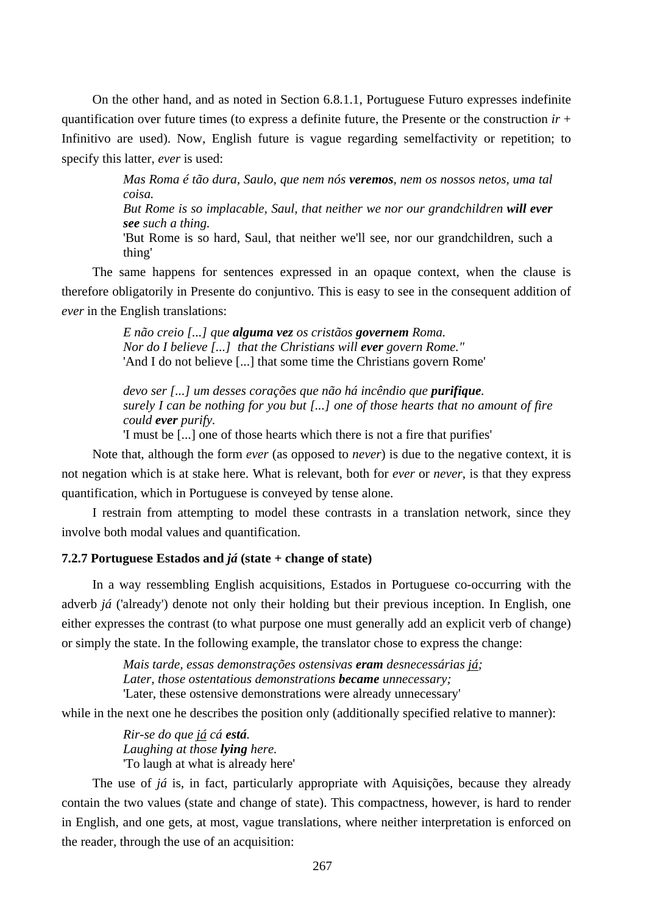On the other hand, and as noted in Section 6.8.1.1, Portuguese Futuro expresses indefinite quantification over future times (to express a definite future, the Presente or the construction *ir* + Infinitivo are used). Now, English future is vague regarding semelfactivity or repetition; to specify this latter, *ever* is used:

> *Mas Roma é tão dura, Saulo, que nem nós **veremos**, nem os nossos netos, uma tal coisa.*
> *But Rome is so implacable, Saul, that neither we nor our grandchildren **will ever see** such a thing.*
> 'But Rome is so hard, Saul, that neither we'll see, nor our grandchildren, such a thing'

The same happens for sentences expressed in an opaque context, when the clause is therefore obligatorily in Presente do conjuntivo. This is easy to see in the consequent addition of *ever* in the English translations:

> *E não creio [...] que **alguma vez** os cristãos **governem** Roma.*
> *Nor do I believe [...] that the Christians will **ever** govern Rome."*
> 'And I do not believe [...] that some time the Christians govern Rome'

> *devo ser [...] um desses corações que não há incêndio que **purifique**.*
> *surely I can be nothing for you but [...] one of those hearts that no amount of fire could **ever** purify.*
> 'I must be [...] one of those hearts which there is not a fire that purifies'

Note that, although the form *ever* (as opposed to *never*) is due to the negative context, it is not negation which is at stake here. What is relevant, both for *ever* or *never*, is that they express quantification, which in Portuguese is conveyed by tense alone.

I restrain from attempting to model these contrasts in a translation network, since they involve both modal values and quantification.

### 7.2.7 Portuguese Estados and *já* (state + change of state)

In a way ressembling English acquisitions, Estados in Portuguese co-occurring with the adverb *já* ('already') denote not only their holding but their previous inception. In English, one either expresses the contrast (to what purpose one must generally add an explicit verb of change) or simply the state. In the following example, the translator chose to express the change:

> *Mais tarde, essas demonstrações ostensivas **eram** desnecessárias <u>já</u>;*
> *Later, those ostentatious demonstrations **became** unnecessary;*
> 'Later, these ostensive demonstrations were already unnecessary'

while in the next one he describes the position only (additionally specified relative to manner):

> *Rir-se do que <u>já</u> cá **está**.*
> *Laughing at those **lying** here.*
> 'To laugh at what is already here'

The use of *já* is, in fact, particularly appropriate with Aquisições, because they already contain the two values (state and change of state). This compactness, however, is hard to render in English, and one gets, at most, vague translations, where neither interpretation is enforced on the reader, through the use of an acquisition: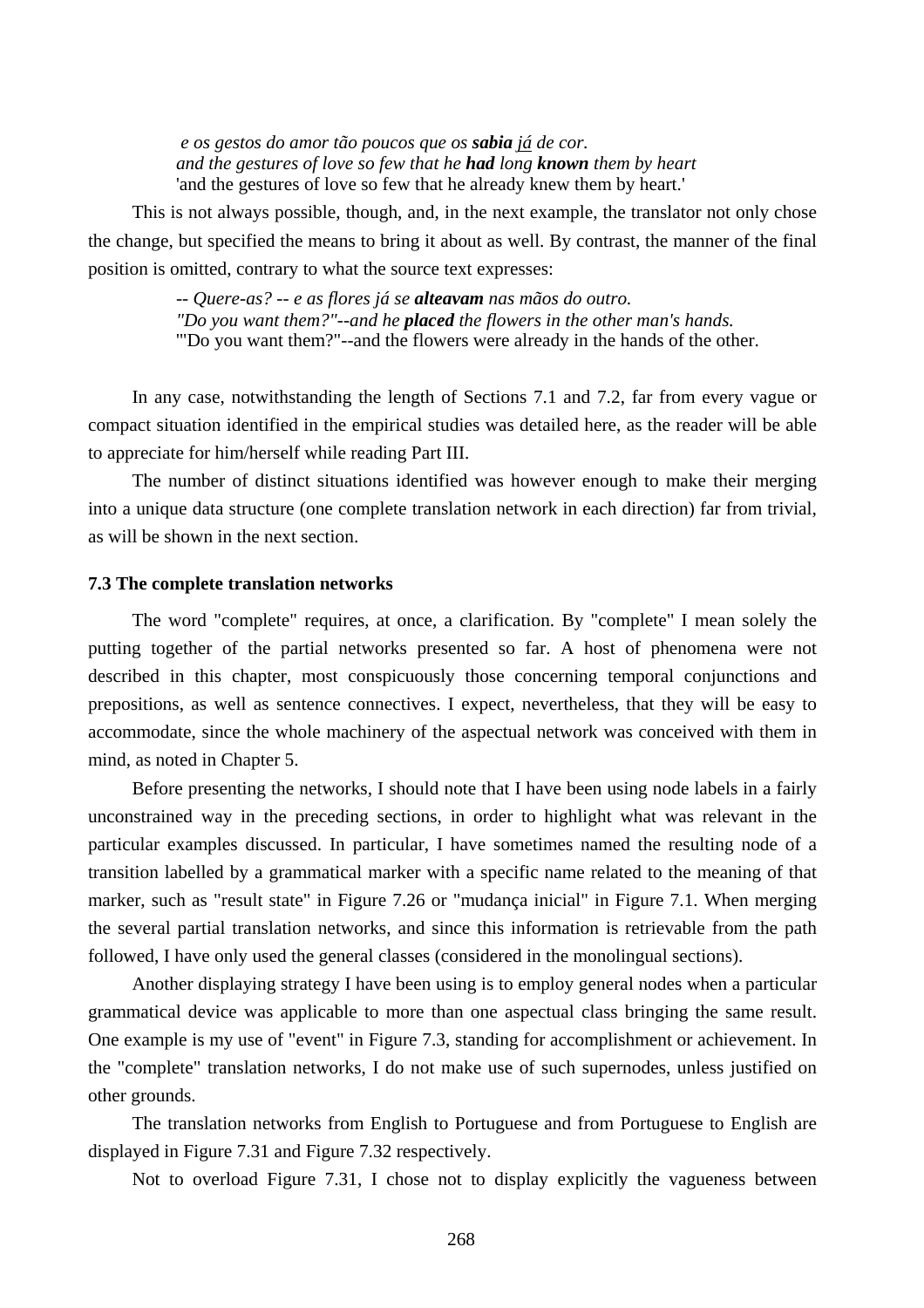*e os gestos do amor tão poucos que os **sabia** já de cor.*
*and the gestures of love so few that he **had** long **known** them by heart*
'and the gestures of love so few that he already knew them by heart.'

This is not always possible, though, and, in the next example, the translator not only chose the change, but specified the means to bring it about as well. By contrast, the manner of the final position is omitted, contrary to what the source text expresses:

*-- Quere-as? -- e as flores já se **alteavam** nas mãos do outro.*
*"Do you want them?"--and he **placed** the flowers in the other man's hands.*
'"Do you want them?"--and the flowers were already in the hands of the other.

In any case, notwithstanding the length of Sections 7.1 and 7.2, far from every vague or compact situation identified in the empirical studies was detailed here, as the reader will be able to appreciate for him/herself while reading Part III.

The number of distinct situations identified was however enough to make their merging into a unique data structure (one complete translation network in each direction) far from trivial, as will be shown in the next section.

### 7.3 The complete translation networks

The word "complete" requires, at once, a clarification. By "complete" I mean solely the putting together of the partial networks presented so far. A host of phenomena were not described in this chapter, most conspicuously those concerning temporal conjunctions and prepositions, as well as sentence connectives. I expect, nevertheless, that they will be easy to accommodate, since the whole machinery of the aspectual network was conceived with them in mind, as noted in Chapter 5.

Before presenting the networks, I should note that I have been using node labels in a fairly unconstrained way in the preceding sections, in order to highlight what was relevant in the particular examples discussed. In particular, I have sometimes named the resulting node of a transition labelled by a grammatical marker with a specific name related to the meaning of that marker, such as "result state" in Figure 7.26 or "mudança inicial" in Figure 7.1. When merging the several partial translation networks, and since this information is retrievable from the path followed, I have only used the general classes (considered in the monolingual sections).

Another displaying strategy I have been using is to employ general nodes when a particular grammatical device was applicable to more than one aspectual class bringing the same result. One example is my use of "event" in Figure 7.3, standing for accomplishment or achievement. In the "complete" translation networks, I do not make use of such supernodes, unless justified on other grounds.

The translation networks from English to Portuguese and from Portuguese to English are displayed in Figure 7.31 and Figure 7.32 respectively.

Not to overload Figure 7.31, I chose not to display explicitly the vagueness between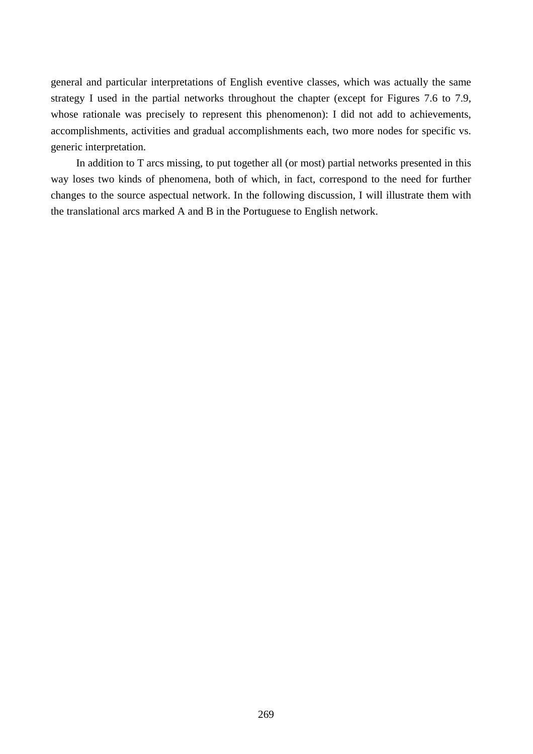general and particular interpretations of English eventive classes, which was actually the same strategy I used in the partial networks throughout the chapter (except for Figures 7.6 to 7.9, whose rationale was precisely to represent this phenomenon): I did not add to achievements, accomplishments, activities and gradual accomplishments each, two more nodes for specific vs. generic interpretation.

In addition to T arcs missing, to put together all (or most) partial networks presented in this way loses two kinds of phenomena, both of which, in fact, correspond to the need for further changes to the source aspectual network. In the following discussion, I will illustrate them with the translational arcs marked A and B in the Portuguese to English network.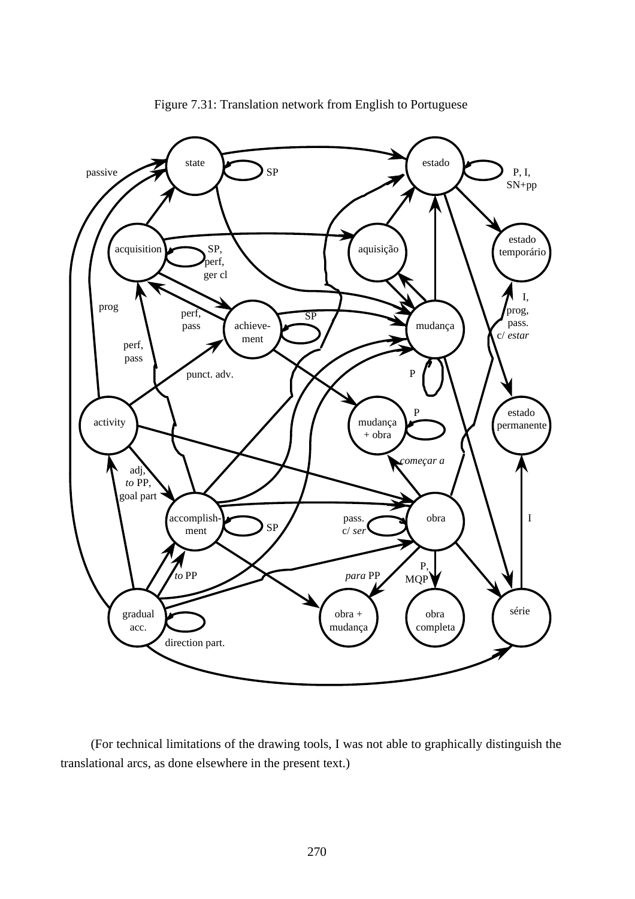Figure 7.31: Translation network from English to Portuguese

state
estado
passive
SP
P, I,
SN+pp
acquisition
SP,
perf,
ger cl
aquisição
estado
temporário
prog
perf,
pass
SP
achieve-
ment
mudança
I,
prog,
pass.
c/ *estar*
perf,
pass
punct. adv.
P
activity
P
mudança
+ obra
estado
permanente
adj,
*to* PP,
goal part
*começar a*
accomplish-
ment
SP
pass.
c/ *ser*
obra
I
*to* PP
*para* PP
P,
MQP
gradual
acc.
obra +
mudança
obra
completa
série
direction part.

(For technical limitations of the drawing tools, I was not able to graphically distinguish the translational arcs, as done elsewhere in the present text.)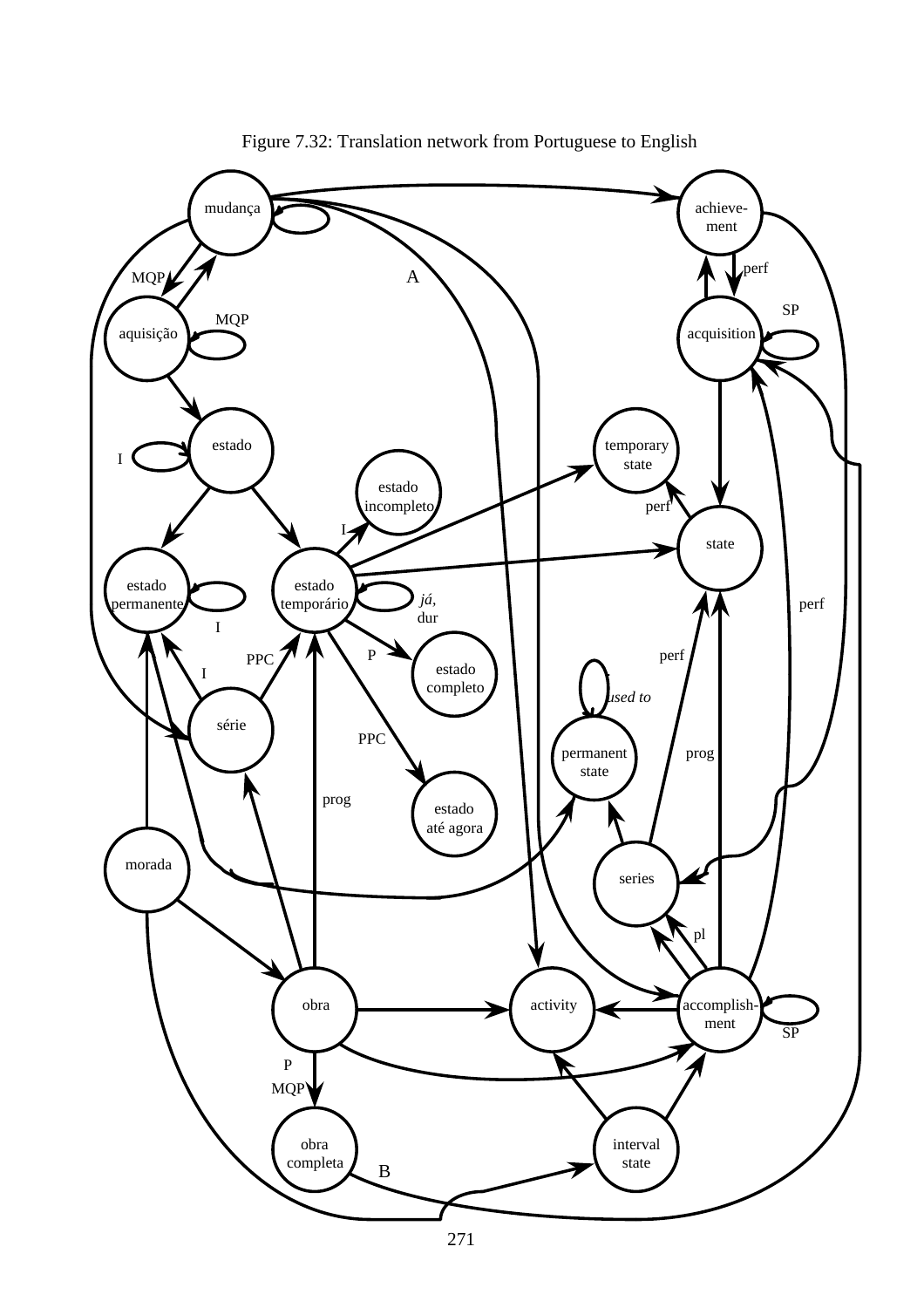Figure 7.32: Translation network from Portuguese to English

mudança

achieve-
ment

perf

MQP

A

SP

MQP

aquisição

acquisition

estado

temporary
state

I

estado
incompleto

perf

I

state

estado
permanente

estado
temporário

já,
dur

perf

I

P

perf

PPC

I

estado
completo

used to

série

PPC

permanent
state

prog

prog

estado
até agora

morada

series

pl

obra

activity

accomplish-
ment

SP

P

MQP

obra
completa

interval
state

B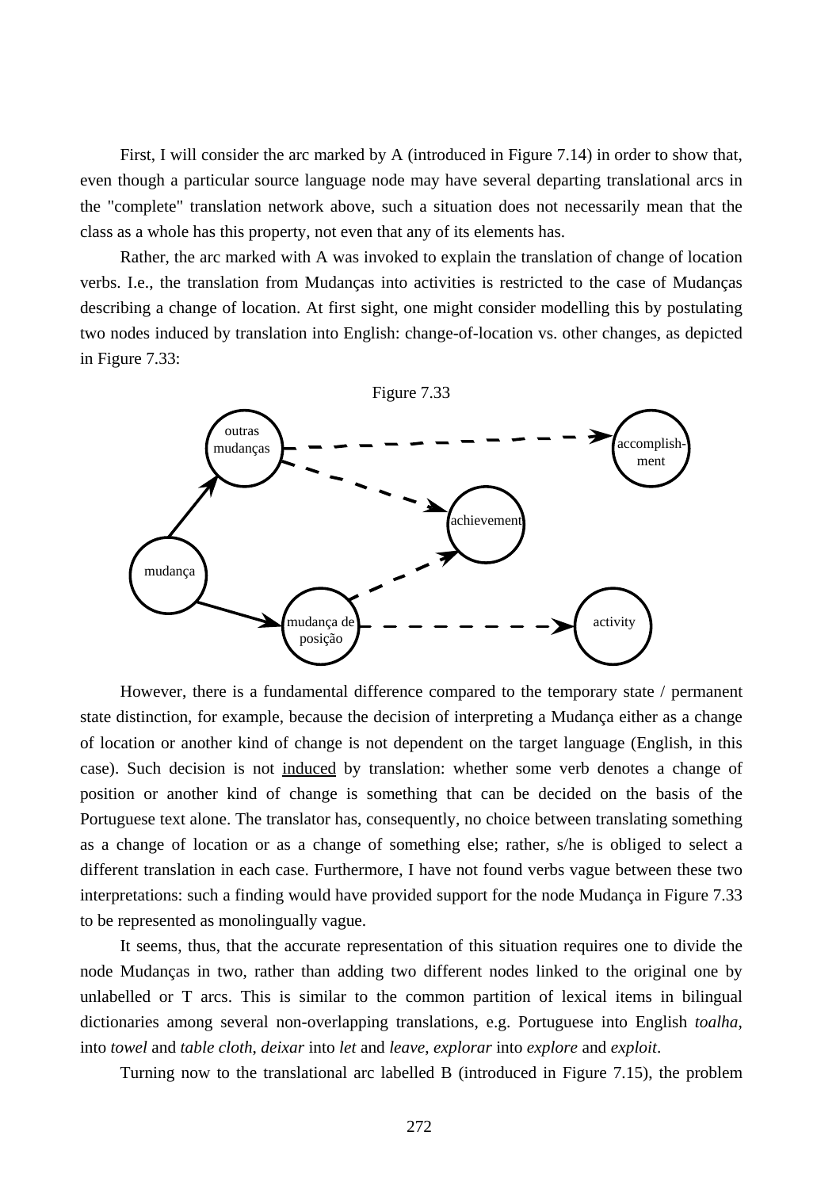First, I will consider the arc marked by A (introduced in Figure 7.14) in order to show that, even though a particular source language node may have several departing translational arcs in the "complete" translation network above, such a situation does not necessarily mean that the class as a whole has this property, not even that any of its elements has.

Rather, the arc marked with A was invoked to explain the translation of change of location verbs. I.e., the translation from Mudanças into activities is restricted to the case of Mudanças describing a change of location. At first sight, one might consider modelling this by postulating two nodes induced by translation into English: change-of-location vs. other changes, as depicted in Figure 7.33:

Figure 7.33

outras mudanças
accomplish-ment
achievement
mudança
mudança de posição
activity

However, there is a fundamental difference compared to the temporary state / permanent state distinction, for example, because the decision of interpreting a Mudança either as a change of location or another kind of change is not dependent on the target language (English, in this case). Such decision is not <u>induced</u> by translation: whether some verb denotes a change of position or another kind of change is something that can be decided on the basis of the Portuguese text alone. The translator has, consequently, no choice between translating something as a change of location or as a change of something else; rather, s/he is obliged to select a different translation in each case. Furthermore, I have not found verbs vague between these two interpretations: such a finding would have provided support for the node Mudança in Figure 7.33 to be represented as monolingually vague.

It seems, thus, that the accurate representation of this situation requires one to divide the node Mudanças in two, rather than adding two different nodes linked to the original one by unlabelled or T arcs. This is similar to the common partition of lexical items in bilingual dictionaries among several non-overlapping translations, e.g. Portuguese into English *toalha*, into *towel* and *table cloth*, *deixar* into *let* and *leave*, *explorar* into *explore* and *exploit*.

Turning now to the translational arc labelled B (introduced in Figure 7.15), the problem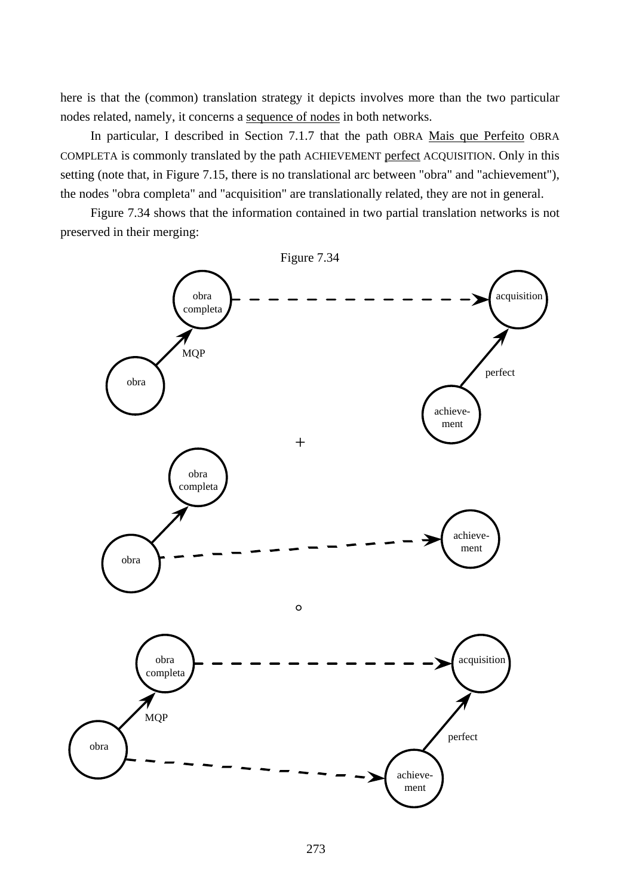here is that the (common) translation strategy it depicts involves more than the two particular nodes related, namely, it concerns a <u>sequence of nodes</u> in both networks.

In particular, I described in Section 7.1.7 that the path OBRA <u>Mais que Perfeito</u> OBRA COMPLETA is commonly translated by the path ACHIEVEMENT <u>perfect</u> ACQUISITION. Only in this setting (note that, in Figure 7.15, there is no translational arc between "obra" and "achievement"), the nodes "obra completa" and "acquisition" are translationally related, they are not in general.

Figure 7.34 shows that the information contained in two partial translation networks is not preserved in their merging:

Figure 7.34

obra completa
acquisition
MQP
perfect
obra
achieve-ment

+

obra completa
achieve-ment
obra

∘

obra completa
acquisition
MQP
perfect
obra
achieve-ment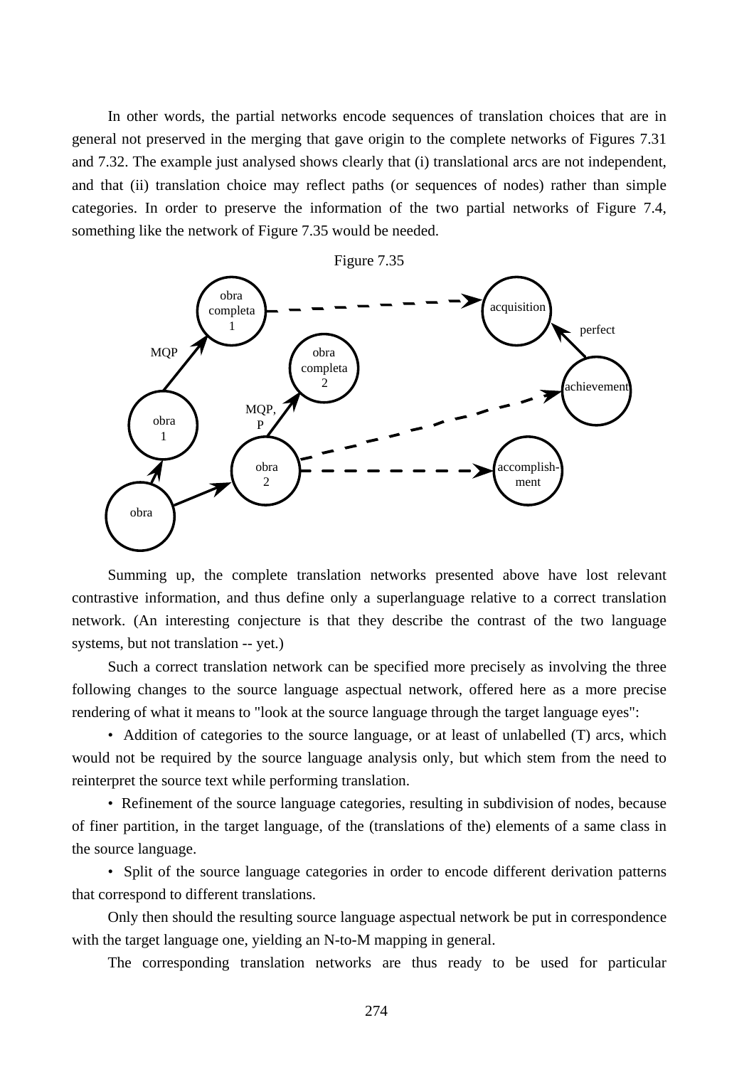In other words, the partial networks encode sequences of translation choices that are in general not preserved in the merging that gave origin to the complete networks of Figures 7.31 and 7.32. The example just analysed shows clearly that (i) translational arcs are not independent, and that (ii) translation choice may reflect paths (or sequences of nodes) rather than simple categories. In order to preserve the information of the two partial networks of Figure 7.4, something like the network of Figure 7.35 would be needed.

Figure 7.35

obra completa 1

acquisition

perfect

MQP

obra completa 2

achievement

MQP, P

obra 1

obra 2

accomplish-ment

obra

Summing up, the complete translation networks presented above have lost relevant contrastive information, and thus define only a superlanguage relative to a correct translation network. (An interesting conjecture is that they describe the contrast of the two language systems, but not translation -- yet.)

Such a correct translation network can be specified more precisely as involving the three following changes to the source language aspectual network, offered here as a more precise rendering of what it means to "look at the source language through the target language eyes":

- Addition of categories to the source language, or at least of unlabelled (T) arcs, which would not be required by the source language analysis only, but which stem from the need to reinterpret the source text while performing translation.
- Refinement of the source language categories, resulting in subdivision of nodes, because of finer partition, in the target language, of the (translations of the) elements of a same class in the source language.
- Split of the source language categories in order to encode different derivation patterns that correspond to different translations.

Only then should the resulting source language aspectual network be put in correspondence with the target language one, yielding an N-to-M mapping in general.

The corresponding translation networks are thus ready to be used for particular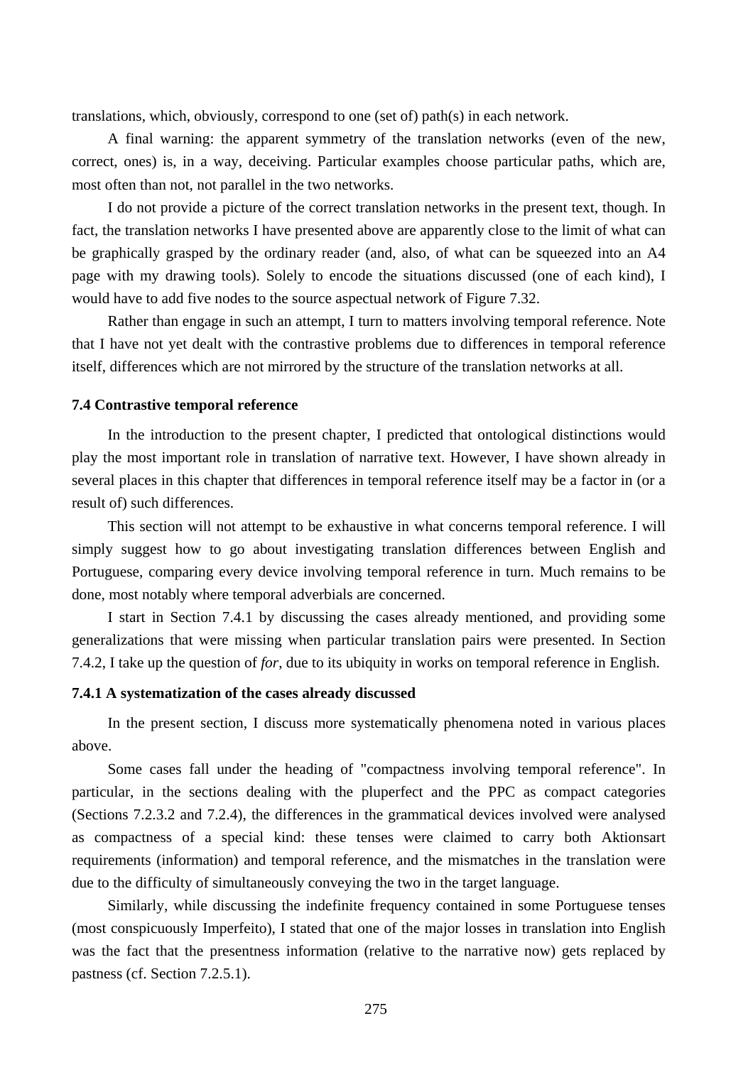translations, which, obviously, correspond to one (set of) path(s) in each network.

A final warning: the apparent symmetry of the translation networks (even of the new, correct, ones) is, in a way, deceiving. Particular examples choose particular paths, which are, most often than not, not parallel in the two networks.

I do not provide a picture of the correct translation networks in the present text, though. In fact, the translation networks I have presented above are apparently close to the limit of what can be graphically grasped by the ordinary reader (and, also, of what can be squeezed into an A4 page with my drawing tools). Solely to encode the situations discussed (one of each kind), I would have to add five nodes to the source aspectual network of Figure 7.32.

Rather than engage in such an attempt, I turn to matters involving temporal reference. Note that I have not yet dealt with the contrastive problems due to differences in temporal reference itself, differences which are not mirrored by the structure of the translation networks at all.

### 7.4 Contrastive temporal reference

In the introduction to the present chapter, I predicted that ontological distinctions would play the most important role in translation of narrative text. However, I have shown already in several places in this chapter that differences in temporal reference itself may be a factor in (or a result of) such differences.

This section will not attempt to be exhaustive in what concerns temporal reference. I will simply suggest how to go about investigating translation differences between English and Portuguese, comparing every device involving temporal reference in turn. Much remains to be done, most notably where temporal adverbials are concerned.

I start in Section 7.4.1 by discussing the cases already mentioned, and providing some generalizations that were missing when particular translation pairs were presented. In Section 7.4.2, I take up the question of *for*, due to its ubiquity in works on temporal reference in English.

#### 7.4.1 A systematization of the cases already discussed

In the present section, I discuss more systematically phenomena noted in various places above.

Some cases fall under the heading of "compactness involving temporal reference". In particular, in the sections dealing with the pluperfect and the PPC as compact categories (Sections 7.2.3.2 and 7.2.4), the differences in the grammatical devices involved were analysed as compactness of a special kind: these tenses were claimed to carry both Aktionsart requirements (information) and temporal reference, and the mismatches in the translation were due to the difficulty of simultaneously conveying the two in the target language.

Similarly, while discussing the indefinite frequency contained in some Portuguese tenses (most conspicuously Imperfeito), I stated that one of the major losses in translation into English was the fact that the presentness information (relative to the narrative now) gets replaced by pastness (cf. Section 7.2.5.1).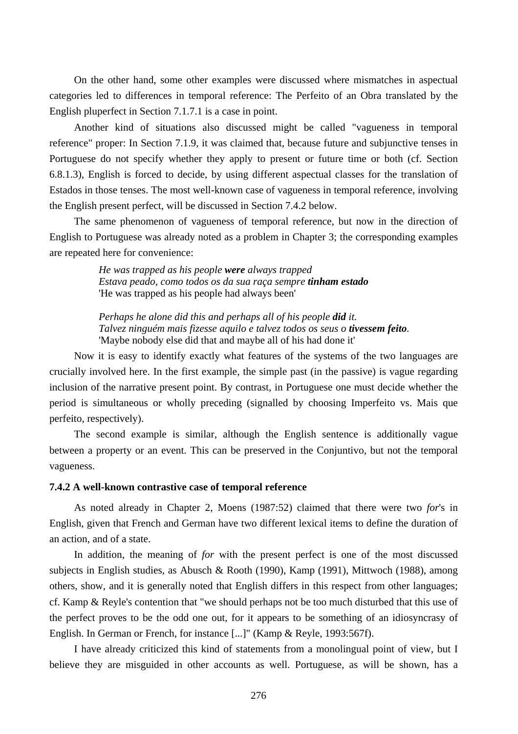On the other hand, some other examples were discussed where mismatches in aspectual categories led to differences in temporal reference: The Perfeito of an Obra translated by the English pluperfect in Section 7.1.7.1 is a case in point.

Another kind of situations also discussed might be called "vagueness in temporal reference" proper: In Section 7.1.9, it was claimed that, because future and subjunctive tenses in Portuguese do not specify whether they apply to present or future time or both (cf. Section 6.8.1.3), English is forced to decide, by using different aspectual classes for the translation of Estados in those tenses. The most well-known case of vagueness in temporal reference, involving the English present perfect, will be discussed in Section 7.4.2 below.

The same phenomenon of vagueness of temporal reference, but now in the direction of English to Portuguese was already noted as a problem in Chapter 3; the corresponding examples are repeated here for convenience:

> *He was trapped as his people* ***were*** *always trapped*
> *Estava peado, como todos os da sua raça sempre* ***tinham estado***
> 'He was trapped as his people had always been'
>
> *Perhaps he alone did this and perhaps all of his people* ***did*** *it.*
> *Talvez ninguém mais fizesse aquilo e talvez todos os seus o* ***tivessem feito****.*
> 'Maybe nobody else did that and maybe all of his had done it'

Now it is easy to identify exactly what features of the systems of the two languages are crucially involved here. In the first example, the simple past (in the passive) is vague regarding inclusion of the narrative present point. By contrast, in Portuguese one must decide whether the period is simultaneous or wholly preceding (signalled by choosing Imperfeito vs. Mais que perfeito, respectively).

The second example is similar, although the English sentence is additionally vague between a property or an event. This can be preserved in the Conjuntivo, but not the temporal vagueness.

### 7.4.2 A well-known contrastive case of temporal reference

As noted already in Chapter 2, Moens (1987:52) claimed that there were two *for*'s in English, given that French and German have two different lexical items to define the duration of an action, and of a state.

In addition, the meaning of *for* with the present perfect is one of the most discussed subjects in English studies, as Abusch & Rooth (1990), Kamp (1991), Mittwoch (1988), among others, show, and it is generally noted that English differs in this respect from other languages; cf. Kamp & Reyle's contention that "we should perhaps not be too much disturbed that this use of the perfect proves to be the odd one out, for it appears to be something of an idiosyncrasy of English. In German or French, for instance [...]" (Kamp & Reyle, 1993:567f).

I have already criticized this kind of statements from a monolingual point of view, but I believe they are misguided in other accounts as well. Portuguese, as will be shown, has a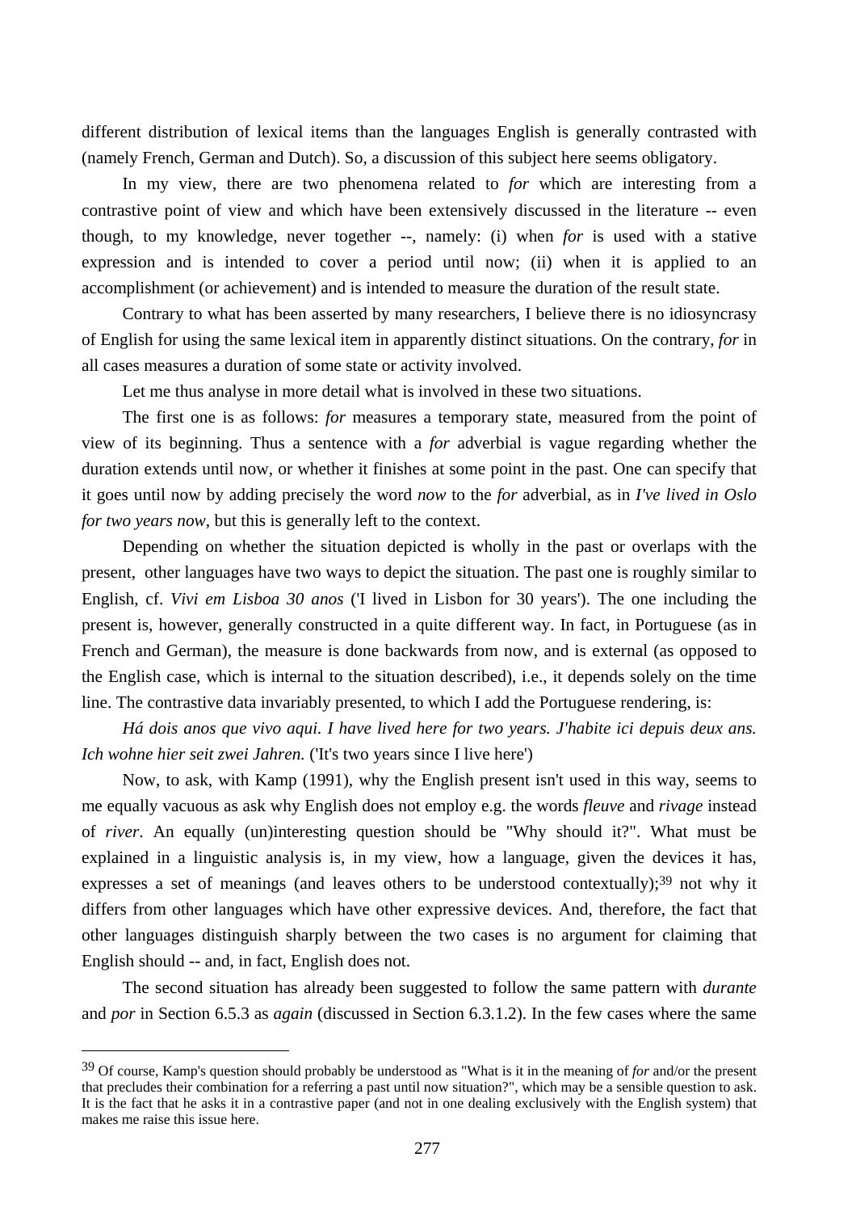different distribution of lexical items than the languages English is generally contrasted with (namely French, German and Dutch). So, a discussion of this subject here seems obligatory.

In my view, there are two phenomena related to *for* which are interesting from a contrastive point of view and which have been extensively discussed in the literature -- even though, to my knowledge, never together --, namely: (i) when *for* is used with a stative expression and is intended to cover a period until now; (ii) when it is applied to an accomplishment (or achievement) and is intended to measure the duration of the result state.

Contrary to what has been asserted by many researchers, I believe there is no idiosyncrasy of English for using the same lexical item in apparently distinct situations. On the contrary, *for* in all cases measures a duration of some state or activity involved.

Let me thus analyse in more detail what is involved in these two situations.

The first one is as follows: *for* measures a temporary state, measured from the point of view of its beginning. Thus a sentence with a *for* adverbial is vague regarding whether the duration extends until now, or whether it finishes at some point in the past. One can specify that it goes until now by adding precisely the word *now* to the *for* adverbial, as in *I've lived in Oslo for two years now*, but this is generally left to the context.

Depending on whether the situation depicted is wholly in the past or overlaps with the present, other languages have two ways to depict the situation. The past one is roughly similar to English, cf. *Vivi em Lisboa 30 anos* ('I lived in Lisbon for 30 years'). The one including the present is, however, generally constructed in a quite different way. In fact, in Portuguese (as in French and German), the measure is done backwards from now, and is external (as opposed to the English case, which is internal to the situation described), i.e., it depends solely on the time line. The contrastive data invariably presented, to which I add the Portuguese rendering, is:

*Há dois anos que vivo aqui. I have lived here for two years. J'habite ici depuis deux ans. Ich wohne hier seit zwei Jahren.* ('It's two years since I live here')

Now, to ask, with Kamp (1991), why the English present isn't used in this way, seems to me equally vacuous as ask why English does not employ e.g. the words *fleuve* and *rivage* instead of *river*. An equally (un)interesting question should be "Why should it?". What must be explained in a linguistic analysis is, in my view, how a language, given the devices it has, expresses a set of meanings (and leaves others to be understood contextually);[39] not why it differs from other languages which have other expressive devices. And, therefore, the fact that other languages distinguish sharply between the two cases is no argument for claiming that English should -- and, in fact, English does not.

The second situation has already been suggested to follow the same pattern with *durante* and *por* in Section 6.5.3 as *again* (discussed in Section 6.3.1.2). In the few cases where the same

[39] Of course, Kamp's question should probably be understood as "What is it in the meaning of *for* and/or the present that precludes their combination for a referring a past until now situation?", which may be a sensible question to ask. It is the fact that he asks it in a contrastive paper (and not in one dealing exclusively with the English system) that makes me raise this issue here.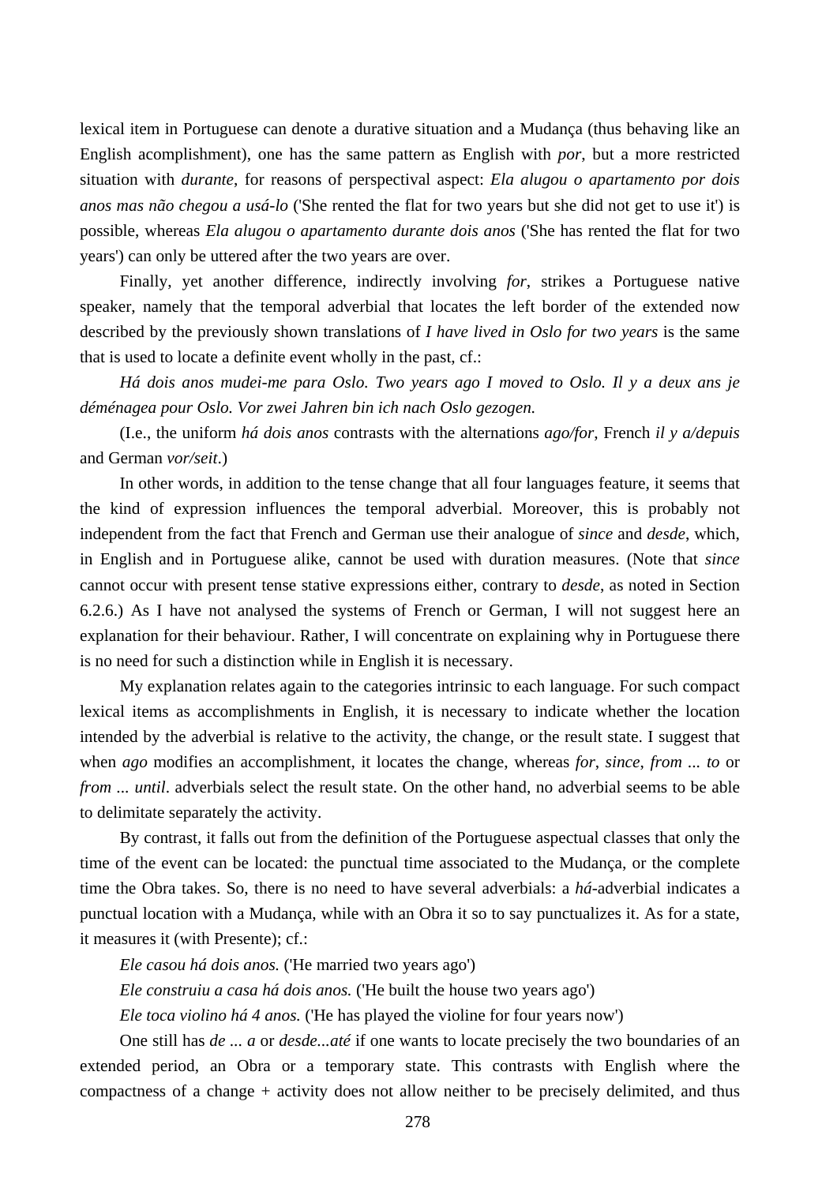lexical item in Portuguese can denote a durative situation and a Mudança (thus behaving like an English acomplishment), one has the same pattern as English with *por*, but a more restricted situation with *durante*, for reasons of perspectival aspect: *Ela alugou o apartamento por dois anos mas não chegou a usá-lo* ('She rented the flat for two years but she did not get to use it') is possible, whereas *Ela alugou o apartamento durante dois anos* ('She has rented the flat for two years') can only be uttered after the two years are over.

Finally, yet another difference, indirectly involving *for*, strikes a Portuguese native speaker, namely that the temporal adverbial that locates the left border of the extended now described by the previously shown translations of *I have lived in Oslo for two years* is the same that is used to locate a definite event wholly in the past, cf.:

*Há dois anos mudei-me para Oslo. Two years ago I moved to Oslo. Il y a deux ans je déménagea pour Oslo. Vor zwei Jahren bin ich nach Oslo gezogen.*

(I.e., the uniform *há dois anos* contrasts with the alternations *ago/for*, French *il y a/depuis* and German *vor/seit*.)

In other words, in addition to the tense change that all four languages feature, it seems that the kind of expression influences the temporal adverbial. Moreover, this is probably not independent from the fact that French and German use their analogue of *since* and *desde*, which, in English and in Portuguese alike, cannot be used with duration measures. (Note that *since* cannot occur with present tense stative expressions either, contrary to *desde*, as noted in Section 6.2.6.) As I have not analysed the systems of French or German, I will not suggest here an explanation for their behaviour. Rather, I will concentrate on explaining why in Portuguese there is no need for such a distinction while in English it is necessary.

My explanation relates again to the categories intrinsic to each language. For such compact lexical items as accomplishments in English, it is necessary to indicate whether the location intended by the adverbial is relative to the activity, the change, or the result state. I suggest that when *ago* modifies an accomplishment, it locates the change, whereas *for*, *since*, *from ... to* or *from ... until*. adverbials select the result state. On the other hand, no adverbial seems to be able to delimitate separately the activity.

By contrast, it falls out from the definition of the Portuguese aspectual classes that only the time of the event can be located: the punctual time associated to the Mudança, or the complete time the Obra takes. So, there is no need to have several adverbials: a *há*-adverbial indicates a punctual location with a Mudança, while with an Obra it so to say punctualizes it. As for a state, it measures it (with Presente); cf.:

*Ele casou há dois anos.* ('He married two years ago')

*Ele construiu a casa há dois anos.* ('He built the house two years ago')

*Ele toca violino há 4 anos.* ('He has played the violine for four years now')

One still has *de ... a* or *desde...até* if one wants to locate precisely the two boundaries of an extended period, an Obra or a temporary state. This contrasts with English where the compactness of a change + activity does not allow neither to be precisely delimited, and thus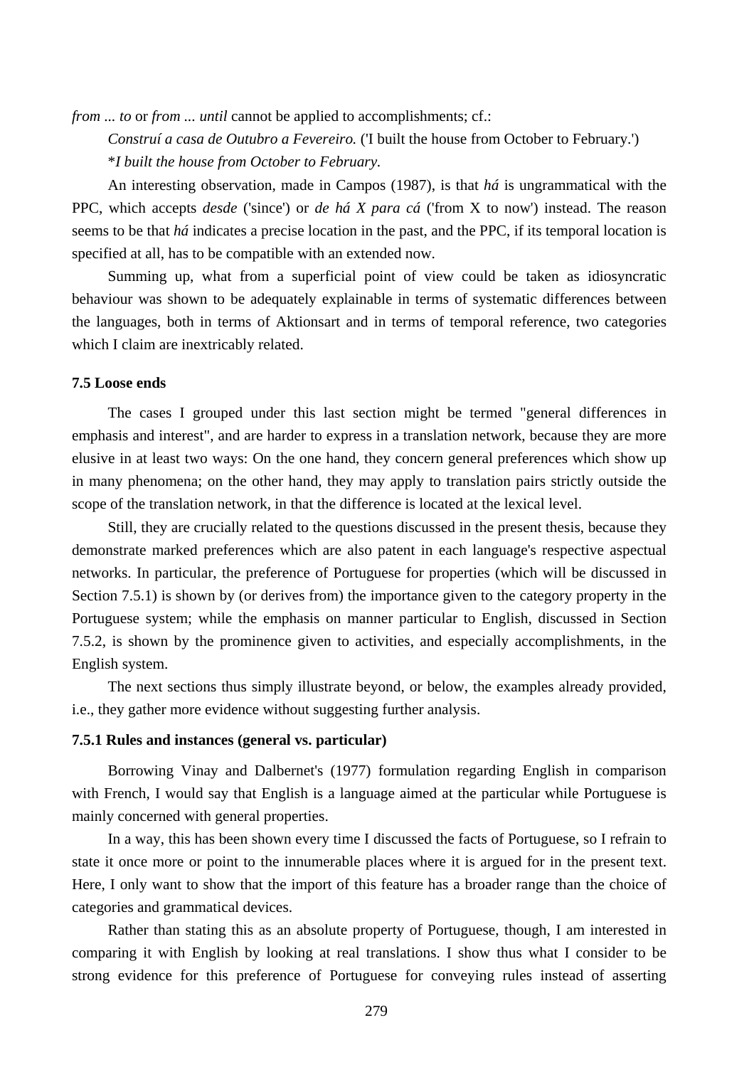*from ... to* or *from ... until* cannot be applied to accomplishments; cf.:

*Construí a casa de Outubro a Fevereiro.* ('I built the house from October to February.')

*I built the house from October to February.*

An interesting observation, made in Campos (1987), is that *há* is ungrammatical with the PPC, which accepts *desde* ('since') or *de há X para cá* ('from X to now') instead. The reason seems to be that *há* indicates a precise location in the past, and the PPC, if its temporal location is specified at all, has to be compatible with an extended now.

Summing up, what from a superficial point of view could be taken as idiosyncratic behaviour was shown to be adequately explainable in terms of systematic differences between the languages, both in terms of Aktionsart and in terms of temporal reference, two categories which I claim are inextricably related.

### 7.5 Loose ends

The cases I grouped under this last section might be termed "general differences in emphasis and interest", and are harder to express in a translation network, because they are more elusive in at least two ways: On the one hand, they concern general preferences which show up in many phenomena; on the other hand, they may apply to translation pairs strictly outside the scope of the translation network, in that the difference is located at the lexical level.

Still, they are crucially related to the questions discussed in the present thesis, because they demonstrate marked preferences which are also patent in each language's respective aspectual networks. In particular, the preference of Portuguese for properties (which will be discussed in Section 7.5.1) is shown by (or derives from) the importance given to the category property in the Portuguese system; while the emphasis on manner particular to English, discussed in Section 7.5.2, is shown by the prominence given to activities, and especially accomplishments, in the English system.

The next sections thus simply illustrate beyond, or below, the examples already provided, i.e., they gather more evidence without suggesting further analysis.

#### 7.5.1 Rules and instances (general vs. particular)

Borrowing Vinay and Dalbernet's (1977) formulation regarding English in comparison with French, I would say that English is a language aimed at the particular while Portuguese is mainly concerned with general properties.

In a way, this has been shown every time I discussed the facts of Portuguese, so I refrain to state it once more or point to the innumerable places where it is argued for in the present text. Here, I only want to show that the import of this feature has a broader range than the choice of categories and grammatical devices.

Rather than stating this as an absolute property of Portuguese, though, I am interested in comparing it with English by looking at real translations. I show thus what I consider to be strong evidence for this preference of Portuguese for conveying rules instead of asserting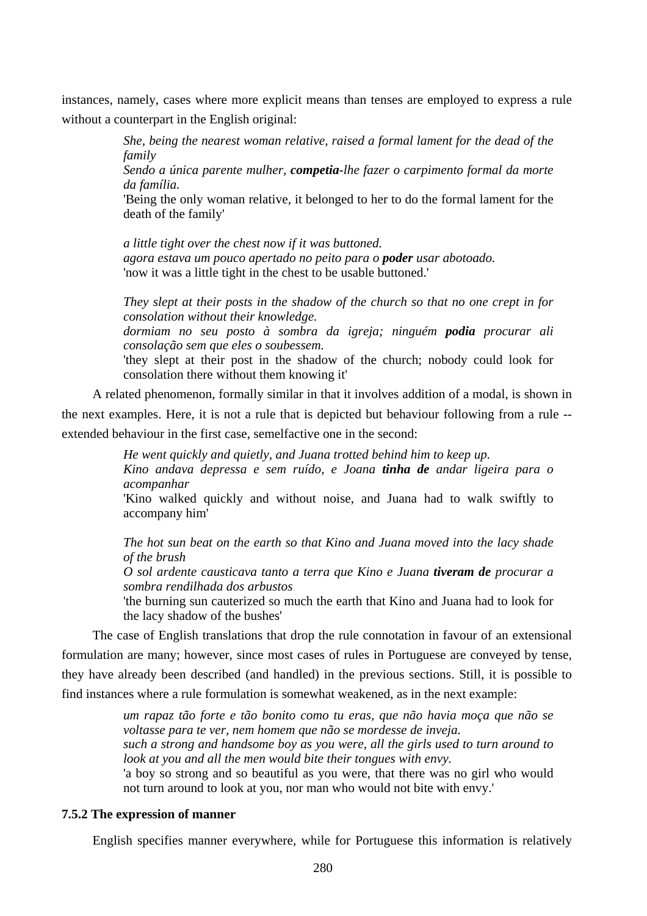instances, namely, cases where more explicit means than tenses are employed to express a rule without a counterpart in the English original:

> *She, being the nearest woman relative, raised a formal lament for the dead of the family*
> *Sendo a única parente mulher, **competia**-lhe fazer o carpimento formal da morte da família.*
> 'Being the only woman relative, it belonged to her to do the formal lament for the death of the family'
>
> *a little tight over the chest now if it was buttoned.*
> *agora estava um pouco apertado no peito para o **poder** usar abotoado.*
> 'now it was a little tight in the chest to be usable buttoned.'
>
> *They slept at their posts in the shadow of the church so that no one crept in for consolation without their knowledge.*
> *dormiam no seu posto à sombra da igreja; ninguém **podia** procurar ali consolação sem que eles o soubessem.*
> 'they slept at their post in the shadow of the church; nobody could look for consolation there without them knowing it'

A related phenomenon, formally similar in that it involves addition of a modal, is shown in the next examples. Here, it is not a rule that is depicted but behaviour following from a rule -- extended behaviour in the first case, semelfactive one in the second:

> *He went quickly and quietly, and Juana trotted behind him to keep up.*
> *Kino andava depressa e sem ruído, e Joana **tinha de** andar ligeira para o acompanhar*
> 'Kino walked quickly and without noise, and Juana had to walk swiftly to accompany him'
>
> *The hot sun beat on the earth so that Kino and Juana moved into the lacy shade of the brush*
> *O sol ardente causticava tanto a terra que Kino e Juana **tiveram de** procurar a sombra rendilhada dos arbustos*
> 'the burning sun cauterized so much the earth that Kino and Juana had to look for the lacy shadow of the bushes'

The case of English translations that drop the rule connotation in favour of an extensional formulation are many; however, since most cases of rules in Portuguese are conveyed by tense, they have already been described (and handled) in the previous sections. Still, it is possible to find instances where a rule formulation is somewhat weakened, as in the next example:

> *um rapaz tão forte e tão bonito como tu eras, que não havia moça que não se voltasse para te ver, nem homem que não se mordesse de inveja.*
> *such a strong and handsome boy as you were, all the girls used to turn around to look at you and all the men would bite their tongues with envy.*
> 'a boy so strong and so beautiful as you were, that there was no girl who would not turn around to look at you, nor man who would not bite with envy.'

### 7.5.2 The expression of manner

English specifies manner everywhere, while for Portuguese this information is relatively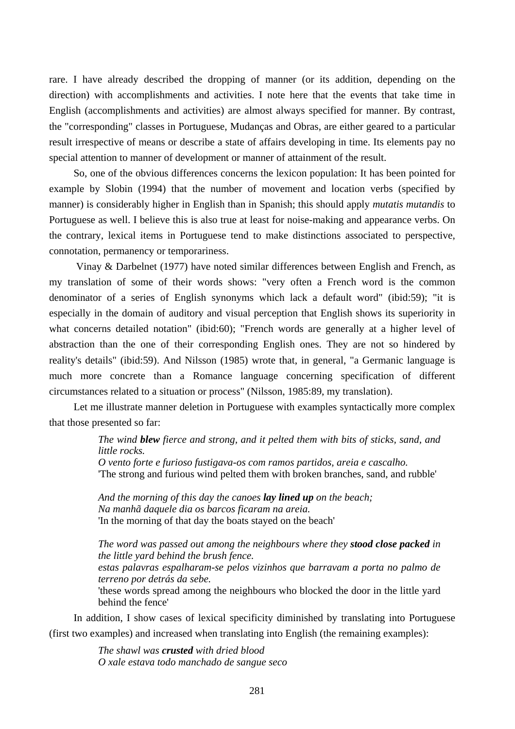rare. I have already described the dropping of manner (or its addition, depending on the direction) with accomplishments and activities. I note here that the events that take time in English (accomplishments and activities) are almost always specified for manner. By contrast, the "corresponding" classes in Portuguese, Mudanças and Obras, are either geared to a particular result irrespective of means or describe a state of affairs developing in time. Its elements pay no special attention to manner of development or manner of attainment of the result.

So, one of the obvious differences concerns the lexicon population: It has been pointed for example by Slobin (1994) that the number of movement and location verbs (specified by manner) is considerably higher in English than in Spanish; this should apply *mutatis mutandis* to Portuguese as well. I believe this is also true at least for noise-making and appearance verbs. On the contrary, lexical items in Portuguese tend to make distinctions associated to perspective, connotation, permanency or temporariness.

Vinay & Darbelnet (1977) have noted similar differences between English and French, as my translation of some of their words shows: "very often a French word is the common denominator of a series of English synonyms which lack a default word" (ibid:59); "it is especially in the domain of auditory and visual perception that English shows its superiority in what concerns detailed notation" (ibid:60); "French words are generally at a higher level of abstraction than the one of their corresponding English ones. They are not so hindered by reality's details" (ibid:59). And Nilsson (1985) wrote that, in general, "a Germanic language is much more concrete than a Romance language concerning specification of different circumstances related to a situation or process" (Nilsson, 1985:89, my translation).

Let me illustrate manner deletion in Portuguese with examples syntactically more complex that those presented so far:

> *The wind* ***blew*** *fierce and strong, and it pelted them with bits of sticks, sand, and little rocks.*
> *O vento forte e furioso fustigava-os com ramos partidos, areia e cascalho.*
> 'The strong and furious wind pelted them with broken branches, sand, and rubble'
>
> *And the morning of this day the canoes* ***lay lined up*** *on the beach;*
> *Na manhã daquele dia os barcos ficaram na areia.*
> 'In the morning of that day the boats stayed on the beach'
>
> *The word was passed out among the neighbours where they* ***stood close packed*** *in the little yard behind the brush fence.*
> *estas palavras espalharam-se pelos vizinhos que barravam a porta no palmo de terreno por detrás da sebe.*
> 'these words spread among the neighbours who blocked the door in the little yard behind the fence'

In addition, I show cases of lexical specificity diminished by translating into Portuguese (first two examples) and increased when translating into English (the remaining examples):

> *The shawl was* ***crusted*** *with dried blood*
> *O xale estava todo manchado de sangue seco*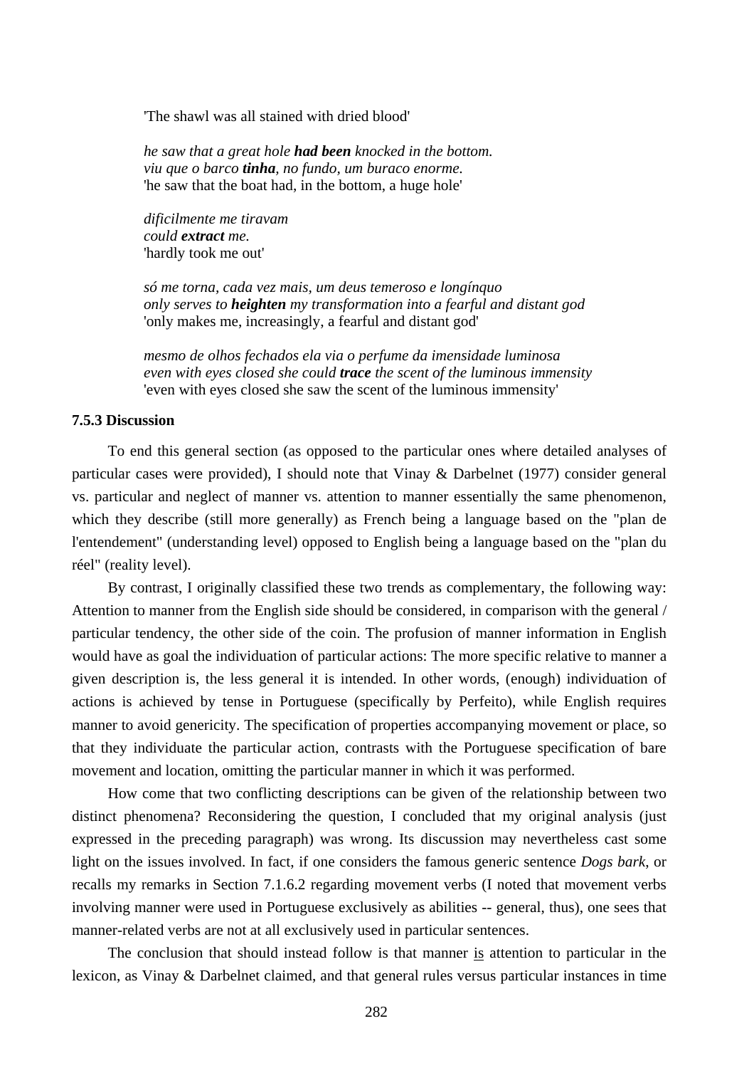'The shawl was all stained with dried blood'

*he saw that a great hole **had been** knocked in the bottom.*
*viu que o barco **tinha**, no fundo, um buraco enorme.*
'he saw that the boat had, in the bottom, a huge hole'

*dificilmente me tiravam*
*could **extract** me.*
'hardly took me out'

*só me torna, cada vez mais, um deus temeroso e longínquo*
*only serves to **heighten** my transformation into a fearful and distant god*
'only makes me, increasingly, a fearful and distant god'

*mesmo de olhos fechados ela via o perfume da imensidade luminosa*
*even with eyes closed she could **trace** the scent of the luminous immensity*
'even with eyes closed she saw the scent of the luminous immensity'

### 7.5.3 Discussion

To end this general section (as opposed to the particular ones where detailed analyses of particular cases were provided), I should note that Vinay & Darbelnet (1977) consider general vs. particular and neglect of manner vs. attention to manner essentially the same phenomenon, which they describe (still more generally) as French being a language based on the "plan de l'entendement" (understanding level) opposed to English being a language based on the "plan du réel" (reality level).

By contrast, I originally classified these two trends as complementary, the following way: Attention to manner from the English side should be considered, in comparison with the general / particular tendency, the other side of the coin. The profusion of manner information in English would have as goal the individuation of particular actions: The more specific relative to manner a given description is, the less general it is intended. In other words, (enough) individuation of actions is achieved by tense in Portuguese (specifically by Perfeito), while English requires manner to avoid genericity. The specification of properties accompanying movement or place, so that they individuate the particular action, contrasts with the Portuguese specification of bare movement and location, omitting the particular manner in which it was performed.

How come that two conflicting descriptions can be given of the relationship between two distinct phenomena? Reconsidering the question, I concluded that my original analysis (just expressed in the preceding paragraph) was wrong. Its discussion may nevertheless cast some light on the issues involved. In fact, if one considers the famous generic sentence *Dogs bark*, or recalls my remarks in Section 7.1.6.2 regarding movement verbs (I noted that movement verbs involving manner were used in Portuguese exclusively as abilities -- general, thus), one sees that manner-related verbs are not at all exclusively used in particular sentences.

The conclusion that should instead follow is that manner <u>is</u> attention to particular in the lexicon, as Vinay & Darbelnet claimed, and that general rules versus particular instances in time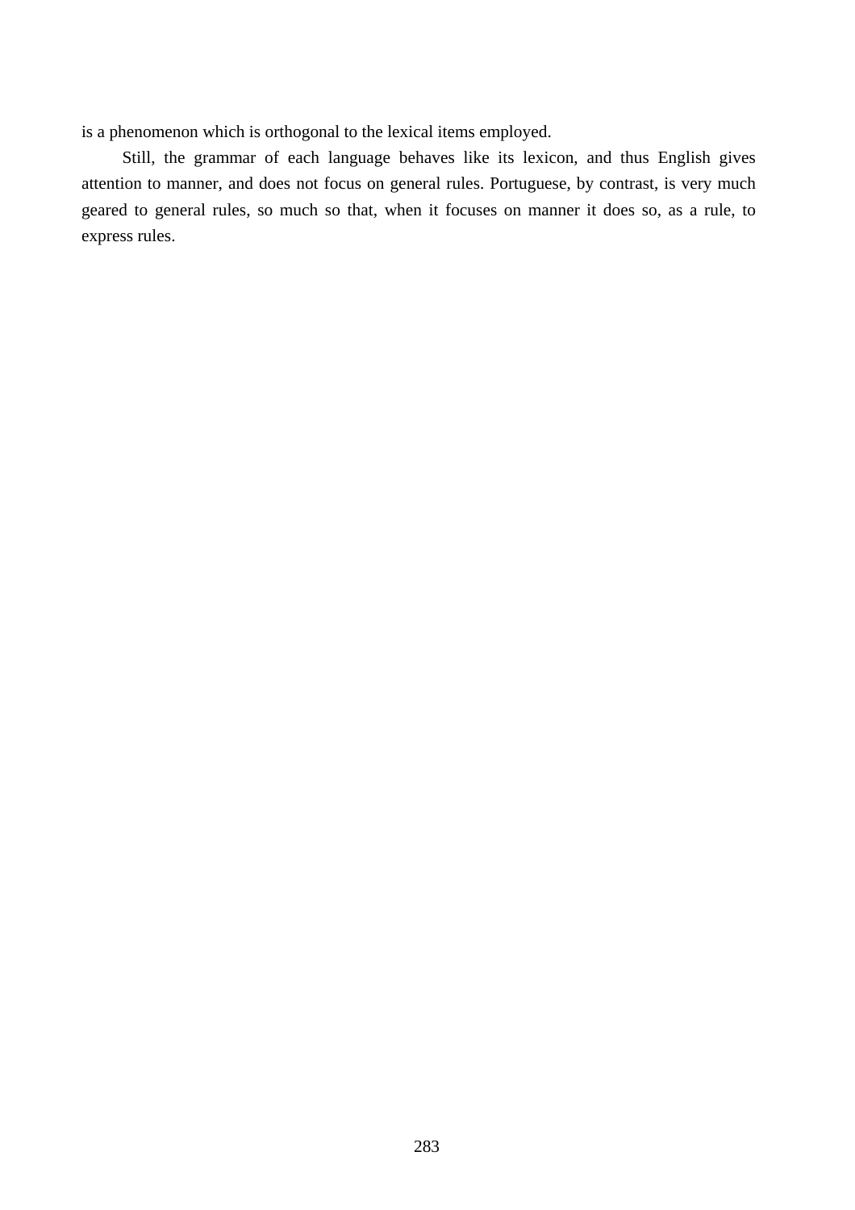is a phenomenon which is orthogonal to the lexical items employed.

Still, the grammar of each language behaves like its lexicon, and thus English gives attention to manner, and does not focus on general rules. Portuguese, by contrast, is very much geared to general rules, so much so that, when it focuses on manner it does so, as a rule, to express rules.